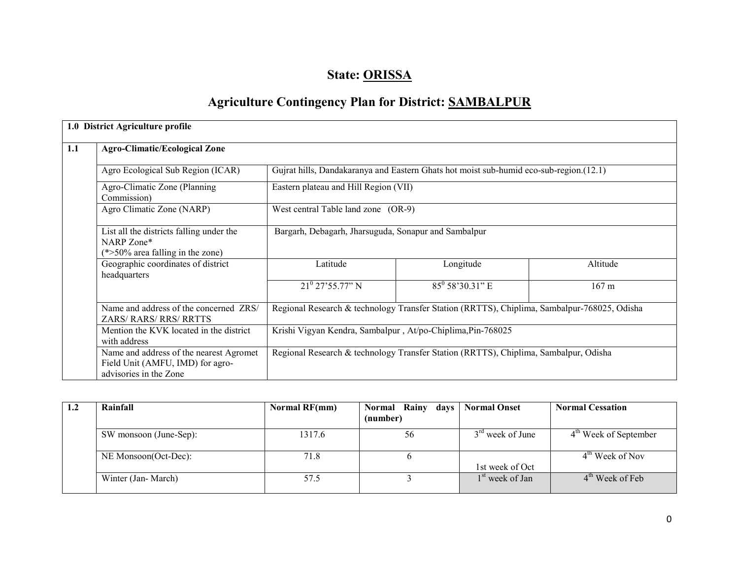# State: ORISSA

## Agriculture Contingency Plan for District: SAMBALPUR

| 1.0 District Agriculture profile | | | | |
|---|---|---|---|---|
| **1.1** | **Agro-Climatic/Ecological Zone** | | | |
| | Agro Ecological Sub Region (ICAR) | Gujrat hills, Dandakaranya and Eastern Ghats hot moist sub-humid eco-sub-region.(12.1) | | |
| | Agro-Climatic Zone (Planning Commission) | Eastern plateau and Hill Region (VII) | | |
| | Agro Climatic Zone (NARP) | West central Table land zone (OR-9) | | |
| | List all the districts falling under the NARP Zone* (*>50% area falling in the zone) | Bargarh, Debagarh, Jharsuguda, Sonapur and Sambalpur | | |
| | Geographic coordinates of district headquarters | Latitude | Longitude | Altitude |
| | | $21^0$ 27'55.77" N | $85^0$ 58'30.31" E | 167 m |
| | Name and address of the concerned ZRS/ ZARS/ RARS/ RRS/ RRTTS | Regional Research & technology Transfer Station (RRTTS), Chiplima, Sambalpur-768025, Odisha | | |
| | Mention the KVK located in the district with address | Krishi Vigyan Kendra, Sambalpur , At/po-Chiplima,Pin-768025 | | |
| | Name and address of the nearest Agromet Field Unit (AMFU, IMD) for agro-advisories in the Zone | Regional Research & technology Transfer Station (RRTTS), Chiplima, Sambalpur, Odisha | | |

| 1.2 | Rainfall | Normal RF(mm) | Normal Rainy days (number) | Normal Onset | Normal Cessation |
|---|---|---|---|---|---|
| | SW monsoon (June-Sep): | 1317.6 | 56 | 3rd week of June | 4th Week of September |
| | NE Monsoon(Oct-Dec): | 71.8 | 6 | 1st week of Oct | 4th Week of Nov |
| | Winter (Jan- March) | 57.5 | 3 | 1st week of Jan | 4th Week of Feb |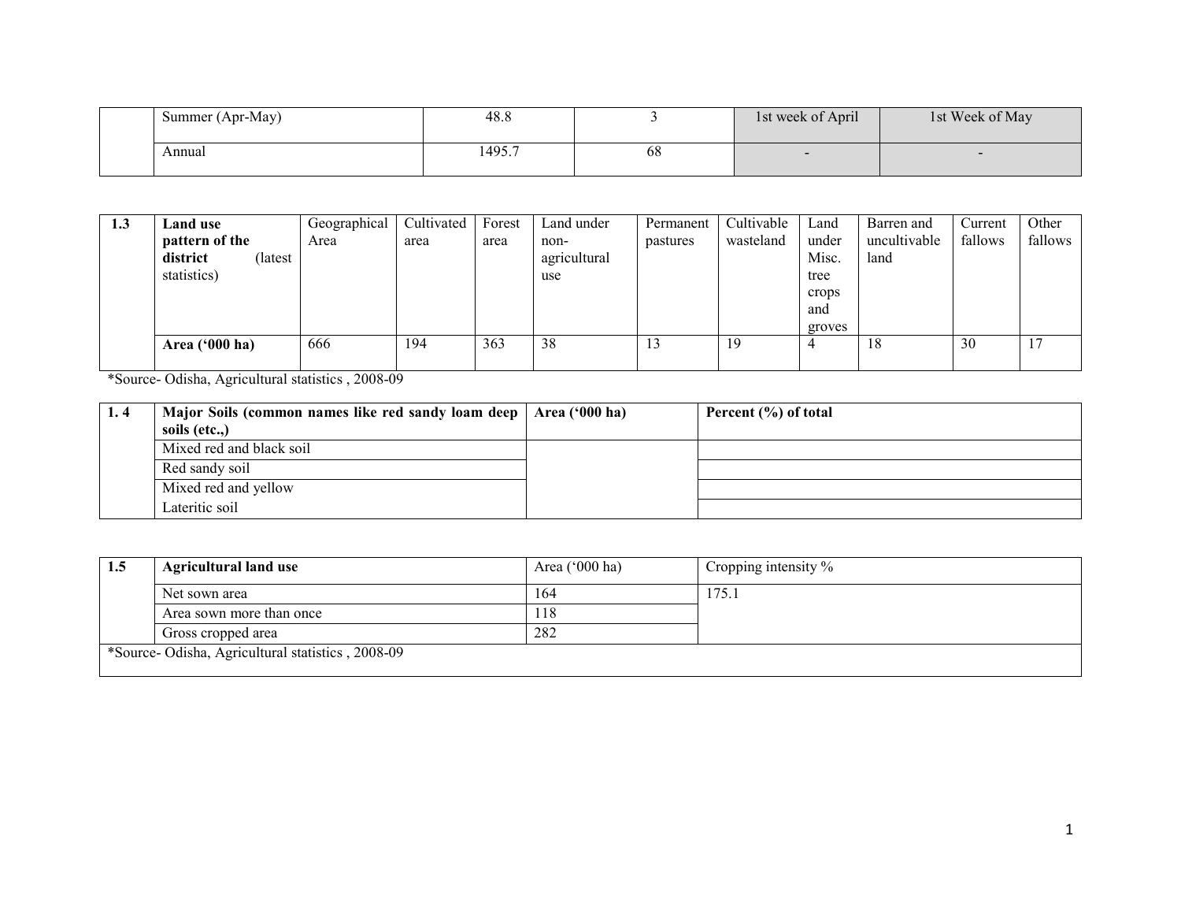| | | | | | |
|---|---|---|---|---|---|
| | Summer (Apr-May) | 48.8 | 3 | 1st week of April | 1st Week of May |
| | Annual | 1495.7 | 68 | - | - |

| 1.3 | **Land use pattern of the district** (latest statistics) | Geographical Area | Cultivated area | Forest area | Land under non-agricultural use | Permanent pastures | Cultivable wasteland | Land under Misc. tree crops and groves | Barren and uncultivable land | Current fallows | Other fallows |
|---|---|---|---|---|---|---|---|---|---|---|---|
| | **Area ('000 ha)** | 666 | 194 | 363 | 38 | 13 | 19 | 4 | 18 | 30 | 17 |

*Source- Odisha, Agricultural statistics , 2008-09

| 1. 4 | **Major Soils (common names like red sandy loam deep soils (etc.,)** | **Area ('000 ha)** | **Percent (%) of total** |
|---|---|---|---|
| | Mixed red and black soil | | |
| | Red sandy soil | | |
| | Mixed red and yellow | | |
| | Lateritic soil | | |

| 1.5 | **Agricultural land use** | Area ('000 ha) | Cropping intensity % |
|---|---|---|---|
| | Net sown area | 164 | 175.1 |
| | Area sown more than once | 118 | |
| | Gross cropped area | 282 | |

*Source- Odisha, Agricultural statistics , 2008-09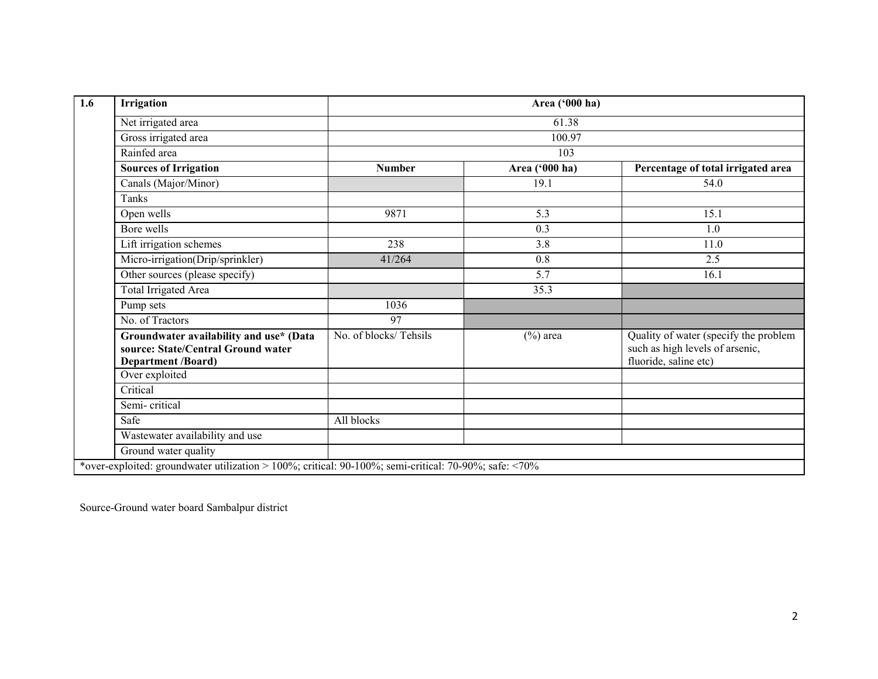| 1.6 | Irrigation | Area ('000 ha) | | |
|---|---|---|---|---|
| | Net irrigated area | 61.38 | | |
| | Gross irrigated area | 100.97 | | |
| | Rainfed area | 103 | | |
| | **Sources of Irrigation** | **Number** | **Area ('000 ha)** | **Percentage of total irrigated area** |
| | Canals (Major/Minor) | | 19.1 | 54.0 |
| | Tanks | | | |
| | Open wells | 9871 | 5.3 | 15.1 |
| | Bore wells | | 0.3 | 1.0 |
| | Lift irrigation schemes | 238 | 3.8 | 11.0 |
| | Micro-irrigation(Drip/sprinkler) | 41/264 | 0.8 | 2.5 |
| | Other sources (please specify) | | 5.7 | 16.1 |
| | Total Irrigated Area | | 35.3 | |
| | Pump sets | 1036 | | |
| | No. of Tractors | 97 | | |
| | **Groundwater availability and use* (Data source: State/Central Ground water Department /Board)** | No. of blocks/ Tehsils | (%) area | Quality of water (specify the problem such as high levels of arsenic, fluoride, saline etc) |
| | Over exploited | | | |
| | Critical | | | |
| | Semi- critical | | | |
| | Safe | All blocks | | |
| | Wastewater availability and use | | | |
| | Ground water quality | | | |

*over-exploited: groundwater utilization > 100%; critical: 90-100%; semi-critical: 70-90%; safe: <70%

Source-Ground water board Sambalpur district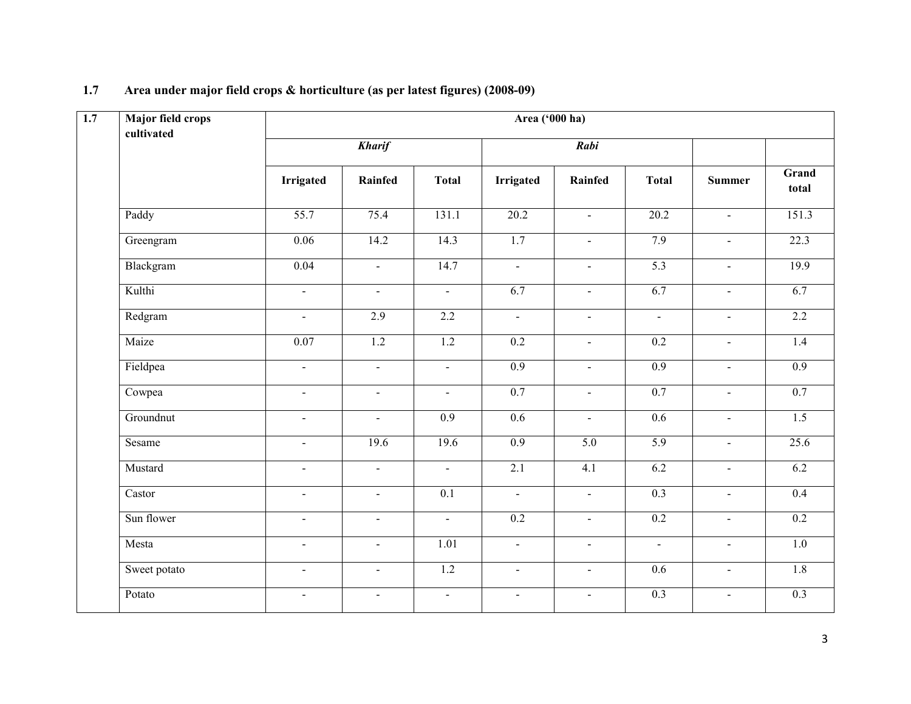## 1.7 Area under major field crops & horticulture (as per latest figures) (2008-09)

| 1.7 | Major field crops cultivated | Area ('000 ha) | | | | | | | |
|---|---|---|---|---|---|---|---|---|---|
| | | ***Kharif*** | | | ***Rabi*** | | | | |
| | | **Irrigated** | **Rainfed** | **Total** | **Irrigated** | **Rainfed** | **Total** | **Summer** | **Grand total** |
| | Paddy | 55.7 | 75.4 | 131.1 | 20.2 | - | 20.2 | - | 151.3 |
| | Greengram | 0.06 | 14.2 | 14.3 | 1.7 | - | 7.9 | - | 22.3 |
| | Blackgram | 0.04 | - | 14.7 | - | - | 5.3 | - | 19.9 |
| | Kulthi | - | - | - | 6.7 | - | 6.7 | - | 6.7 |
| | Redgram | - | 2.9 | 2.2 | - | - | - | - | 2.2 |
| | Maize | 0.07 | 1.2 | 1.2 | 0.2 | - | 0.2 | - | 1.4 |
| | Fieldpea | - | - | - | 0.9 | - | 0.9 | - | 0.9 |
| | Cowpea | - | - | - | 0.7 | - | 0.7 | - | 0.7 |
| | Groundnut | - | - | 0.9 | 0.6 | - | 0.6 | - | 1.5 |
| | Sesame | - | 19.6 | 19.6 | 0.9 | 5.0 | 5.9 | - | 25.6 |
| | Mustard | - | - | - | 2.1 | 4.1 | 6.2 | - | 6.2 |
| | Castor | - | - | 0.1 | - | - | 0.3 | - | 0.4 |
| | Sun flower | - | - | - | 0.2 | - | 0.2 | - | 0.2 |
| | Mesta | - | - | 1.01 | - | - | - | - | 1.0 |
| | Sweet potato | - | - | 1.2 | - | - | 0.6 | - | 1.8 |
| | Potato | - | - | - | - | - | 0.3 | - | 0.3 |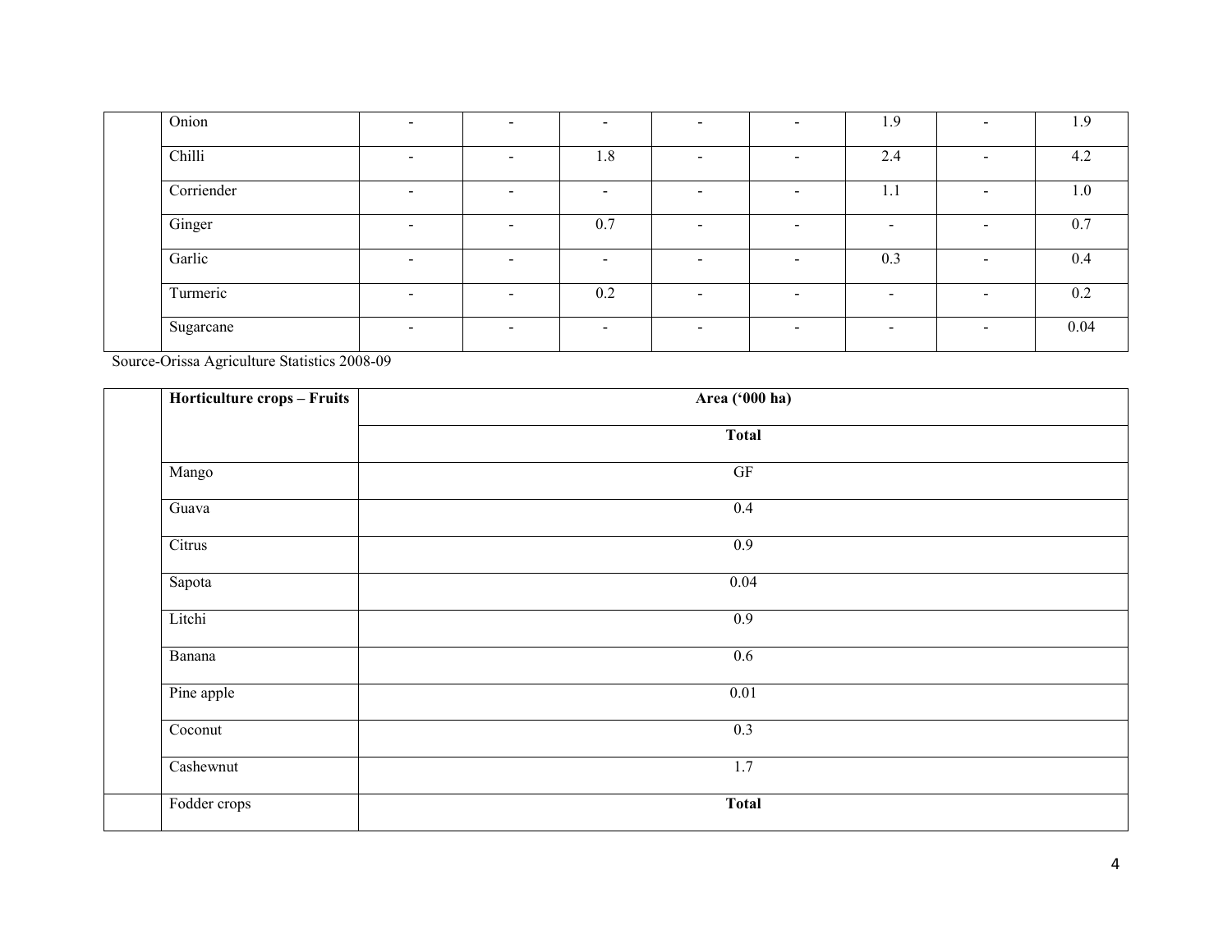| | Onion | - | - | - | - | - | 1.9 | - | 1.9 |
|---|---|---|---|---|---|---|---|---|---|
| | Chilli | - | - | 1.8 | - | - | 2.4 | - | 4.2 |
| | Corriender | - | - | - | - | - | 1.1 | - | 1.0 |
| | Ginger | - | - | 0.7 | - | - | - | - | 0.7 |
| | Garlic | - | - | - | - | - | 0.3 | - | 0.4 |
| | Turmeric | - | - | 0.2 | - | - | - | - | 0.2 |
| | Sugarcane | - | - | - | - | - | - | - | 0.04 |

Source-Orissa Agriculture Statistics 2008-09

| | **Horticulture crops – Fruits** | **Area ('000 ha)** |
|---|---|---|
| | | **Total** |
| | Mango | GF |
| | Guava | 0.4 |
| | Citrus | 0.9 |
| | Sapota | 0.04 |
| | Litchi | 0.9 |
| | Banana | 0.6 |
| | Pine apple | 0.01 |
| | Coconut | 0.3 |
| | Cashewnut | 1.7 |
| | Fodder crops | **Total** |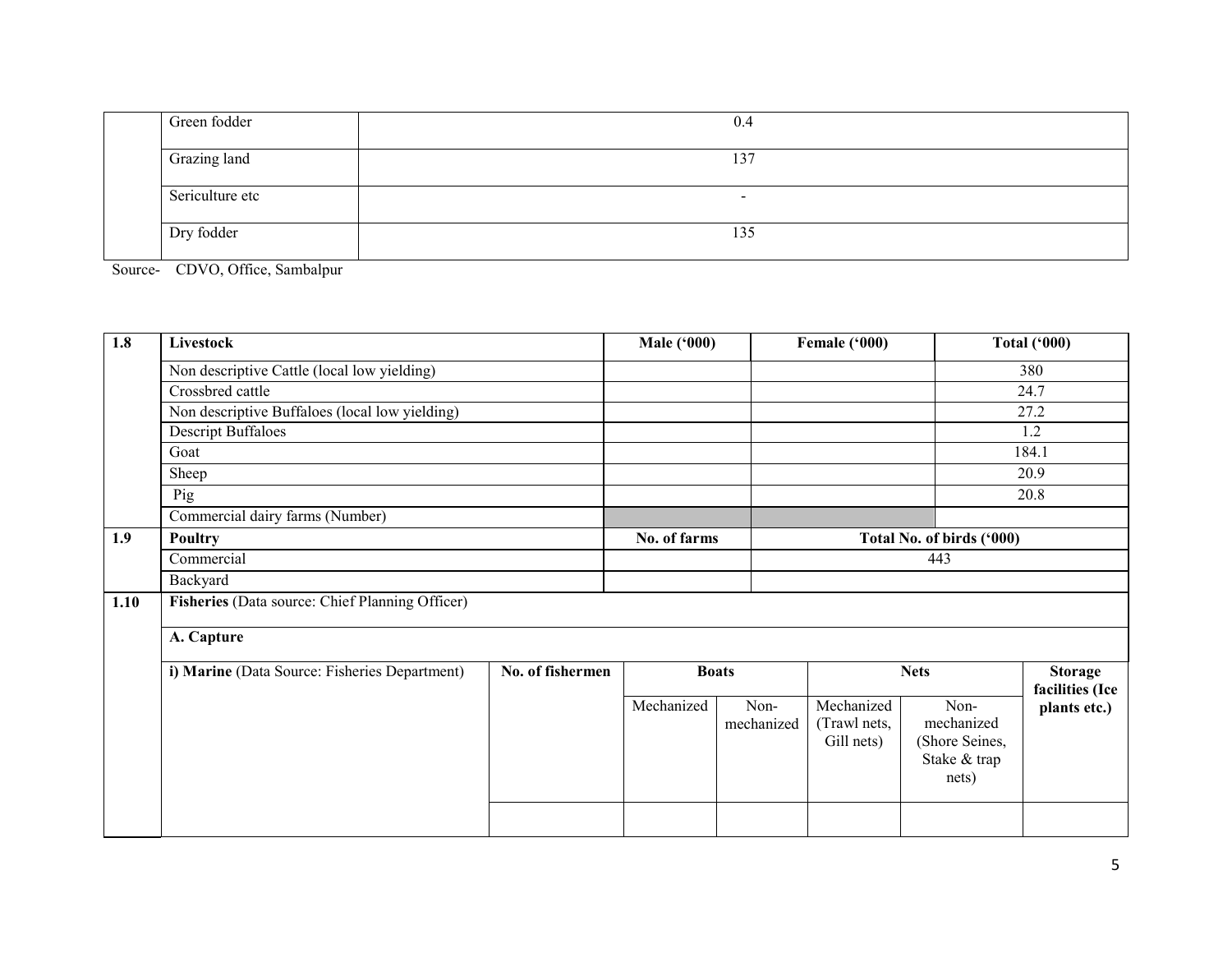| | | |
|---|---|---|
| | Green fodder | 0.4 |
| | Grazing land | 137 |
| | Sericulture etc | - |
| | Dry fodder | 135 |

Source- CDVO, Office, Sambalpur

| 1.8 | Livestock | Male ('000) | Female ('000) | Total ('000) |
|---|---|---|---|---|
| | Non descriptive Cattle (local low yielding) | | | 380 |
| | Crossbred cattle | | | 24.7 |
| | Non descriptive Buffaloes (local low yielding) | | | 27.2 |
| | Descript Buffaloes | | | 1.2 |
| | Goat | | | 184.1 |
| | Sheep | | | 20.9 |
| | Pig | | | 20.8 |
| | Commercial dairy farms (Number) | | | |
| **1.9** | **Poultry** | **No. of farms** | **Total No. of birds ('000)** | |
| | Commercial | | 443 | |
| | Backyard | | | |

| 1.10 | Fisheries (Data source: Chief Planning Officer) | | | | | | |
|---|---|---|---|---|---|---|---|
| | **A. Capture** | | | | | | |
| | **i) Marine** (Data Source: Fisheries Department) | **No. of fishermen** | **Boats** | | **Nets** | | **Storage facilities (Ice plants etc.)** |
| | | | Mechanized | Non-mechanized | Mechanized (Trawl nets, Gill nets) | Non-mechanized (Shore Seines, Stake & trap nets) | |
| | | | | | | | |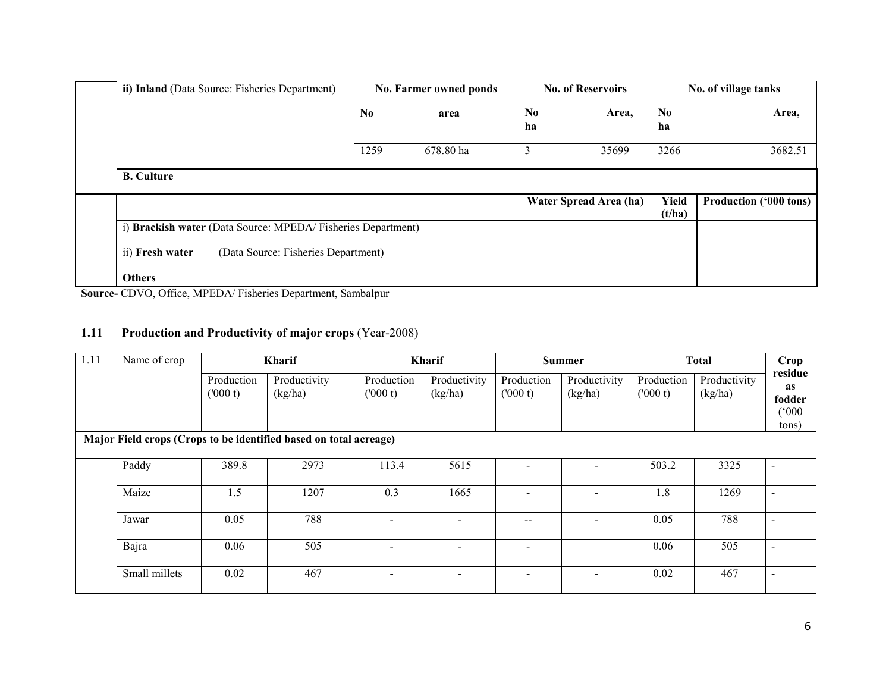| | ii) **Inland** (Data Source: Fisheries Department) | **No. Farmer owned ponds** | | **No. of Reservoirs** | | **No. of village tanks** | |
|---|---|---|---|---|---|---|---|
| | | **No** | **area** | **No ha** | **Area,** | **No ha** | **Area,** |
| | | 1259 | 678.80 ha | 3 | 35699 | 3266 | 3682.51 |
| | **B. Culture** | | | | | | |
| | | | | **Water Spread Area (ha)** | | **Yield (t/ha)** | **Production ('000 tons)** |
| | i) **Brackish water** (Data Source: MPEDA/ Fisheries Department) | | | | | | |
| | ii) **Fresh water** (Data Source: Fisheries Department) | | | | | | |
| | **Others** | | | | | | |

**Source-** CDVO, Office, MPEDA/ Fisheries Department, Sambalpur

## 1.11 Production and Productivity of major crops (Year-2008)

| 1.11 | Name of crop | **Kharif** | | **Kharif** | | **Summer** | | **Total** | | **Crop residue as fodder ('000 tons)** |
|---|---|---|---|---|---|---|---|---|---|---|
| | | Production ('000 t) | Productivity (kg/ha) | Production ('000 t) | Productivity (kg/ha) | Production ('000 t) | Productivity (kg/ha) | Production ('000 t) | Productivity (kg/ha) | |
| **Major Field crops (Crops to be identified based on total acreage)** | | | | | | | | | | |
| | Paddy | 389.8 | 2973 | 113.4 | 5615 | - | - | 503.2 | 3325 | - |
| | Maize | 1.5 | 1207 | 0.3 | 1665 | - | - | 1.8 | 1269 | - |
| | Jawar | 0.05 | 788 | - | - | -- | - | 0.05 | 788 | - |
| | Bajra | 0.06 | 505 | - | - | - | | 0.06 | 505 | - |
| | Small millets | 0.02 | 467 | - | - | - | - | 0.02 | 467 | - |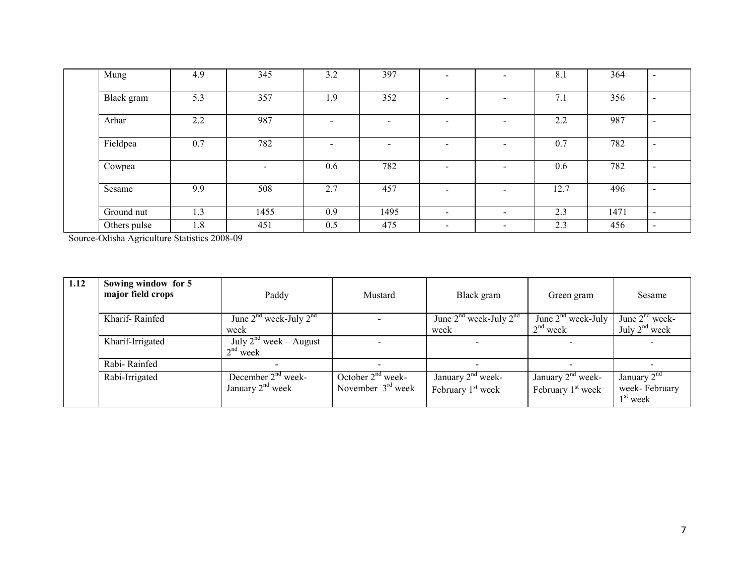| | | | | | | | | | | |
|---|---|---|---|---|---|---|---|---|---|---|
| | Mung | 4.9 | 345 | 3.2 | 397 | - | - | 8.1 | 364 | - |
| | Black gram | 5.3 | 357 | 1.9 | 352 | - | - | 7.1 | 356 | - |
| | Arhar | 2.2 | 987 | - | - | - | - | 2.2 | 987 | - |
| | Fieldpea | 0.7 | 782 | - | - | - | - | 0.7 | 782 | - |
| | Cowpea | | - | 0.6 | 782 | - | - | 0.6 | 782 | - |
| | Sesame | 9.9 | 508 | 2.7 | 457 | - | - | 12.7 | 496 | - |
| | Ground nut | 1.3 | 1455 | 0.9 | 1495 | - | - | 2.3 | 1471 | - |
| | Others pulse | 1.8 | 451 | 0.5 | 475 | - | - | 2.3 | 456 | - |

Source-Odisha Agriculture Statistics 2008-09

| 1.12 | **Sowing window for 5 major field crops** | Paddy | Mustard | Black gram | Green gram | Sesame |
|---|---|---|---|---|---|---|
| | Kharif- Rainfed | June 2nd week-July 2nd week | - | June 2nd week-July 2nd week | June 2nd week-July 2nd week | June 2nd week-July 2nd week |
| | Kharif-Irrigated | July 2nd week – August 2nd week | - | - | - | - |
| | Rabi- Rainfed | - | - | - | - | - |
| | Rabi-Irrigated | December 2nd week-January 2nd week | October 2nd week-November 3rd week | January 2nd week-February 1st week | January 2nd week-February 1st week | January 2nd week- February 1st week |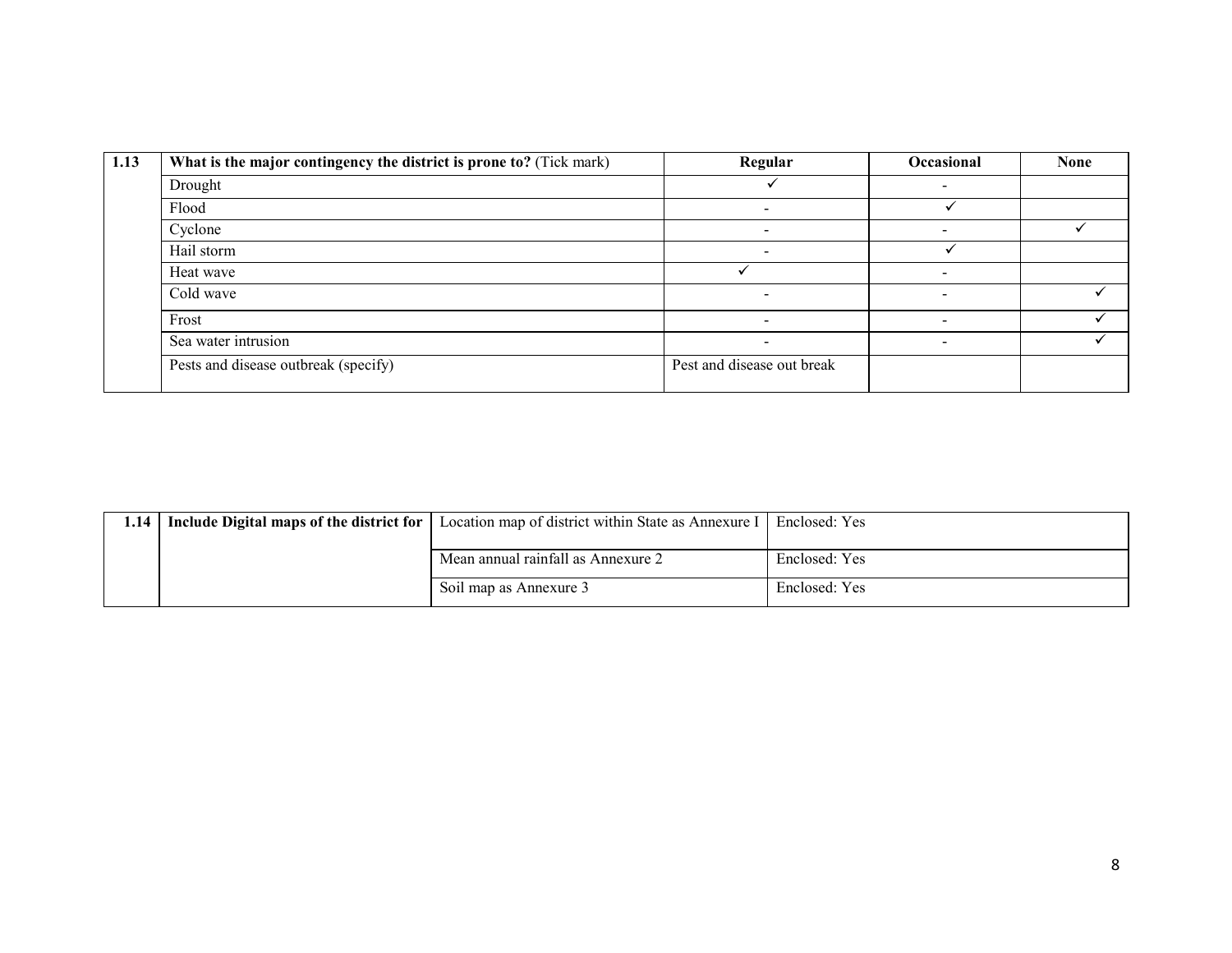| 1.13 | **What is the major contingency the district is prone to?** (Tick mark) | **Regular** | **Occasional** | **None** |
|---|---|---|---|---|
| | Drought | ✓ | - | |
| | Flood | - | ✓ | |
| | Cyclone | - | - | ✓ |
| | Hail storm | - | ✓ | |
| | Heat wave | ✓ | - | |
| | Cold wave | - | - | ✓ |
| | Frost | - | - | ✓ |
| | Sea water intrusion | - | - | ✓ |
| | Pests and disease outbreak (specify) | Pest and disease out break | | |

| 1.14 | **Include Digital maps of the district for** | Location map of district within State as Annexure I | Enclosed: Yes |
|---|---|---|---|
| | | Mean annual rainfall as Annexure 2 | Enclosed: Yes |
| | | Soil map as Annexure 3 | Enclosed: Yes |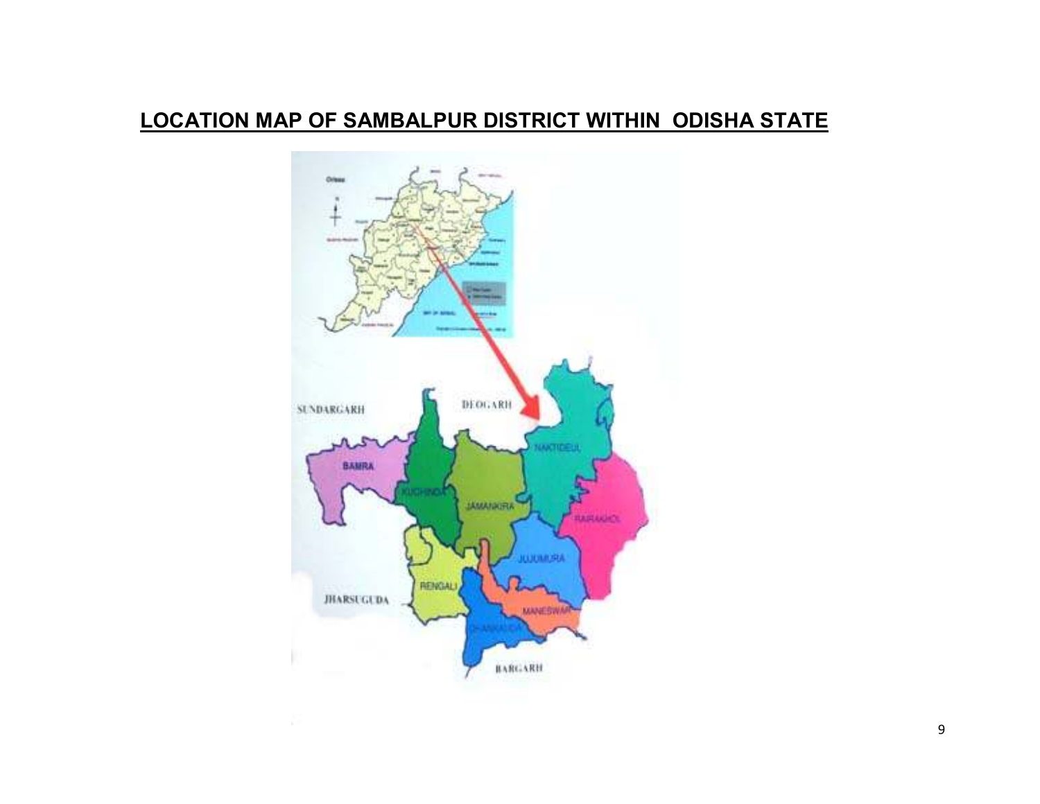## LOCATION MAP OF SAMBALPUR DISTRICT WITHIN ODISHA STATE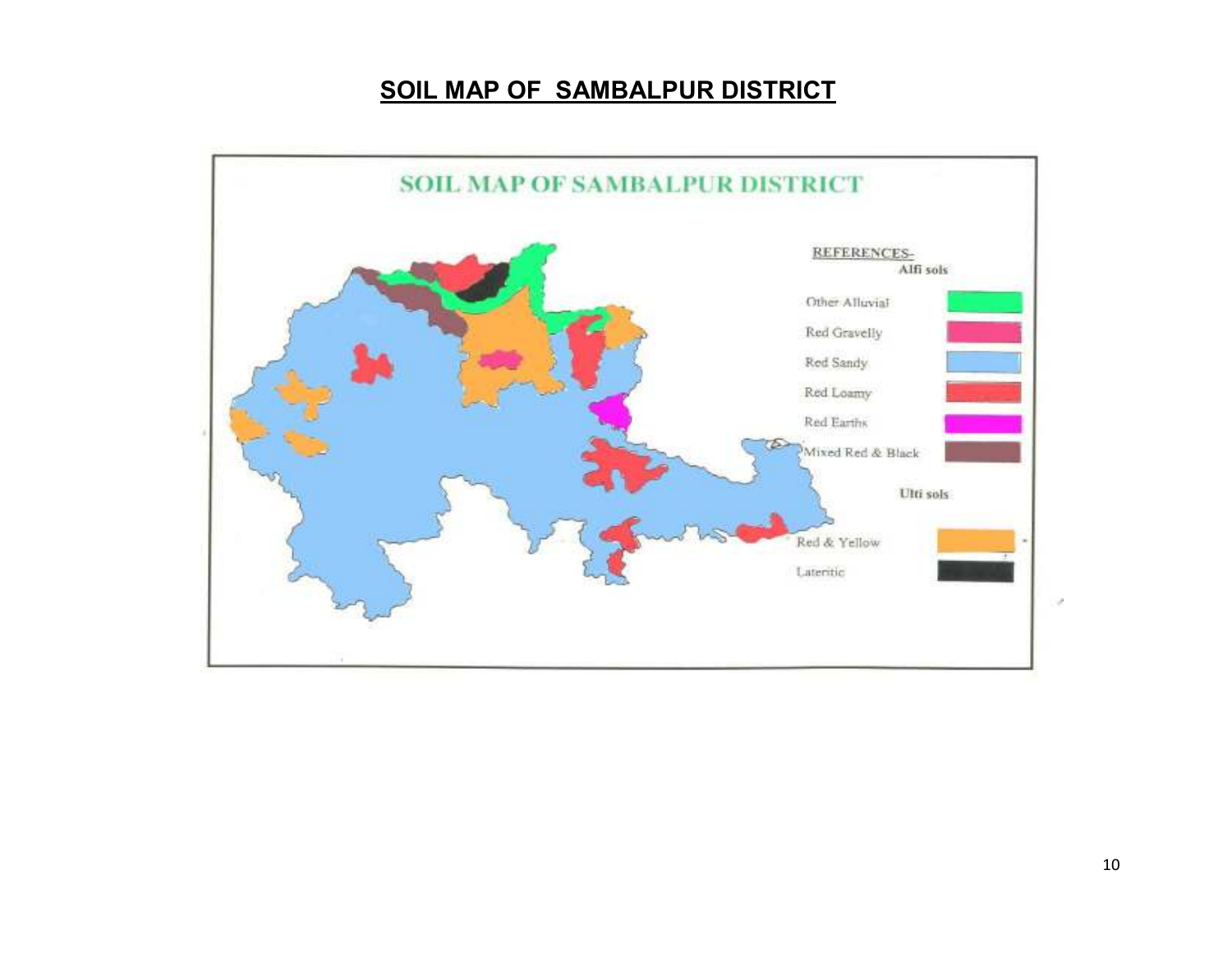# SOIL MAP OF SAMBALPUR DISTRICT

SOIL MAP OF SAMBALPUR DISTRICT

REFERENCES-

Alfi sols

| Soil type |
|---|
| Other Alluvial |
| Red Gravelly |
| Red Sandy |
| Red Loamy |
| Red Earths |
| Mixed Red & Black |

Ulti sols

| Soil type |
|---|
| Red & Yellow |
| Lateritic |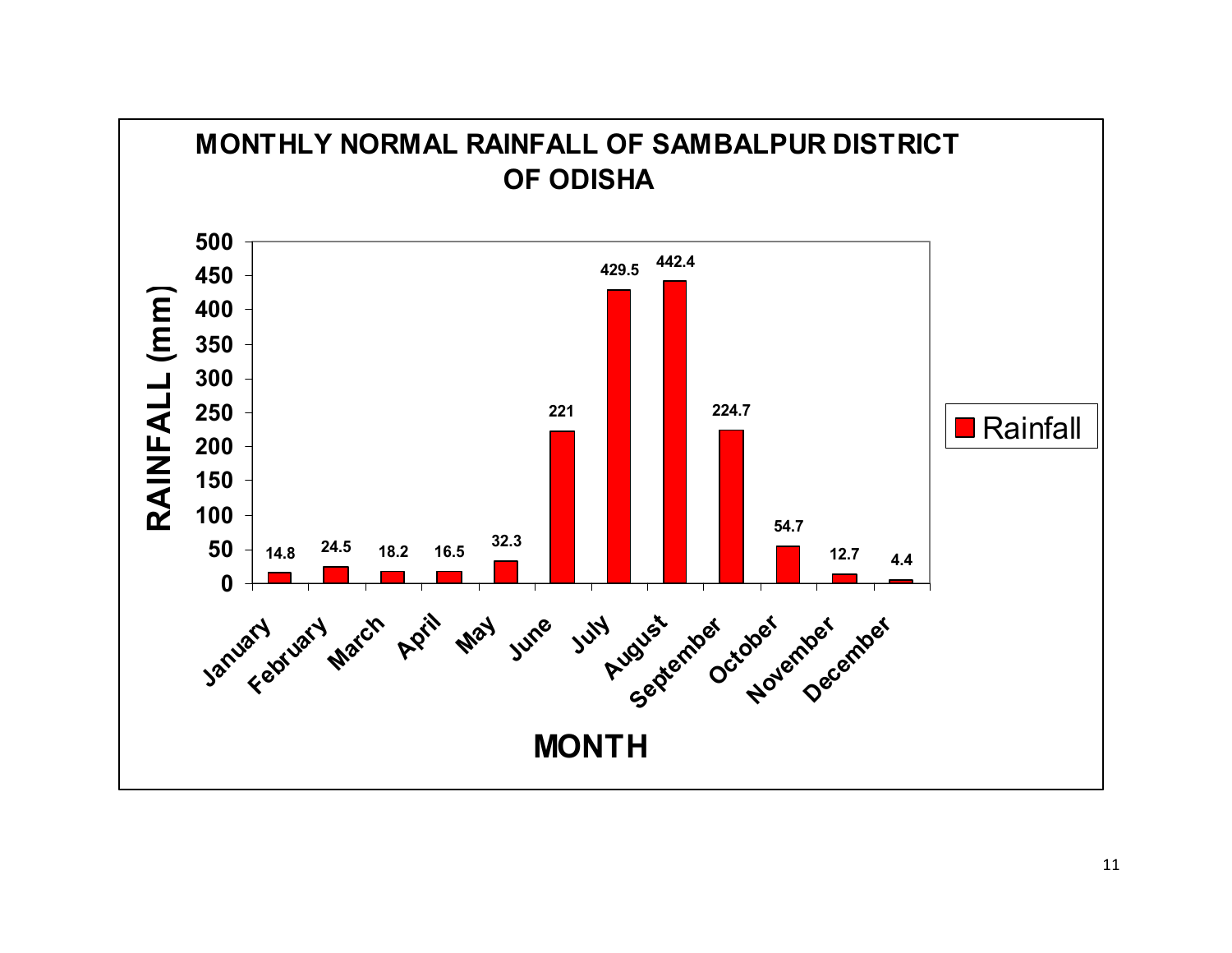## MONTHLY NORMAL RAINFALL OF SAMBALPUR DISTRICT OF ODISHA

| MONTH | RAINFALL (mm) |
|---|---|
| January | 14.8 |
| February | 24.5 |
| March | 18.2 |
| April | 16.5 |
| May | 32.3 |
| June | 221 |
| July | 429.5 |
| August | 442.4 |
| September | 224.7 |
| October | 54.7 |
| November | 12.7 |
| December | 4.4 |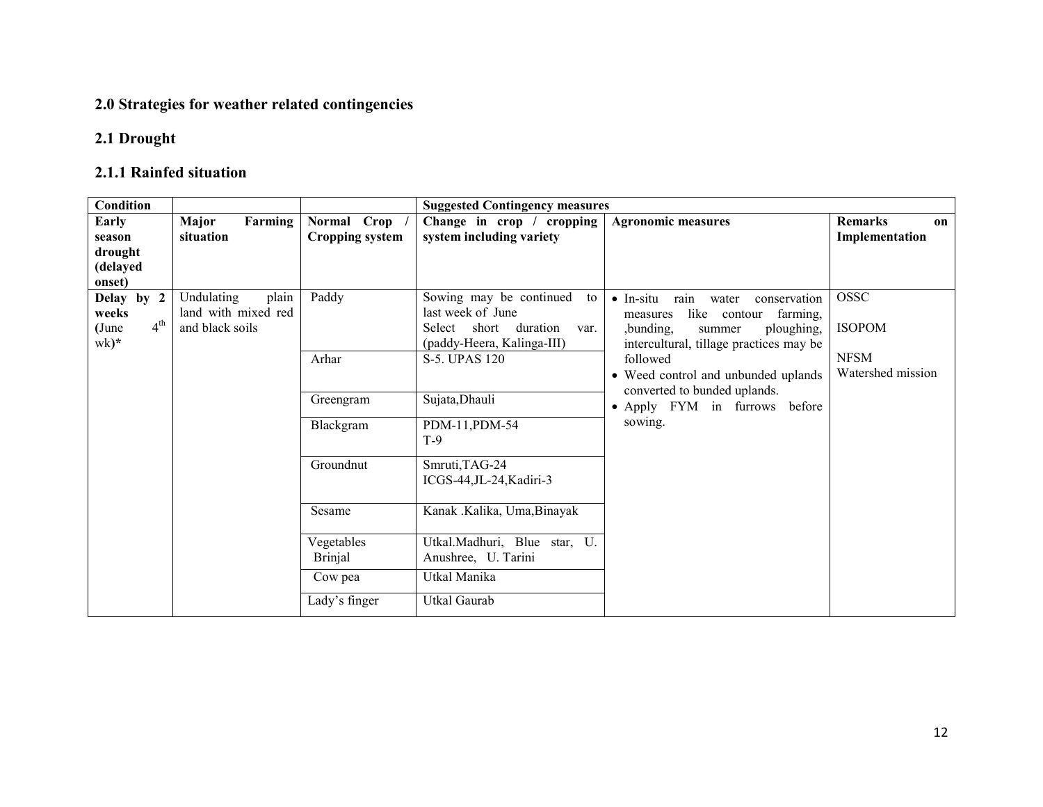## 2.0 Strategies for weather related contingencies

## 2.1 Drought

### 2.1.1 Rainfed situation

| **Condition** | | | **Suggested Contingency measures** | | |
|---|---|---|---|---|---|
| **Early season drought (delayed onset)** | **Major Farming situation** | **Normal Crop / Cropping system** | **Change in crop / cropping system including variety** | **Agronomic measures** | **Remarks on Implementation** |
| **Delay by 2 weeks (June 4th wk)*** | Undulating plain land with mixed red and black soils | Paddy | Sowing may be continued to last week of June<br>Select short duration var. (paddy-Heera, Kalinga-III) | • In-situ rain water conservation measures like contour farming, ,bunding, summer ploughing, intercultural, tillage practices may be followed<br>• Weed control and unbunded uplands converted to bunded uplands.<br>• Apply FYM in furrows before sowing. | OSSC<br><br>ISOPOM<br><br>NFSM<br>Watershed mission |
| | | Arhar | S-5. UPAS 120 | | |
| | | Greengram | Sujata,Dhauli | | |
| | | Blackgram | PDM-11,PDM-54<br>T-9 | | |
| | | Groundnut | Smruti,TAG-24<br>ICGS-44,JL-24,Kadiri-3 | | |
| | | Sesame | Kanak .Kalika, Uma,Binayak | | |
| | | Vegetables<br>Brinjal | Utkal.Madhuri, Blue star, U. Anushree, U. Tarini | | |
| | | Cow pea | Utkal Manika | | |
| | | Lady's finger | Utkal Gaurab | | |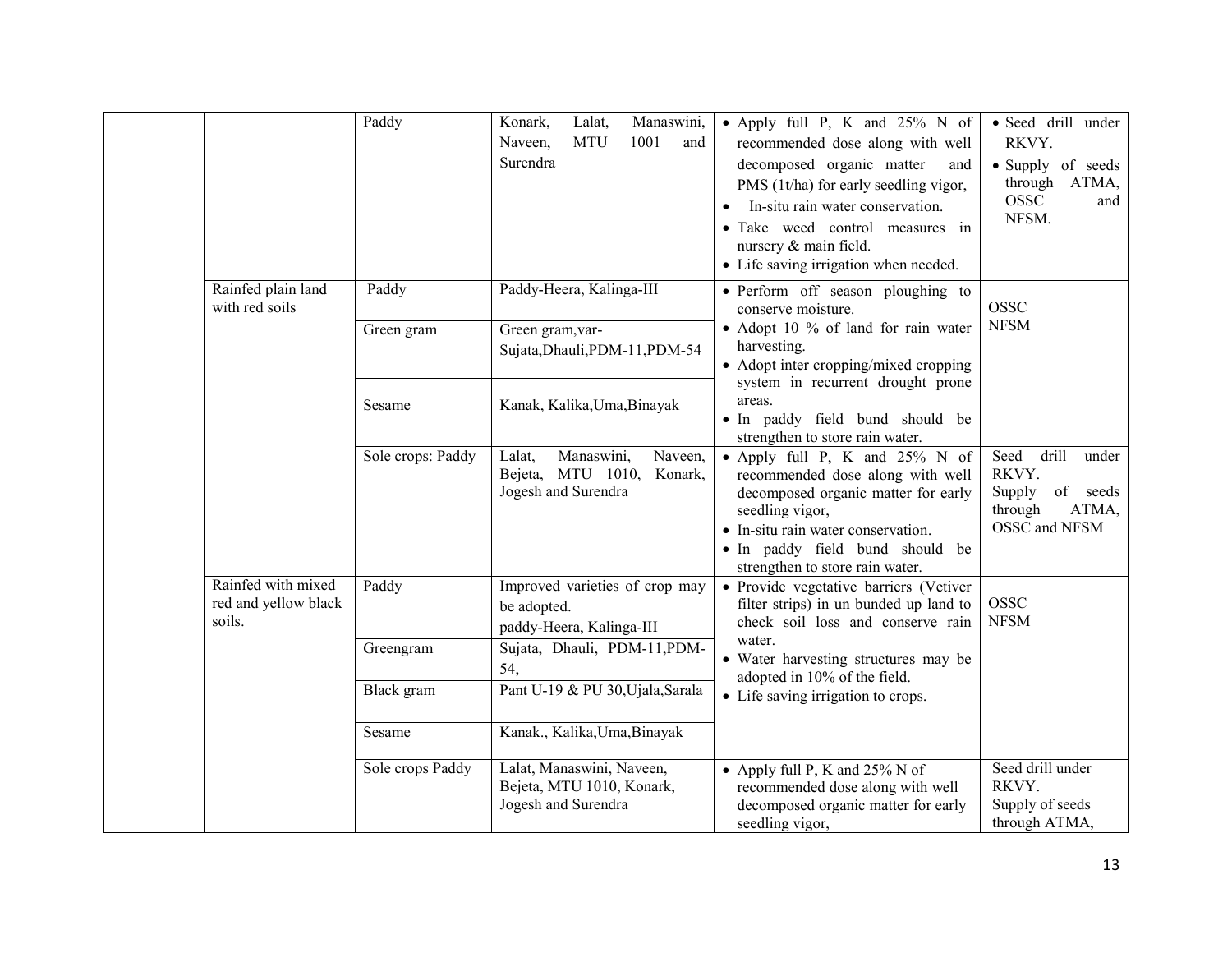| | | | | | |
|---|---|---|---|---|---|
| | | Paddy | Konark, Lalat, Manaswini, Naveen, MTU 1001 and Surendra | • Apply full P, K and 25% N of recommended dose along with well decomposed organic matter and PMS (1t/ha) for early seedling vigor,<br>• In-situ rain water conservation.<br>• Take weed control measures in nursery & main field.<br>• Life saving irrigation when needed. | • Seed drill under RKVY.<br>• Supply of seeds through ATMA, OSSC and NFSM. |
| | Rainfed plain land with red soils | Paddy | Paddy-Heera, Kalinga-III | • Perform off season ploughing to conserve moisture.<br>• Adopt 10 % of land for rain water harvesting.<br>• Adopt inter cropping/mixed cropping system in recurrent drought prone areas.<br>• In paddy field bund should be strengthen to store rain water. | OSSC<br>NFSM |
| | | Green gram | Green gram,var-Sujata,Dhauli,PDM-11,PDM-54 | | |
| | | Sesame | Kanak, Kalika,Uma,Binayak | | |
| | | Sole crops: Paddy | Lalat, Manaswini, Naveen, Bejeta, MTU 1010, Konark, Jogesh and Surendra | • Apply full P, K and 25% N of recommended dose along with well decomposed organic matter for early seedling vigor,<br>• In-situ rain water conservation.<br>• In paddy field bund should be strengthen to store rain water. | Seed drill under RKVY.<br>Supply of seeds through ATMA, OSSC and NFSM |
| | Rainfed with mixed red and yellow black soils. | Paddy | Improved varieties of crop may be adopted.<br>paddy-Heera, Kalinga-III | • Provide vegetative barriers (Vetiver filter strips) in un bunded up land to check soil loss and conserve rain water.<br>• Water harvesting structures may be adopted in 10% of the field.<br>• Life saving irrigation to crops. | OSSC<br>NFSM |
| | | Greengram | Sujata, Dhauli, PDM-11,PDM-54, | | |
| | | Black gram | Pant U-19 & PU 30,Ujala,Sarala | | |
| | | Sesame | Kanak., Kalika,Uma,Binayak | | |
| | | Sole crops Paddy | Lalat, Manaswini, Naveen, Bejeta, MTU 1010, Konark, Jogesh and Surendra | • Apply full P, K and 25% N of recommended dose along with well decomposed organic matter for early seedling vigor, | Seed drill under RKVY.<br>Supply of seeds through ATMA, |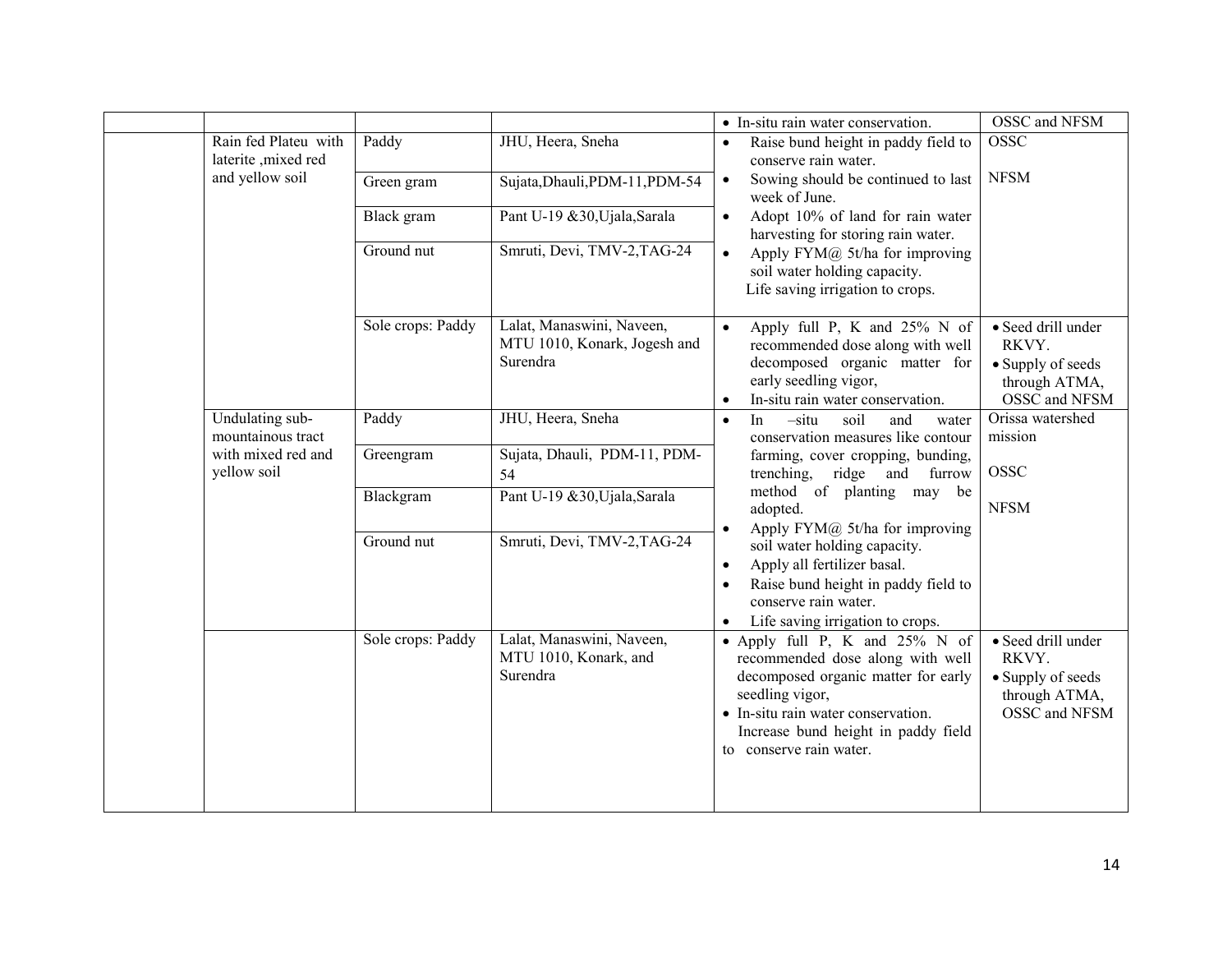| | | | | | |
|---|---|---|---|---|---|
| | | | | • In-situ rain water conservation. | OSSC and NFSM |
| | Rain fed Plateu with laterite ,mixed red and yellow soil | Paddy | JHU, Heera, Sneha | • Raise bund height in paddy field to conserve rain water. • Sowing should be continued to last week of June. • Adopt 10% of land for rain water harvesting for storing rain water. • Apply FYM@ 5t/ha for improving soil water holding capacity. Life saving irrigation to crops. | OSSC NFSM |
| | | Green gram | Sujata,Dhauli,PDM-11,PDM-54 | | |
| | | Black gram | Pant U-19 &30,Ujala,Sarala | | |
| | | Ground nut | Smruti, Devi, TMV-2,TAG-24 | | |
| | | Sole crops: Paddy | Lalat, Manaswini, Naveen, MTU 1010, Konark, Jogesh and Surendra | • Apply full P, K and 25% N of recommended dose along with well decomposed organic matter for early seedling vigor, • In-situ rain water conservation. | • Seed drill under RKVY. • Supply of seeds through ATMA, OSSC and NFSM |
| | Undulating sub-mountainous tract with mixed red and yellow soil | Paddy | JHU, Heera, Sneha | • In –situ soil and water conservation measures like contour farming, cover cropping, bunding, trenching, ridge and furrow method of planting may be adopted. • Apply FYM@ 5t/ha for improving soil water holding capacity. • Apply all fertilizer basal. • Raise bund height in paddy field to conserve rain water. • Life saving irrigation to crops. | Orissa watershed mission OSSC NFSM |
| | | Greengram | Sujata, Dhauli, PDM-11, PDM-54 | | |
| | | Blackgram | Pant U-19 &30,Ujala,Sarala | | |
| | | Ground nut | Smruti, Devi, TMV-2,TAG-24 | | |
| | | Sole crops: Paddy | Lalat, Manaswini, Naveen, MTU 1010, Konark, and Surendra | • Apply full P, K and 25% N of recommended dose along with well decomposed organic matter for early seedling vigor, • In-situ rain water conservation. Increase bund height in paddy field to conserve rain water. | • Seed drill under RKVY. • Supply of seeds through ATMA, OSSC and NFSM |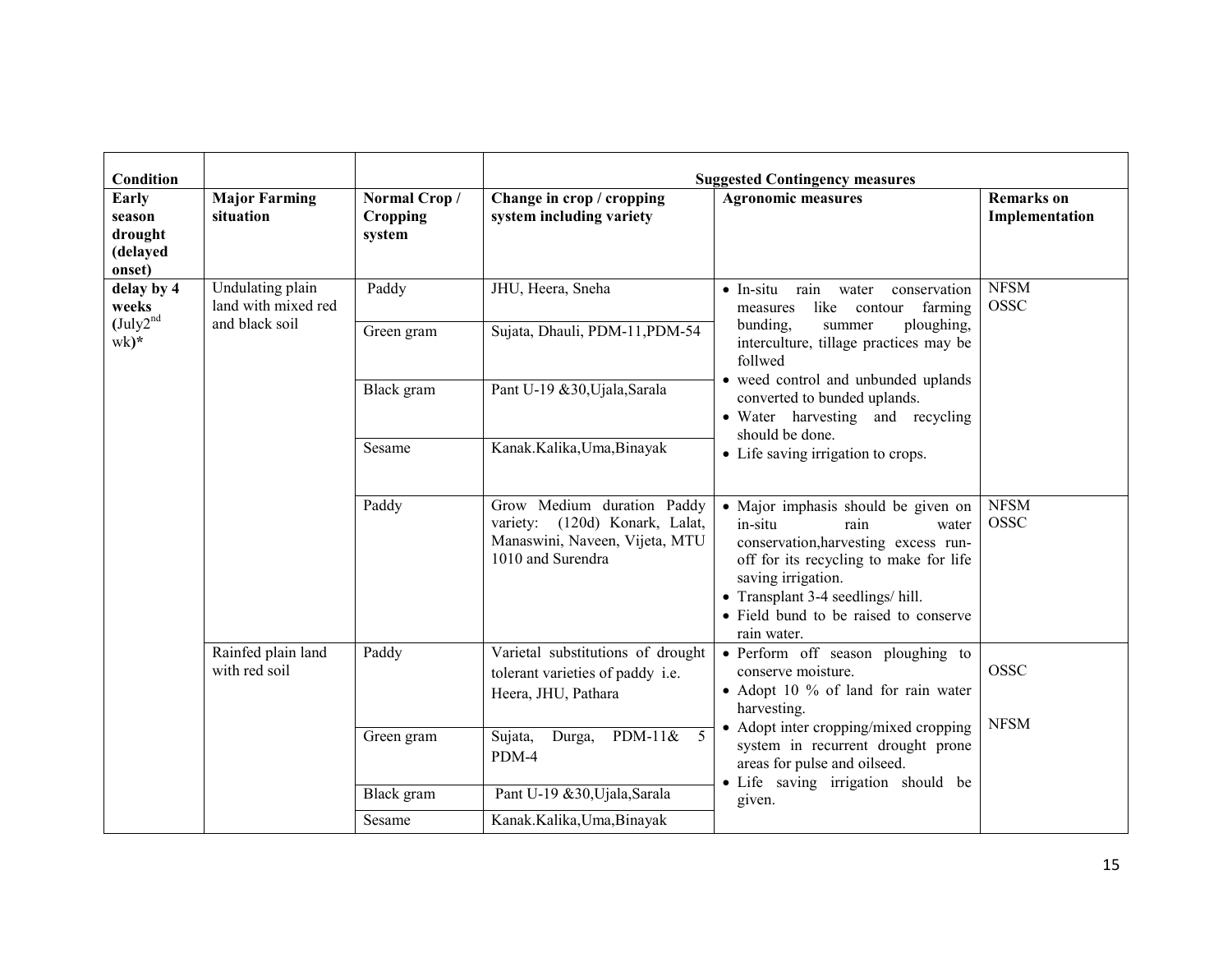| Condition | | | Suggested Contingency measures | | |
|---|---|---|---|---|---|
| **Early season drought (delayed onset)** | **Major Farming situation** | **Normal Crop / Cropping system** | **Change in crop / cropping system including variety** | **Agronomic measures** | **Remarks on Implementation** |
| **delay by 4 weeks (July2nd wk)*** | Undulating plain land with mixed red and black soil | Paddy | JHU, Heera, Sneha | • In-situ rain water conservation measures like contour farming bunding, summer ploughing, interculture, tillage practices may be follwed<br>• weed control and unbunded uplands converted to bunded uplands.<br>• Water harvesting and recycling should be done.<br>• Life saving irrigation to crops. | NFSM<br>OSSC |
| | | Green gram | Sujata, Dhauli, PDM-11,PDM-54 | | |
| | | Black gram | Pant U-19 &30,Ujala,Sarala | | |
| | | Sesame | Kanak.Kalika,Uma,Binayak | | |
| | | Paddy | Grow Medium duration Paddy variety: (120d) Konark, Lalat, Manaswini, Naveen, Vijeta, MTU 1010 and Surendra | • Major imphasis should be given on in-situ rain water conservation,harvesting excess run-off for its recycling to make for life saving irrigation.<br>• Transplant 3-4 seedlings/ hill.<br>• Field bund to be raised to conserve rain water. | NFSM<br>OSSC |
| | Rainfed plain land with red soil | Paddy | Varietal substitutions of drought tolerant varieties of paddy i.e. Heera, JHU, Pathara | • Perform off season ploughing to conserve moisture.<br>• Adopt 10 % of land for rain water harvesting.<br>• Adopt inter cropping/mixed cropping system in recurrent drought prone areas for pulse and oilseed.<br>• Life saving irrigation should be given. | OSSC<br><br>NFSM |
| | | Green gram | Sujata, Durga, PDM-11& 5 PDM-4 | | |
| | | Black gram | Pant U-19 &30,Ujala,Sarala | | |
| | | Sesame | Kanak.Kalika,Uma,Binayak | | |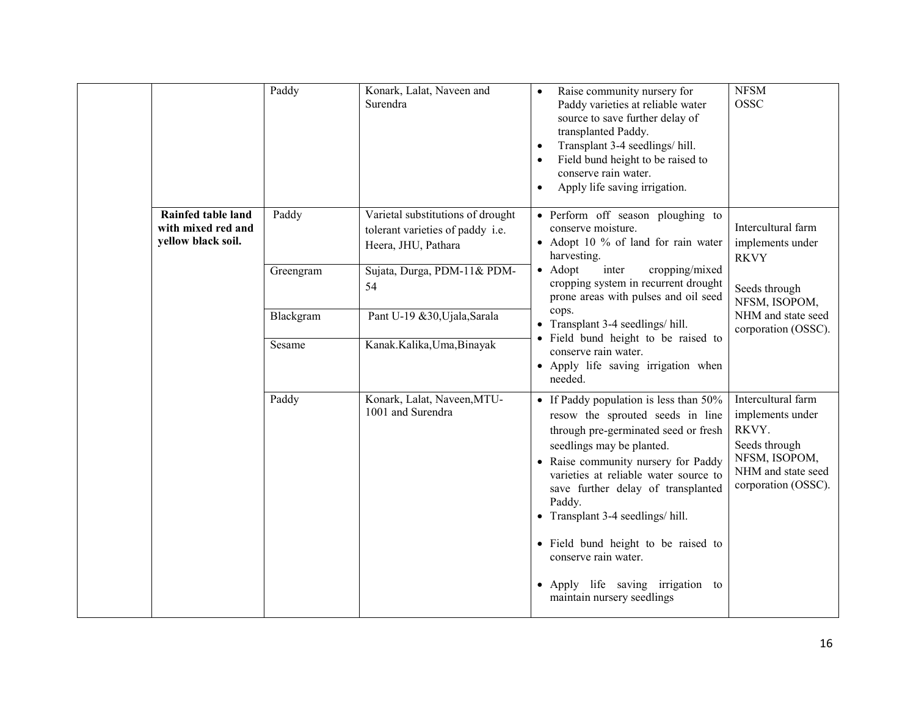| | | | | | |
|---|---|---|---|---|---|
| | | Paddy | Konark, Lalat, Naveen and Surendra | • Raise community nursery for Paddy varieties at reliable water source to save further delay of transplanted Paddy.<br>• Transplant 3-4 seedlings/ hill.<br>• Field bund height to be raised to conserve rain water.<br>• Apply life saving irrigation. | NFSM<br>OSSC |
| | **Rainfed table land with mixed red and yellow black soil.** | Paddy | Varietal substitutions of drought tolerant varieties of paddy i.e. Heera, JHU, Pathara | • Perform off season ploughing to conserve moisture.<br>• Adopt 10 % of land for rain water harvesting.<br>• Adopt inter cropping/mixed cropping system in recurrent drought prone areas with pulses and oil seed cops.<br>• Transplant 3-4 seedlings/ hill.<br>• Field bund height to be raised to conserve rain water.<br>• Apply life saving irrigation when needed. | Intercultural farm implements under RKVY<br><br>Seeds through NFSM, ISOPOM, NHM and state seed corporation (OSSC). |
| | | Greengram | Sujata, Durga, PDM-11& PDM-54 | | |
| | | Blackgram | Pant U-19 &30,Ujala,Sarala | | |
| | | Sesame | Kanak.Kalika,Uma,Binayak | | |
| | | Paddy | Konark, Lalat, Naveen,MTU-1001 and Surendra | • If Paddy population is less than 50% resow the sprouted seeds in line through pre-germinated seed or fresh seedlings may be planted.<br>• Raise community nursery for Paddy varieties at reliable water source to save further delay of transplanted Paddy.<br>• Transplant 3-4 seedlings/ hill.<br>• Field bund height to be raised to conserve rain water.<br>• Apply life saving irrigation to maintain nursery seedlings | Intercultural farm implements under RKVY.<br>Seeds through NFSM, ISOPOM, NHM and state seed corporation (OSSC). |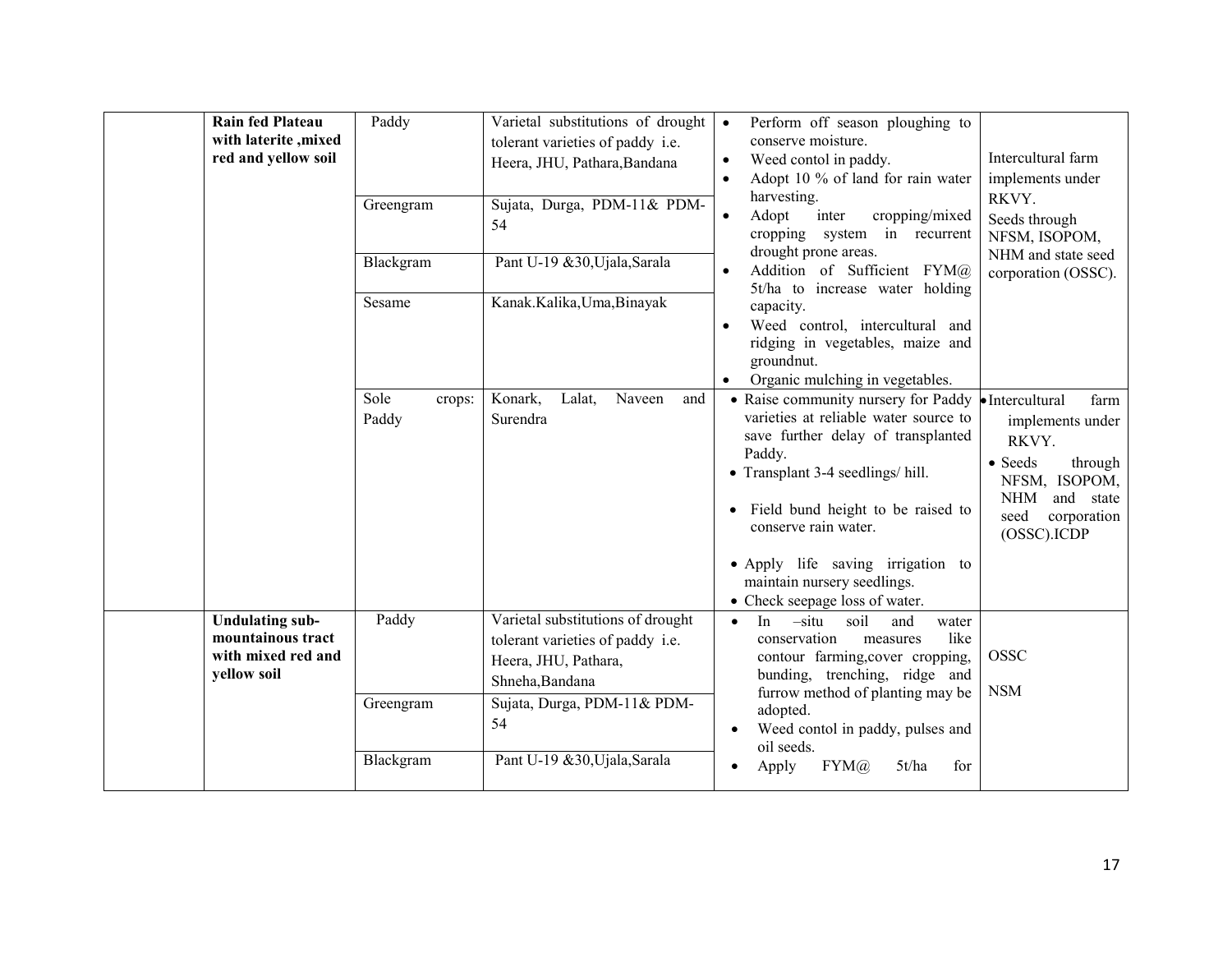| | | | | | |
|---|---|---|---|---|---|
| | **Rain fed Plateau with laterite ,mixed red and yellow soil** | Paddy | Varietal substitutions of drought tolerant varieties of paddy i.e. Heera, JHU, Pathara,Bandana | • Perform off season ploughing to conserve moisture.<br>• Weed contol in paddy.<br>• Adopt 10 % of land for rain water harvesting.<br>• Adopt inter cropping/mixed cropping system in recurrent drought prone areas.<br>• Addition of Sufficient FYM@ 5t/ha to increase water holding capacity.<br>• Weed control, intercultural and ridging in vegetables, maize and groundnut.<br>• Organic mulching in vegetables. | Intercultural farm implements under RKVY.<br>Seeds through NFSM, ISOPOM, NHM and state seed corporation (OSSC). |
| | | Greengram | Sujata, Durga, PDM-11& PDM-54 | | |
| | | Blackgram | Pant U-19 &30,Ujala,Sarala | | |
| | | Sesame | Kanak.Kalika,Uma,Binayak | | |
| | | Sole crops: Paddy | Konark, Lalat, Naveen and Surendra | • Raise community nursery for Paddy varieties at reliable water source to save further delay of transplanted Paddy.<br>• Transplant 3-4 seedlings/ hill.<br>• Field bund height to be raised to conserve rain water.<br>• Apply life saving irrigation to maintain nursery seedlings.<br>• Check seepage loss of water. | • Intercultural farm implements under RKVY.<br>• Seeds through NFSM, ISOPOM, NHM and state seed corporation (OSSC).ICDP |
| | **Undulating sub-mountainous tract with mixed red and yellow soil** | Paddy | Varietal substitutions of drought tolerant varieties of paddy i.e. Heera, JHU, Pathara, Shneha,Bandana | • In –situ soil and water conservation measures like contour farming,cover cropping, bunding, trenching, ridge and furrow method of planting may be adopted.<br>• Weed contol in paddy, pulses and oil seeds.<br>• Apply FYM@ 5t/ha for | OSSC<br><br>NSM |
| | | Greengram | Sujata, Durga, PDM-11& PDM-54 | | |
| | | Blackgram | Pant U-19 &30,Ujala,Sarala | | |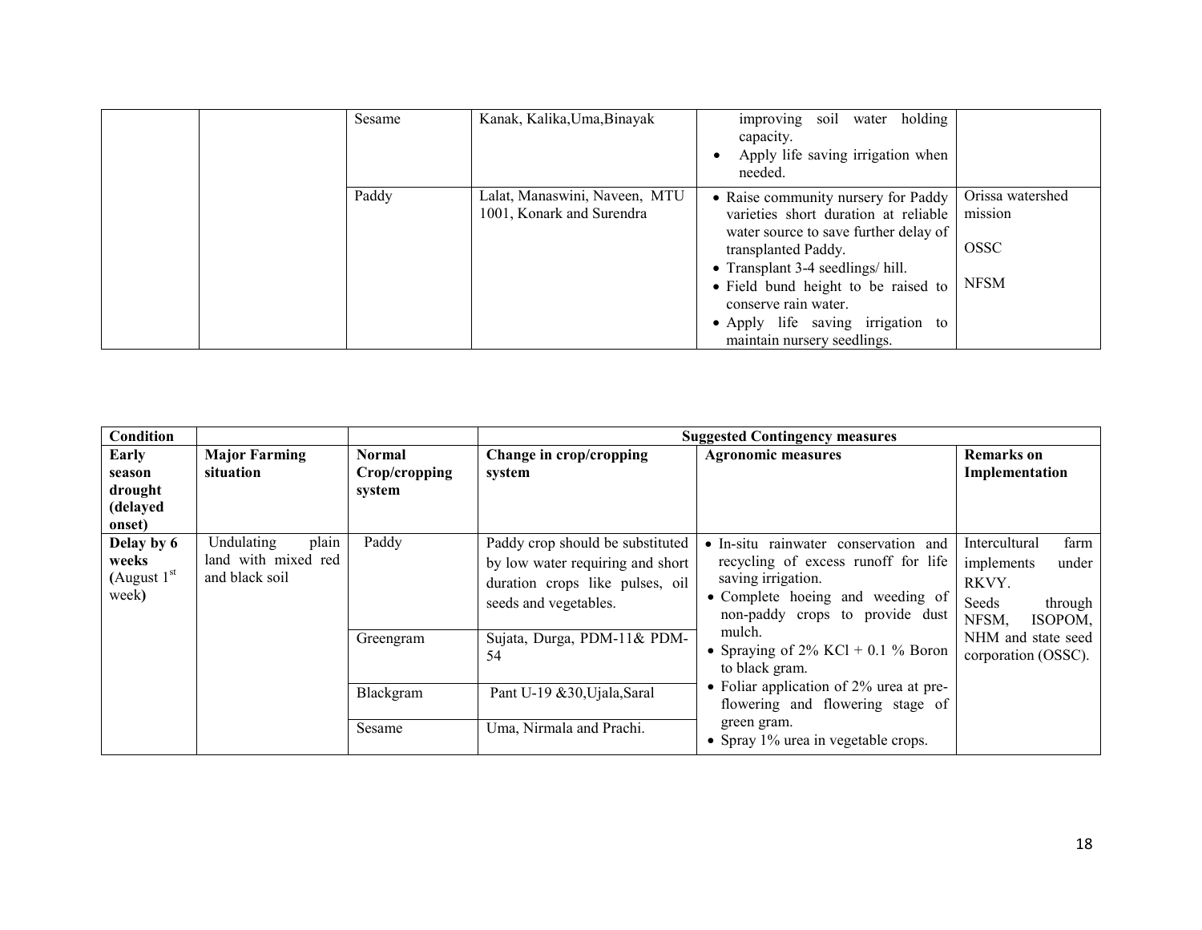| | | Sesame | Kanak, Kalika,Uma,Binayak | improving soil water holding capacity.<br>• Apply life saving irrigation when needed. | |
|---|---|---|---|---|---|
| | | Paddy | Lalat, Manaswini, Naveen, MTU 1001, Konark and Surendra | • Raise community nursery for Paddy varieties short duration at reliable water source to save further delay of transplanted Paddy.<br>• Transplant 3-4 seedlings/ hill.<br>• Field bund height to be raised to conserve rain water.<br>• Apply life saving irrigation to maintain nursery seedlings. | Orissa watershed mission<br><br>OSSC<br><br>NFSM |

| **Condition** | | | **Suggested Contingency measures** | | |
|---|---|---|---|---|---|
| **Early season drought (delayed onset)** | **Major Farming situation** | **Normal Crop/cropping system** | **Change in crop/cropping system** | **Agronomic measures** | **Remarks on Implementation** |
| **Delay by 6 weeks (August 1st week)** | Undulating plain land with mixed red and black soil | Paddy | Paddy crop should be substituted by low water requiring and short duration crops like pulses, oil seeds and vegetables. | • In-situ rainwater conservation and recycling of excess runoff for life saving irrigation.<br>• Complete hoeing and weeding of non-paddy crops to provide dust mulch.<br>• Spraying of 2% KCl + 0.1 % Boron to black gram.<br>• Foliar application of 2% urea at pre-flowering and flowering stage of green gram.<br>• Spray 1% urea in vegetable crops. | Intercultural farm implements under RKVY.<br>Seeds through NFSM, ISOPOM, NHM and state seed corporation (OSSC). |
| | | Greengram | Sujata, Durga, PDM-11& PDM-54 | | |
| | | Blackgram | Pant U-19 &30,Ujala,Saral | | |
| | | Sesame | Uma, Nirmala and Prachi. | | |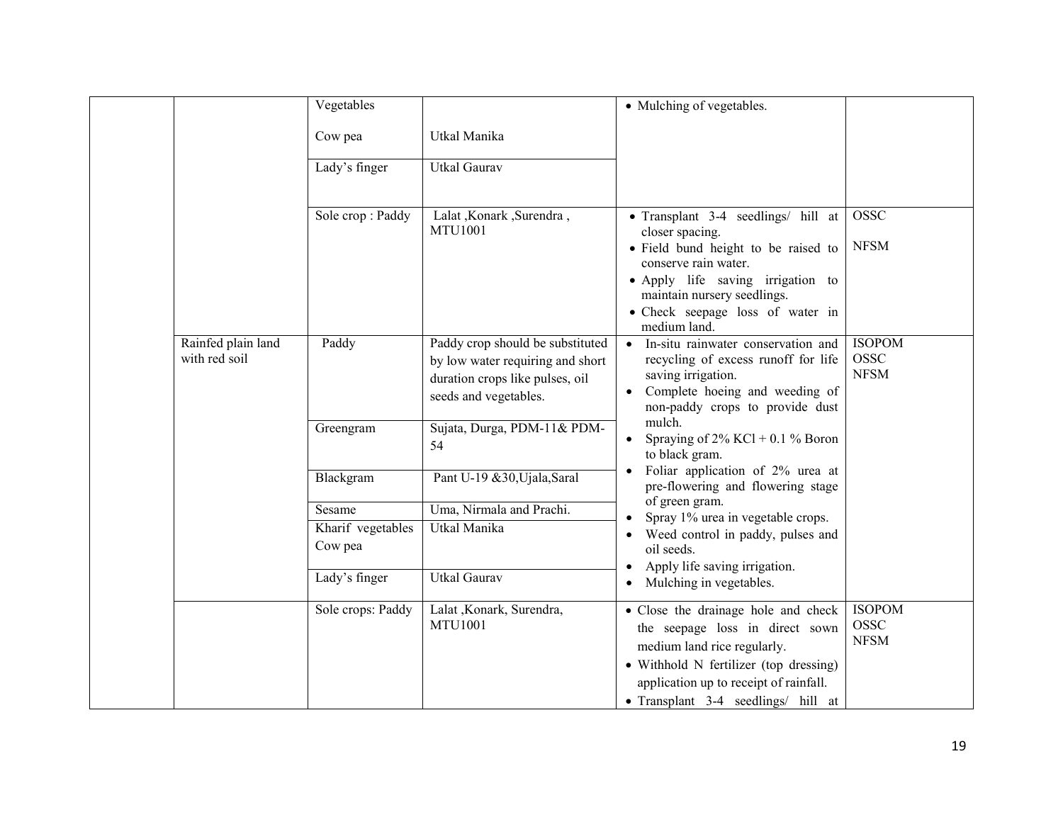| | | | | | |
|---|---|---|---|---|---|
| | | Vegetables<br><br>Cow pea | Utkal Manika | • Mulching of vegetables. | |
| | | Lady's finger | Utkal Gaurav | | |
| | | Sole crop : Paddy | Lalat ,Konark ,Surendra , MTU1001 | • Transplant 3-4 seedlings/ hill at closer spacing.<br>• Field bund height to be raised to conserve rain water.<br>• Apply life saving irrigation to maintain nursery seedlings.<br>• Check seepage loss of water in medium land. | OSSC<br><br>NFSM |
| | Rainfed plain land with red soil | Paddy | Paddy crop should be substituted by low water requiring and short duration crops like pulses, oil seeds and vegetables. | • In-situ rainwater conservation and recycling of excess runoff for life saving irrigation.<br>• Complete hoeing and weeding of non-paddy crops to provide dust mulch.<br>• Spraying of 2% KCl + 0.1 % Boron to black gram.<br>• Foliar application of 2% urea at pre-flowering and flowering stage of green gram.<br>• Spray 1% urea in vegetable crops.<br>• Weed control in paddy, pulses and oil seeds.<br>• Apply life saving irrigation.<br>• Mulching in vegetables. | ISOPOM<br>OSSC<br>NFSM |
| | | Greengram | Sujata, Durga, PDM-11& PDM-54 | | |
| | | Blackgram | Pant U-19 &30,Ujala,Saral | | |
| | | Sesame | Uma, Nirmala and Prachi. | | |
| | | Kharif vegetables Cow pea | Utkal Manika | | |
| | | Lady's finger | Utkal Gaurav | | |
| | | Sole crops: Paddy | Lalat ,Konark, Surendra, MTU1001 | • Close the drainage hole and check the seepage loss in direct sown medium land rice regularly.<br>• Withhold N fertilizer (top dressing) application up to receipt of rainfall.<br>• Transplant 3-4 seedlings/ hill at | ISOPOM<br>OSSC<br>NFSM |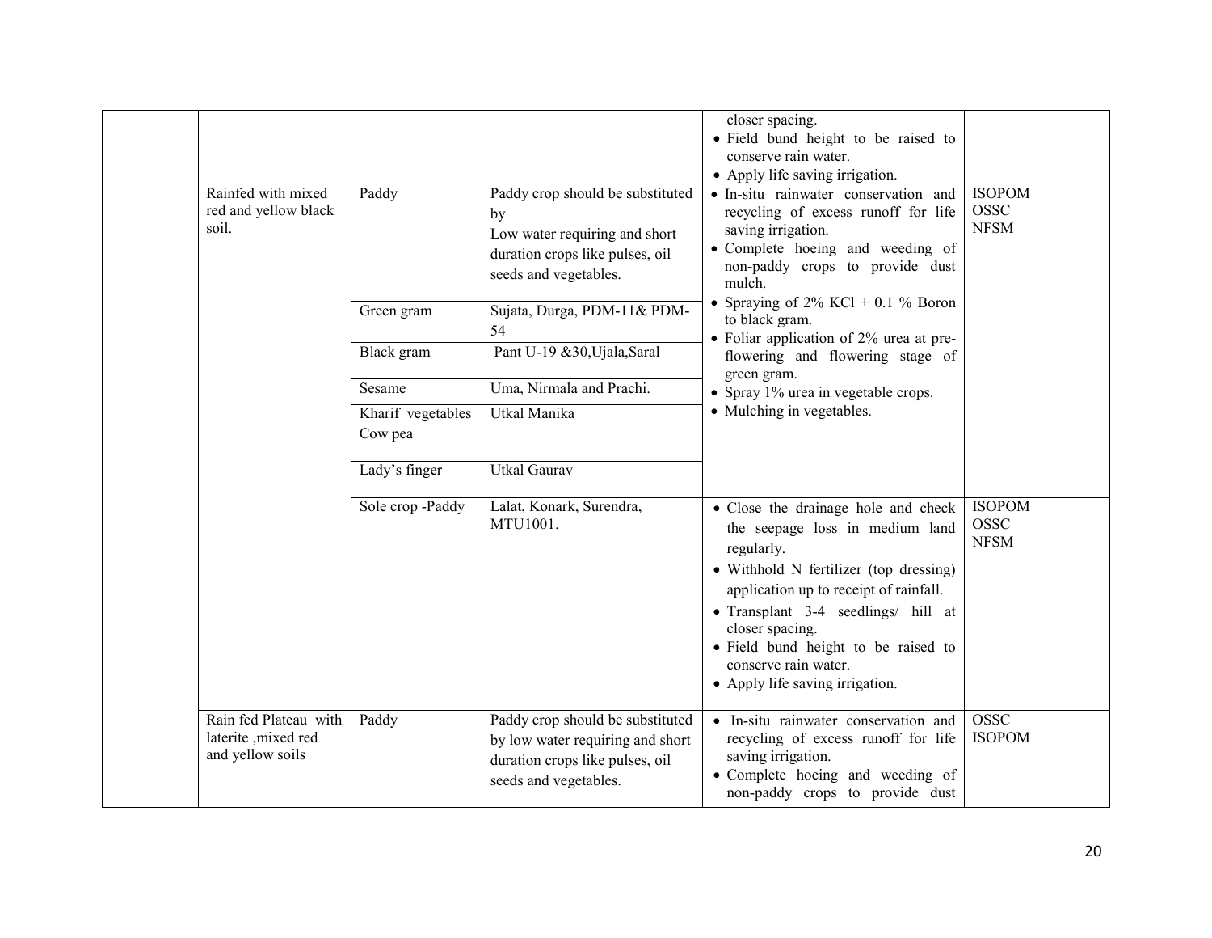| | | | | | |
|---|---|---|---|---|---|
| | | | | closer spacing.<br>• Field bund height to be raised to conserve rain water.<br>• Apply life saving irrigation. | |
| | Rainfed with mixed red and yellow black soil. | Paddy | Paddy crop should be substituted by<br>Low water requiring and short duration crops like pulses, oil seeds and vegetables. | • In-situ rainwater conservation and recycling of excess runoff for life saving irrigation.<br>• Complete hoeing and weeding of non-paddy crops to provide dust mulch.<br>• Spraying of 2% KCl + 0.1 % Boron to black gram.<br>• Foliar application of 2% urea at pre-flowering and flowering stage of green gram.<br>• Spray 1% urea in vegetable crops.<br>• Mulching in vegetables. | ISOPOM<br>OSSC<br>NFSM |
| | | Green gram | Sujata, Durga, PDM-11& PDM-54 | | |
| | | Black gram | Pant U-19 &30,Ujala,Saral | | |
| | | Sesame | Uma, Nirmala and Prachi. | | |
| | | Kharif vegetables<br>Cow pea | Utkal Manika | | |
| | | Lady's finger | Utkal Gaurav | | |
| | | Sole crop -Paddy | Lalat, Konark, Surendra, MTU1001. | • Close the drainage hole and check the seepage loss in medium land regularly.<br>• Withhold N fertilizer (top dressing) application up to receipt of rainfall.<br>• Transplant 3-4 seedlings/ hill at closer spacing.<br>• Field bund height to be raised to conserve rain water.<br>• Apply life saving irrigation. | ISOPOM<br>OSSC<br>NFSM |
| | Rain fed Plateau with laterite ,mixed red and yellow soils | Paddy | Paddy crop should be substituted by low water requiring and short duration crops like pulses, oil seeds and vegetables. | • In-situ rainwater conservation and recycling of excess runoff for life saving irrigation.<br>• Complete hoeing and weeding of non-paddy crops to provide dust | OSSC<br>ISOPOM |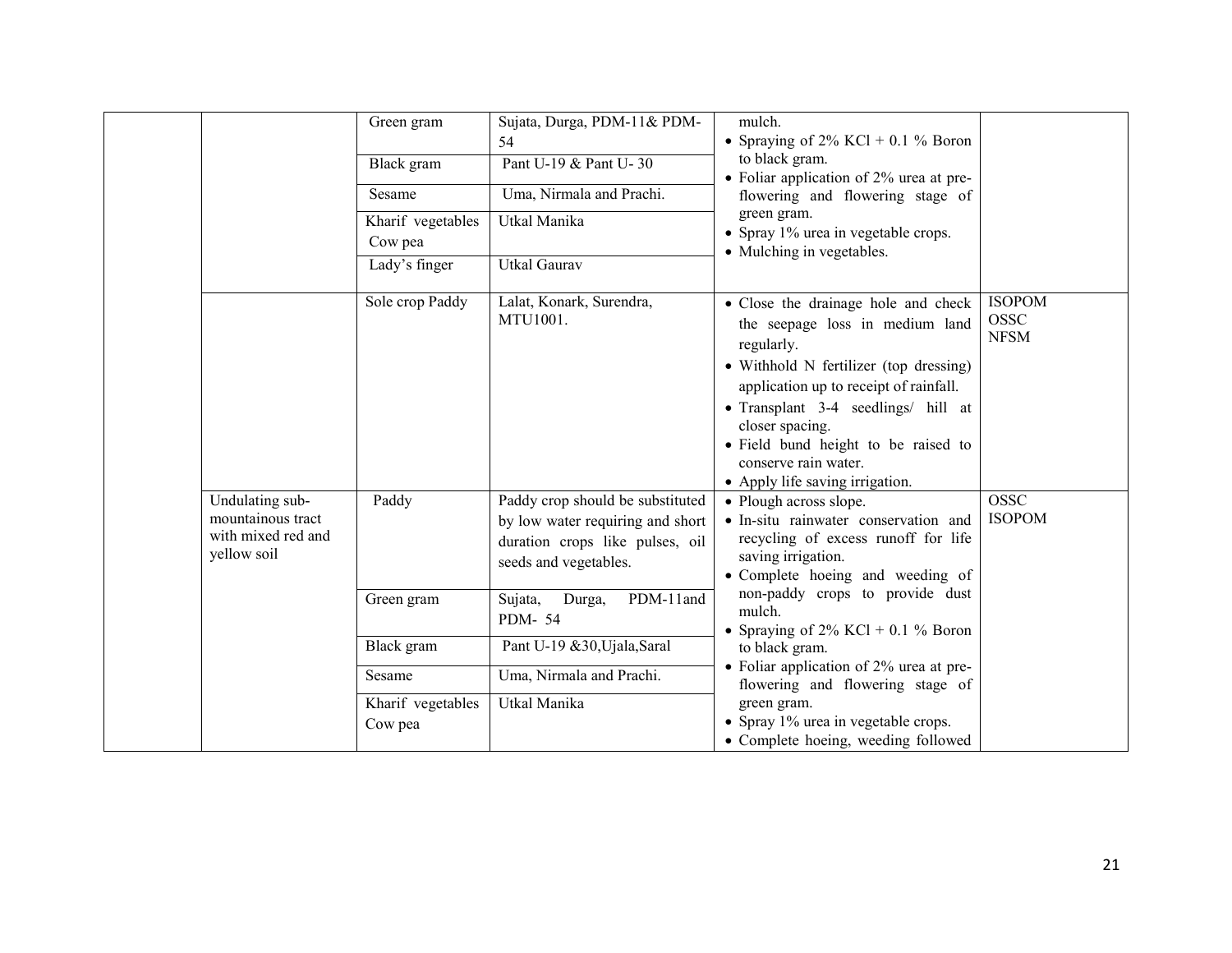| | | | | | |
|---|---|---|---|---|---|
| | | Green gram | Sujata, Durga, PDM-11& PDM-54 | mulch.<br>• Spraying of 2% KCl + 0.1 % Boron to black gram.<br>• Foliar application of 2% urea at pre-flowering and flowering stage of green gram.<br>• Spray 1% urea in vegetable crops.<br>• Mulching in vegetables. | |
| | | Black gram | Pant U-19 & Pant U- 30 | | |
| | | Sesame | Uma, Nirmala and Prachi. | | |
| | | Kharif vegetables Cow pea | Utkal Manika | | |
| | | Lady's finger | Utkal Gaurav | | |
| | | Sole crop Paddy | Lalat, Konark, Surendra, MTU1001. | • Close the drainage hole and check the seepage loss in medium land regularly.<br>• Withhold N fertilizer (top dressing) application up to receipt of rainfall.<br>• Transplant 3-4 seedlings/ hill at closer spacing.<br>• Field bund height to be raised to conserve rain water.<br>• Apply life saving irrigation. | ISOPOM<br>OSSC<br>NFSM |
| | Undulating sub-mountainous tract with mixed red and yellow soil | Paddy | Paddy crop should be substituted by low water requiring and short duration crops like pulses, oil seeds and vegetables. | • Plough across slope.<br>• In-situ rainwater conservation and recycling of excess runoff for life saving irrigation.<br>• Complete hoeing and weeding of non-paddy crops to provide dust mulch.<br>• Spraying of 2% KCl + 0.1 % Boron to black gram.<br>• Foliar application of 2% urea at pre-flowering and flowering stage of green gram.<br>• Spray 1% urea in vegetable crops.<br>• Complete hoeing, weeding followed | OSSC<br>ISOPOM |
| | | Green gram | Sujata, Durga, PDM-11and PDM- 54 | | |
| | | Black gram | Pant U-19 &30,Ujala,Saral | | |
| | | Sesame | Uma, Nirmala and Prachi. | | |
| | | Kharif vegetables Cow pea | Utkal Manika | | |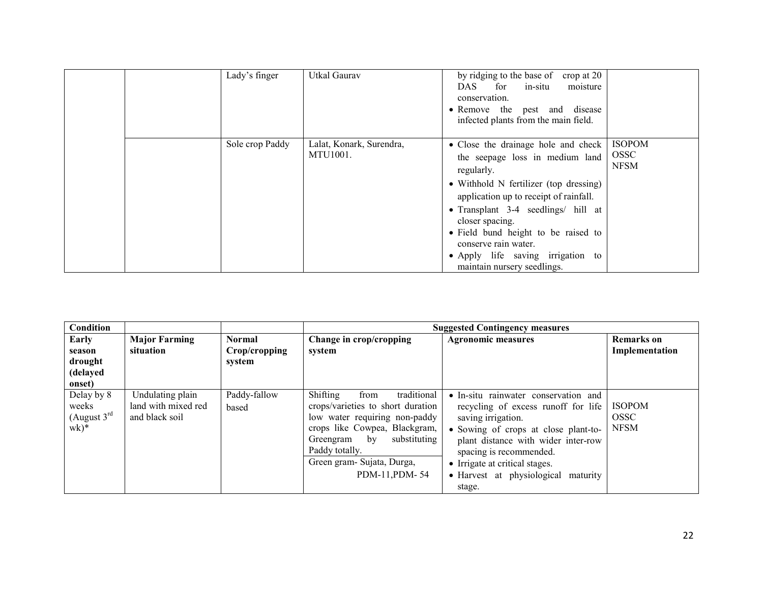|  |  | Lady's finger | Utkal Gaurav | by ridging to the base of crop at 20 DAS for in-situ moisture conservation.<br>• Remove the pest and disease infected plants from the main field. |  |
|---|---|---|---|---|---|
|  |  | Sole crop Paddy | Lalat, Konark, Surendra, MTU1001. | • Close the drainage hole and check the seepage loss in medium land regularly.<br>• Withhold N fertilizer (top dressing) application up to receipt of rainfall.<br>• Transplant 3-4 seedlings/ hill at closer spacing.<br>• Field bund height to be raised to conserve rain water.<br>• Apply life saving irrigation to maintain nursery seedlings. | ISOPOM<br>OSSC<br>NFSM |

| **Condition** |  |  | **Suggested Contingency measures** |  |  |
|---|---|---|---|---|---|
| **Early season drought (delayed onset)** | **Major Farming situation** | **Normal Crop/cropping system** | **Change in crop/cropping system** | **Agronomic measures** | **Remarks on Implementation** |
| Delay by 8 weeks (August 3rd wk)* | Undulating plain land with mixed red and black soil | Paddy-fallow based | Shifting from traditional crops/varieties to short duration low water requiring non-paddy crops like Cowpea, Blackgram, Greengram by substituting Paddy totally.<br>Green gram- Sujata, Durga, PDM-11,PDM- 54 | • In-situ rainwater conservation and recycling of excess runoff for life saving irrigation.<br>• Sowing of crops at close plant-to-plant distance with wider inter-row spacing is recommended.<br>• Irrigate at critical stages.<br>• Harvest at physiological maturity stage. | ISOPOM<br>OSSC<br>NFSM |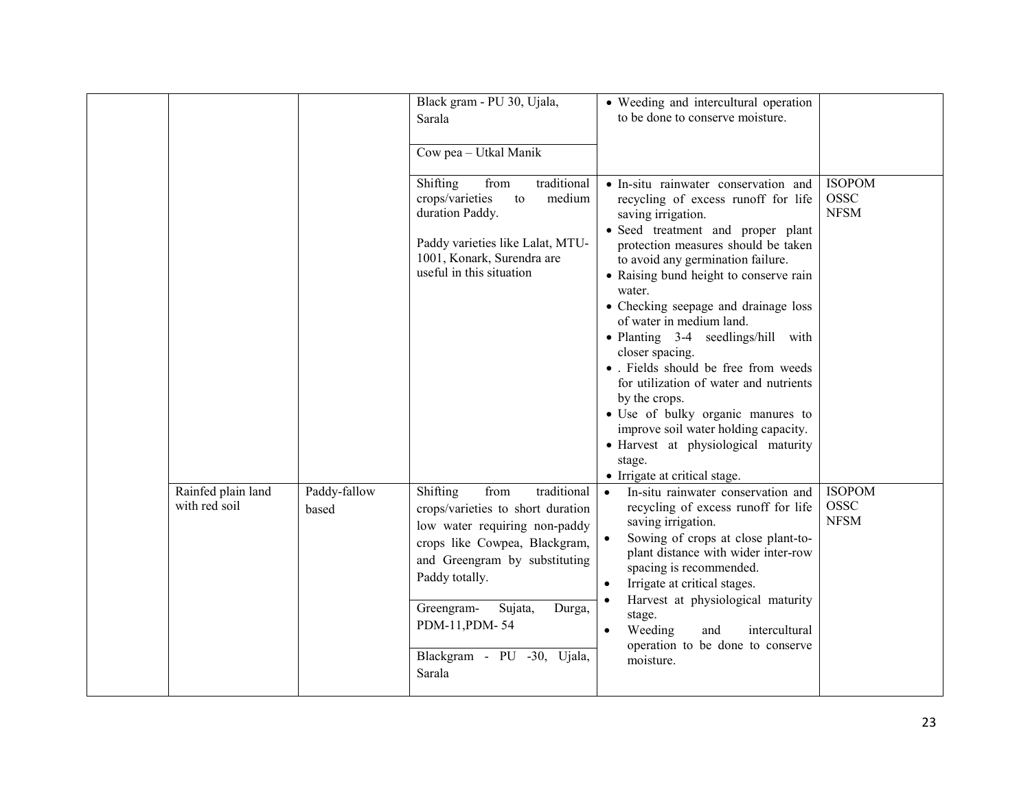| | | | | | |
|---|---|---|---|---|---|
| | | | Black gram - PU 30, Ujala, Sarala<br><br>Cow pea – Utkal Manik | • Weeding and intercultural operation to be done to conserve moisture. | |
| | | | Shifting from traditional crops/varieties to medium duration Paddy.<br><br>Paddy varieties like Lalat, MTU-1001, Konark, Surendra are useful in this situation | • In-situ rainwater conservation and recycling of excess runoff for life saving irrigation.<br>• Seed treatment and proper plant protection measures should be taken to avoid any germination failure.<br>• Raising bund height to conserve rain water.<br>• Checking seepage and drainage loss of water in medium land.<br>• Planting 3-4 seedlings/hill with closer spacing.<br>• . Fields should be free from weeds for utilization of water and nutrients by the crops.<br>• Use of bulky organic manures to improve soil water holding capacity.<br>• Harvest at physiological maturity stage.<br>• Irrigate at critical stage. | ISOPOM<br>OSSC<br>NFSM |
| | Rainfed plain land with red soil | Paddy-fallow based | Shifting from traditional crops/varieties to short duration low water requiring non-paddy crops like Cowpea, Blackgram, and Greengram by substituting Paddy totally.<br><br>Greengram- Sujata, Durga, PDM-11,PDM- 54<br><br>Blackgram - PU -30, Ujala, Sarala | • In-situ rainwater conservation and recycling of excess runoff for life saving irrigation.<br>• Sowing of crops at close plant-to-plant distance with wider inter-row spacing is recommended.<br>• Irrigate at critical stages.<br>• Harvest at physiological maturity stage.<br>• Weeding and intercultural operation to be done to conserve moisture. | ISOPOM<br>OSSC<br>NFSM |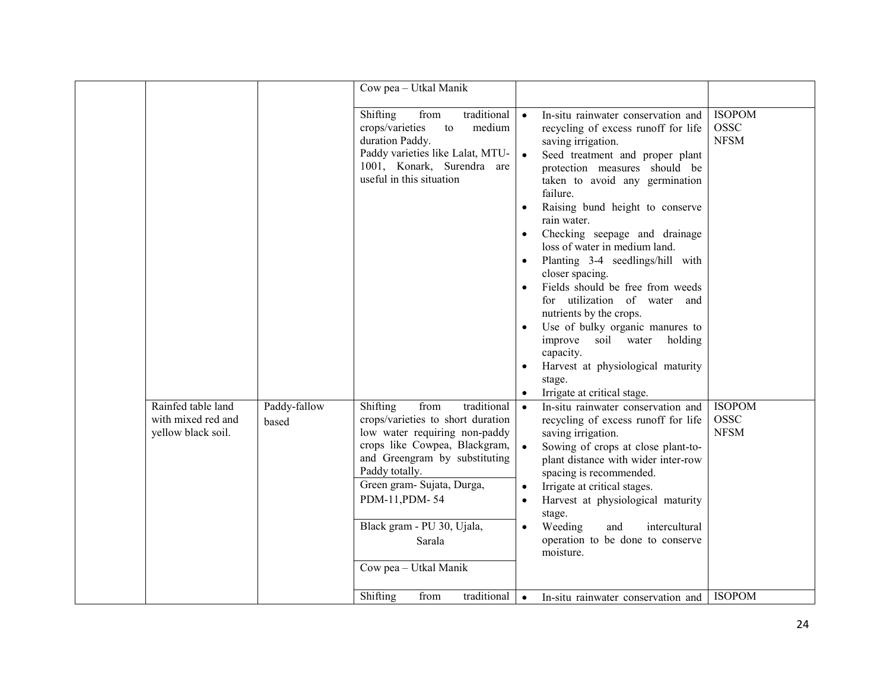| | | | | | |
|---|---|---|---|---|---|
| | | | Cow pea – Utkal Manik | | |
| | | | Shifting from traditional crops/varieties to medium duration Paddy.<br>Paddy varieties like Lalat, MTU-1001, Konark, Surendra are useful in this situation | • In-situ rainwater conservation and recycling of excess runoff for life saving irrigation.<br>• Seed treatment and proper plant protection measures should be taken to avoid any germination failure.<br>• Raising bund height to conserve rain water.<br>• Checking seepage and drainage loss of water in medium land.<br>• Planting 3-4 seedlings/hill with closer spacing.<br>• Fields should be free from weeds for utilization of water and nutrients by the crops.<br>• Use of bulky organic manures to improve soil water holding capacity.<br>• Harvest at physiological maturity stage.<br>• Irrigate at critical stage. | ISOPOM<br>OSSC<br>NFSM |
| | Rainfed table land with mixed red and yellow black soil. | Paddy-fallow based | Shifting from traditional crops/varieties to short duration low water requiring non-paddy crops like Cowpea, Blackgram, and Greengram by substituting Paddy totally.<br>Green gram- Sujata, Durga, PDM-11,PDM- 54<br>Black gram - PU 30, Ujala, Sarala<br>Cow pea – Utkal Manik | • In-situ rainwater conservation and recycling of excess runoff for life saving irrigation.<br>• Sowing of crops at close plant-to-plant distance with wider inter-row spacing is recommended.<br>• Irrigate at critical stages.<br>• Harvest at physiological maturity stage.<br>• Weeding and intercultural operation to be done to conserve moisture. | ISOPOM<br>OSSC<br>NFSM |
| | | | Shifting from traditional | • In-situ rainwater conservation and | ISOPOM |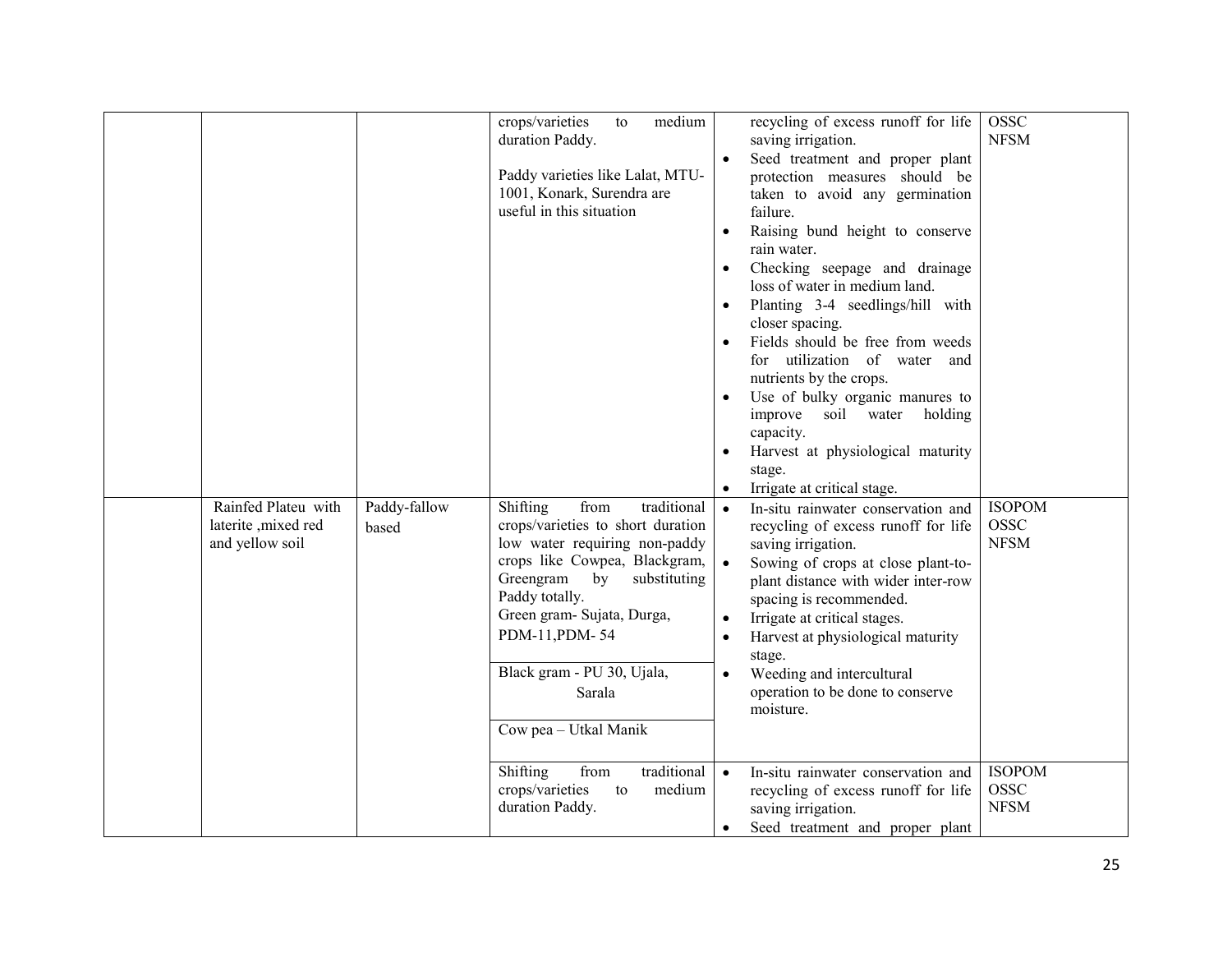| | | | | | |
|---|---|---|---|---|---|
| | | | crops/varieties to medium duration Paddy.<br><br>Paddy varieties like Lalat, MTU-1001, Konark, Surendra are useful in this situation | recycling of excess runoff for life saving irrigation.<br>• Seed treatment and proper plant protection measures should be taken to avoid any germination failure.<br>• Raising bund height to conserve rain water.<br>• Checking seepage and drainage loss of water in medium land.<br>• Planting 3-4 seedlings/hill with closer spacing.<br>• Fields should be free from weeds for utilization of water and nutrients by the crops.<br>• Use of bulky organic manures to improve soil water holding capacity.<br>• Harvest at physiological maturity stage.<br>• Irrigate at critical stage. | OSSC<br>NFSM |
| | Rainfed Plateu with laterite ,mixed red and yellow soil | Paddy-fallow based | Shifting from traditional crops/varieties to short duration low water requiring non-paddy crops like Cowpea, Blackgram, Greengram by substituting Paddy totally.<br>Green gram- Sujata, Durga, PDM-11,PDM- 54<br><br>Black gram - PU 30, Ujala, Sarala<br><br>Cow pea – Utkal Manik | • In-situ rainwater conservation and recycling of excess runoff for life saving irrigation.<br>• Sowing of crops at close plant-to-plant distance with wider inter-row spacing is recommended.<br>• Irrigate at critical stages.<br>• Harvest at physiological maturity stage.<br>• Weeding and intercultural operation to be done to conserve moisture. | ISOPOM<br>OSSC<br>NFSM |
| | | | Shifting from traditional crops/varieties to medium duration Paddy. | • In-situ rainwater conservation and recycling of excess runoff for life saving irrigation.<br>• Seed treatment and proper plant | ISOPOM<br>OSSC<br>NFSM |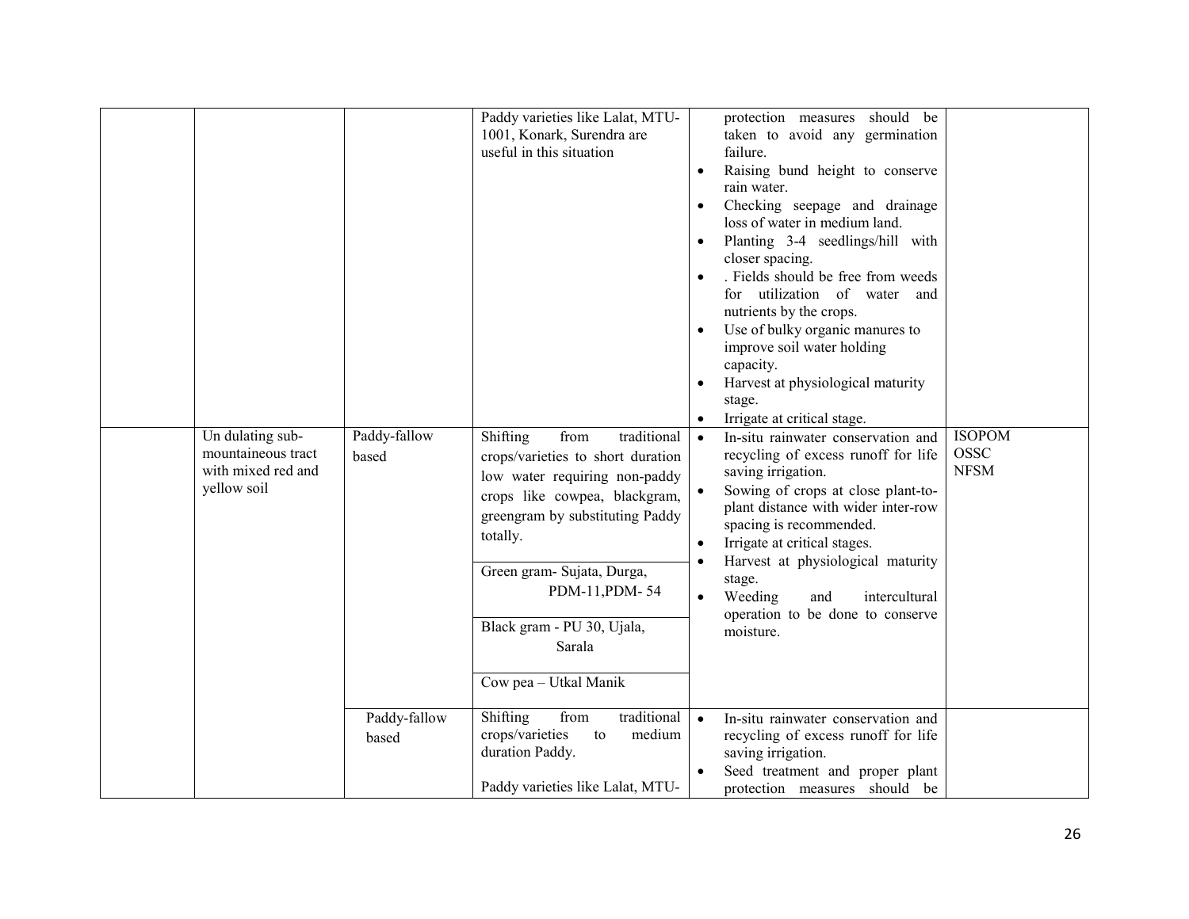| | | | | | |
|---|---|---|---|---|---|
| | | | Paddy varieties like Lalat, MTU-1001, Konark, Surendra are useful in this situation | protection measures should be taken to avoid any germination failure.<br>• Raising bund height to conserve rain water.<br>• Checking seepage and drainage loss of water in medium land.<br>• Planting 3-4 seedlings/hill with closer spacing.<br>• . Fields should be free from weeds for utilization of water and nutrients by the crops.<br>• Use of bulky organic manures to improve soil water holding capacity.<br>• Harvest at physiological maturity stage.<br>• Irrigate at critical stage. | |
| | Un dulating sub-mountaineous tract with mixed red and yellow soil | Paddy-fallow based | Shifting from traditional crops/varieties to short duration low water requiring non-paddy crops like cowpea, blackgram, greengram by substituting Paddy totally.<br><br>Green gram- Sujata, Durga, PDM-11,PDM- 54<br><br>Black gram - PU 30, Ujala, Sarala<br><br>Cow pea – Utkal Manik | • In-situ rainwater conservation and recycling of excess runoff for life saving irrigation.<br>• Sowing of crops at close plant-to-plant distance with wider inter-row spacing is recommended.<br>• Irrigate at critical stages.<br>• Harvest at physiological maturity stage.<br>• Weeding and intercultural operation to be done to conserve moisture. | ISOPOM<br>OSSC<br>NFSM |
| | | Paddy-fallow based | Shifting from traditional crops/varieties to medium duration Paddy.<br><br>Paddy varieties like Lalat, MTU- | • In-situ rainwater conservation and recycling of excess runoff for life saving irrigation.<br>• Seed treatment and proper plant protection measures should be | |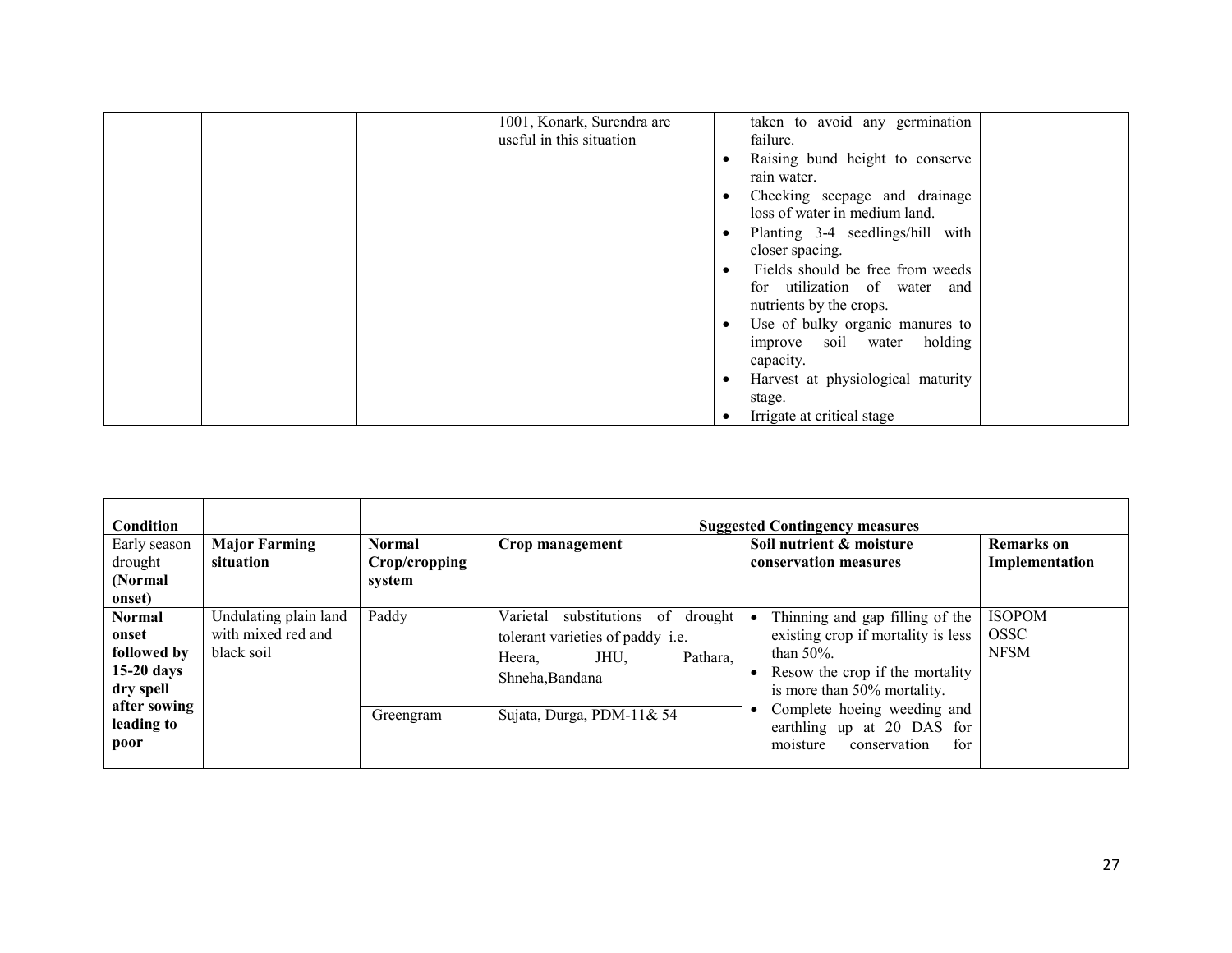|  |  |  | 1001, Konark, Surendra are useful in this situation | taken to avoid any germination failure.<br>• Raising bund height to conserve rain water.<br>• Checking seepage and drainage loss of water in medium land.<br>• Planting 3-4 seedlings/hill with closer spacing.<br>• Fields should be free from weeds for utilization of water and nutrients by the crops.<br>• Use of bulky organic manures to improve soil water holding capacity.<br>• Harvest at physiological maturity stage.<br>• Irrigate at critical stage |  |
|---|---|---|---|---|---|

| **Condition** |  |  | **Suggested Contingency measures** |  |  |
|---|---|---|---|---|---|
| Early season drought **(Normal onset)** | **Major Farming situation** | **Normal Crop/cropping system** | **Crop management** | **Soil nutrient & moisture conservation measures** | **Remarks on Implementation** |
| **Normal onset followed by 15-20 days dry spell after sowing leading to poor** | Undulating plain land with mixed red and black soil | Paddy | Varietal substitutions of drought tolerant varieties of paddy i.e. Heera, JHU, Pathara, Shneha,Bandana | • Thinning and gap filling of the existing crop if mortality is less than 50%.<br>• Resow the crop if the mortality is more than 50% mortality.<br>• Complete hoeing weeding and earthling up at 20 DAS for moisture conservation for | ISOPOM<br>OSSC<br>NFSM |
|  |  | Greengram | Sujata, Durga, PDM-11& 54 |  |  |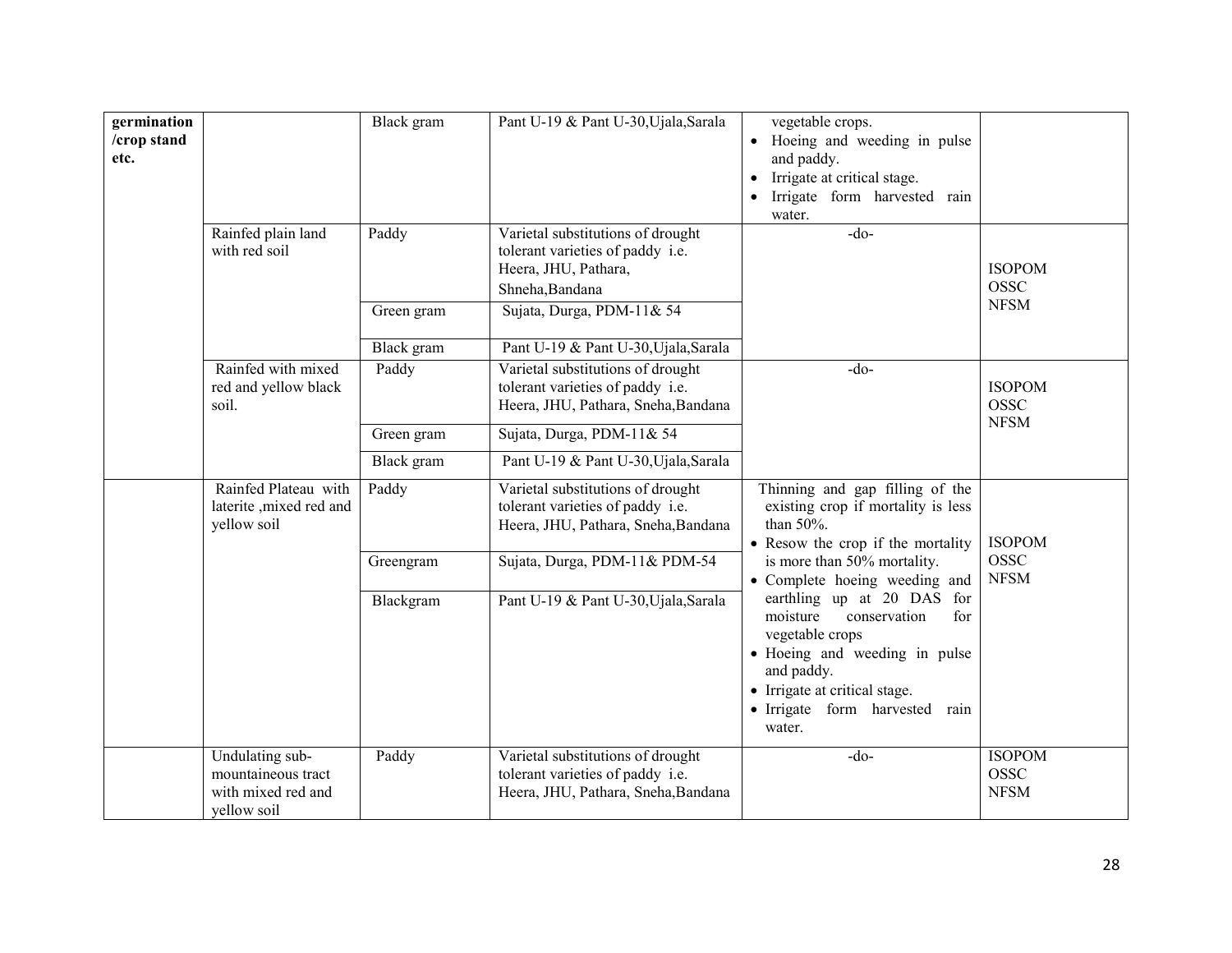| | | | | | |
|---|---|---|---|---|---|
| **germination /crop stand etc.** | | Black gram | Pant U-19 & Pant U-30,Ujala,Sarala | vegetable crops.<br>• Hoeing and weeding in pulse and paddy.<br>• Irrigate at critical stage.<br>• Irrigate form harvested rain water. | |
| | Rainfed plain land with red soil | Paddy | Varietal substitutions of drought tolerant varieties of paddy i.e. Heera, JHU, Pathara, Shneha,Bandana | -do- | ISOPOM<br>OSSC<br>NFSM |
| | | Green gram | Sujata, Durga, PDM-11& 54 | | |
| | | Black gram | Pant U-19 & Pant U-30,Ujala,Sarala | | |
| | Rainfed with mixed red and yellow black soil. | Paddy | Varietal substitutions of drought tolerant varieties of paddy i.e. Heera, JHU, Pathara, Sneha,Bandana | -do- | ISOPOM<br>OSSC<br>NFSM |
| | | Green gram | Sujata, Durga, PDM-11& 54 | | |
| | | Black gram | Pant U-19 & Pant U-30,Ujala,Sarala | | |
| | Rainfed Plateau with laterite ,mixed red and yellow soil | Paddy | Varietal substitutions of drought tolerant varieties of paddy i.e. Heera, JHU, Pathara, Sneha,Bandana | Thinning and gap filling of the existing crop if mortality is less than 50%.<br>• Resow the crop if the mortality is more than 50% mortality.<br>• Complete hoeing weeding and earthling up at 20 DAS for moisture conservation for vegetable crops<br>• Hoeing and weeding in pulse and paddy.<br>• Irrigate at critical stage.<br>• Irrigate form harvested rain water. | ISOPOM<br>OSSC<br>NFSM |
| | | Greengram | Sujata, Durga, PDM-11& PDM-54 | | |
| | | Blackgram | Pant U-19 & Pant U-30,Ujala,Sarala | | |
| | Undulating sub-mountaineous tract with mixed red and yellow soil | Paddy | Varietal substitutions of drought tolerant varieties of paddy i.e. Heera, JHU, Pathara, Sneha,Bandana | -do- | ISOPOM<br>OSSC<br>NFSM |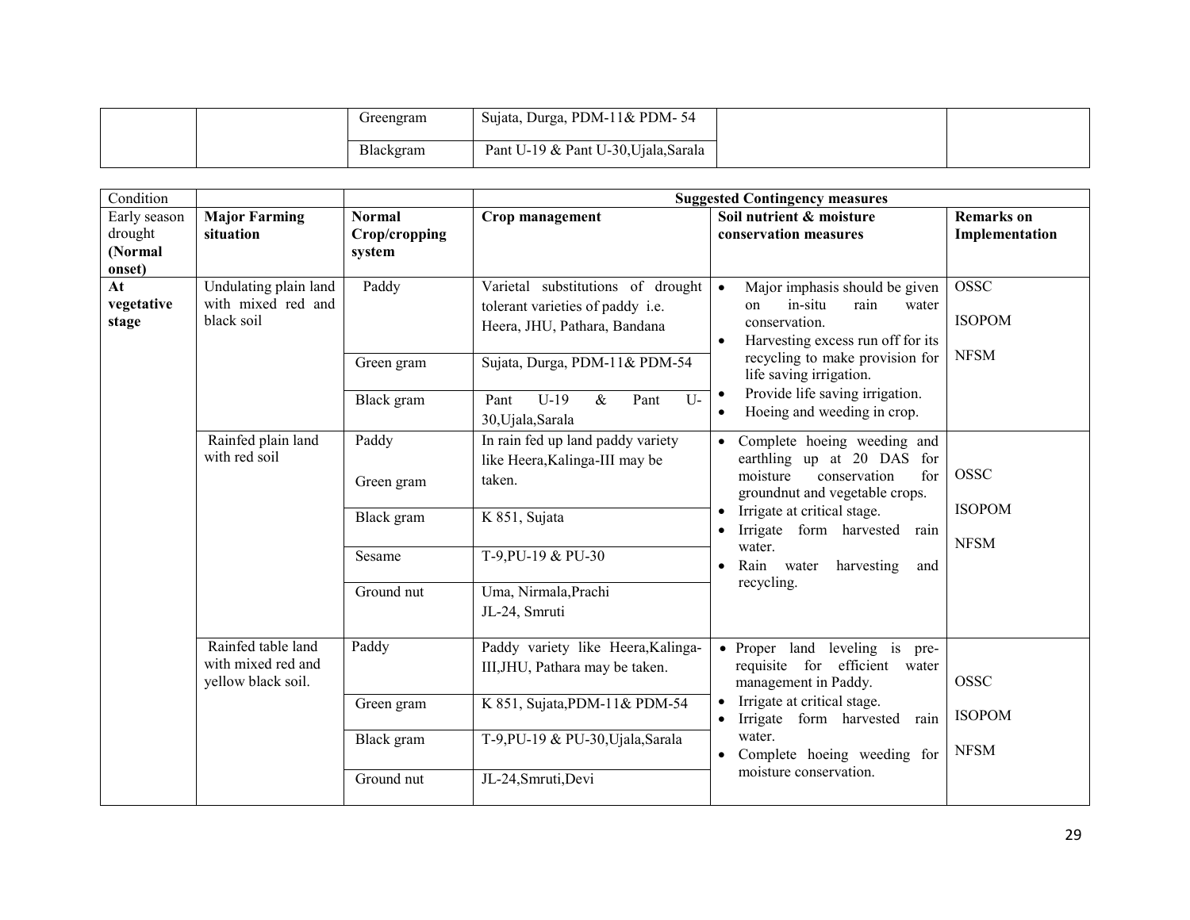|  |  | Greengram | Sujata, Durga, PDM-11& PDM- 54 |  |  |
|---|---|---|---|---|---|
|  |  | Blackgram | Pant U-19 & Pant U-30,Ujala,Sarala |  |  |

| Condition |  |  | Suggested Contingency measures |  |  |
|---|---|---|---|---|---|
| Early season drought (Normal onset) | Major Farming situation | Normal Crop/cropping system | Crop management | Soil nutrient & moisture conservation measures | Remarks on Implementation |
| At vegetative stage | Undulating plain land with mixed red and black soil | Paddy | Varietal substitutions of drought tolerant varieties of paddy i.e. Heera, JHU, Pathara, Bandana | • Major imphasis should be given on in-situ rain water conservation.<br>• Harvesting excess run off for its recycling to make provision for life saving irrigation.<br>• Provide life saving irrigation.<br>• Hoeing and weeding in crop. | OSSC<br>ISOPOM<br>NFSM |
|  |  | Green gram | Sujata, Durga, PDM-11& PDM-54 |  |  |
|  |  | Black gram | Pant U-19 & Pant U-30,Ujala,Sarala |  |  |
|  | Rainfed plain land with red soil | Paddy<br>Green gram | In rain fed up land paddy variety like Heera,Kalinga-III may be taken. | • Complete hoeing weeding and earthling up at 20 DAS for moisture conservation for groundnut and vegetable crops.<br>• Irrigate at critical stage.<br>• Irrigate form harvested rain water.<br>• Rain water harvesting and recycling. | OSSC<br>ISOPOM<br>NFSM |
|  |  | Black gram | K 851, Sujata |  |  |
|  |  | Sesame | T-9,PU-19 & PU-30 |  |  |
|  |  | Ground nut | Uma, Nirmala,Prachi<br>JL-24, Smruti |  |  |
|  | Rainfed table land with mixed red and yellow black soil. | Paddy | Paddy variety like Heera,Kalinga-III,JHU, Pathara may be taken. | • Proper land leveling is pre-requisite for efficient water management in Paddy.<br>• Irrigate at critical stage.<br>• Irrigate form harvested rain water.<br>• Complete hoeing weeding for moisture conservation. | OSSC<br>ISOPOM<br>NFSM |
|  |  | Green gram | K 851, Sujata,PDM-11& PDM-54 |  |  |
|  |  | Black gram | T-9,PU-19 & PU-30,Ujala,Sarala |  |  |
|  |  | Ground nut | JL-24,Smruti,Devi |  |  |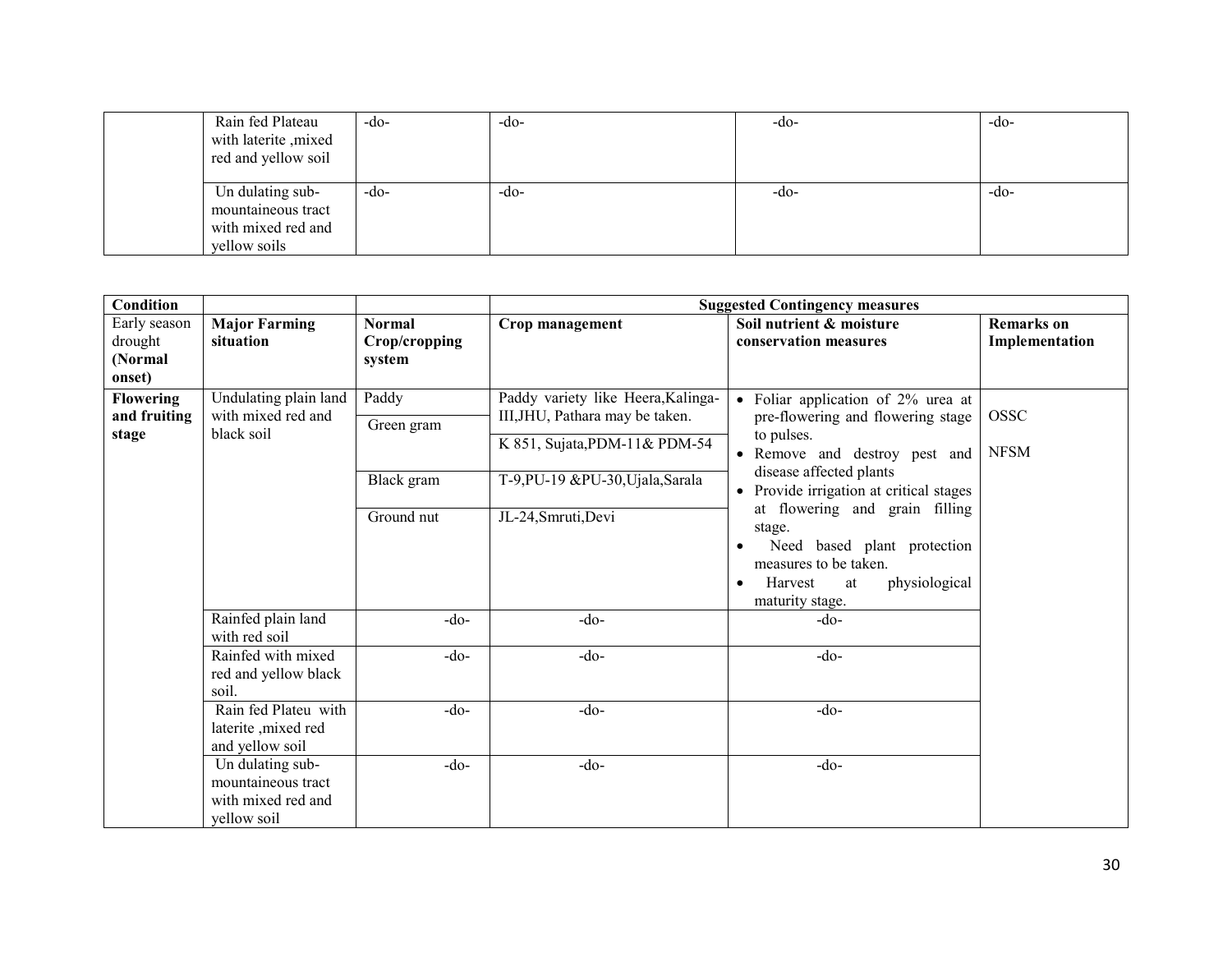| | | | | | |
|---|---|---|---|---|---|
| | Rain fed Plateau with laterite ,mixed red and yellow soil | -do- | -do- | -do- | -do- |
| | Un dulating sub-mountaineous tract with mixed red and yellow soils | -do- | -do- | -do- | -do- |

| **Condition** | | | **Suggested Contingency measures** | | |
|---|---|---|---|---|---|
| Early season drought **(Normal onset)** | **Major Farming situation** | **Normal Crop/cropping system** | **Crop management** | **Soil nutrient & moisture conservation measures** | **Remarks on Implementation** |
| **Flowering and fruiting stage** | Undulating plain land with mixed red and black soil | Paddy | Paddy variety like Heera,Kalinga-III,JHU, Pathara may be taken. | • Foliar application of 2% urea at pre-flowering and flowering stage to pulses.<br>• Remove and destroy pest and disease affected plants<br>• Provide irrigation at critical stages at flowering and grain filling stage.<br>• Need based plant protection measures to be taken.<br>• Harvest at physiological maturity stage. | OSSC<br><br>NFSM |
| | | Green gram | K 851, Sujata,PDM-11& PDM-54 | | |
| | | Black gram | T-9,PU-19 &PU-30,Ujala,Sarala | | |
| | | Ground nut | JL-24,Smruti,Devi | | |
| | Rainfed plain land with red soil | -do- | -do- | -do- | |
| | Rainfed with mixed red and yellow black soil. | -do- | -do- | -do- | |
| | Rain fed Plateu with laterite ,mixed red and yellow soil | -do- | -do- | -do- | |
| | Un dulating sub-mountaineous tract with mixed red and yellow soil | -do- | -do- | -do- | |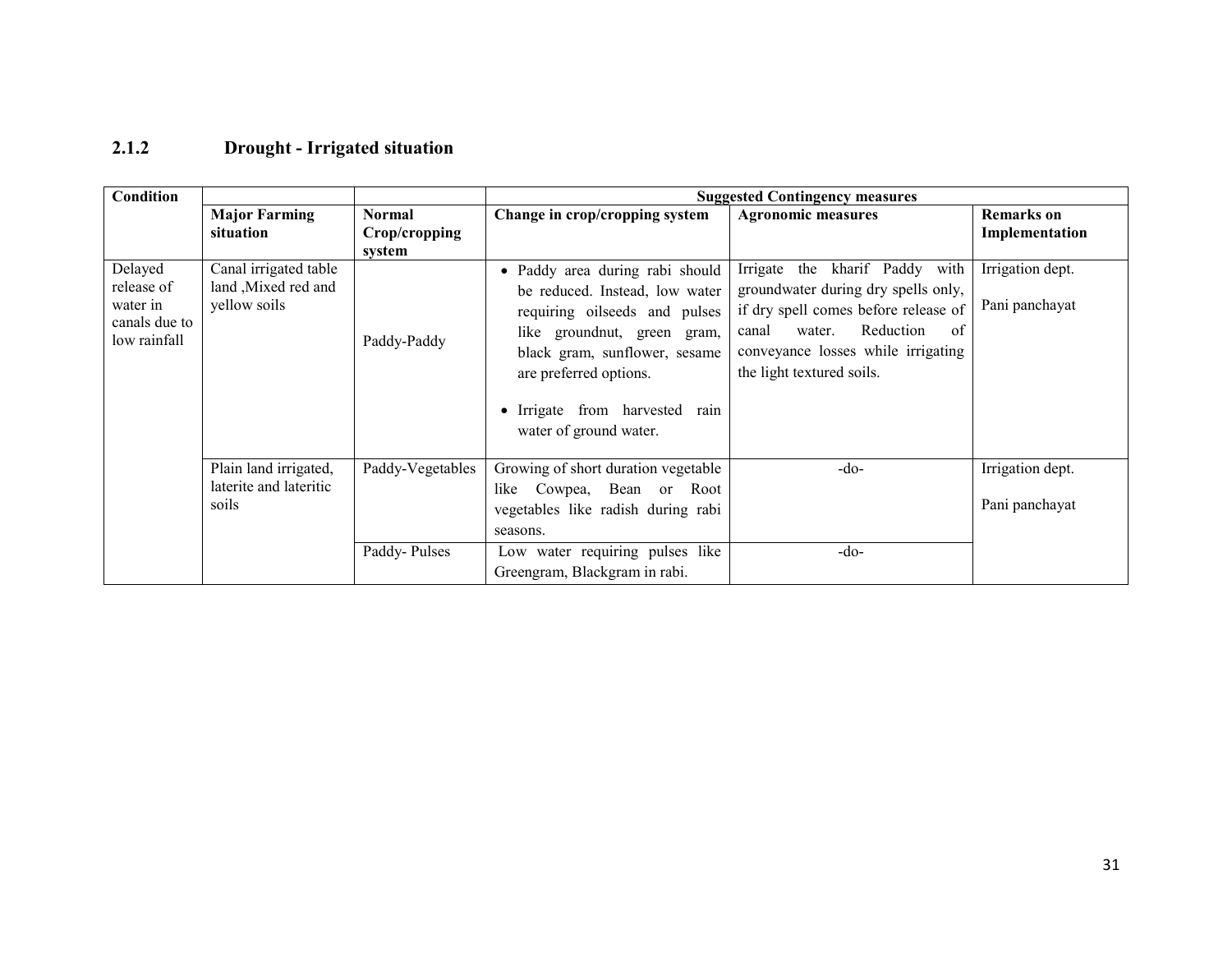## 2.1.2 Drought - Irrigated situation

| Condition | | | Suggested Contingency measures | | |
|---|---|---|---|---|---|
| | Major Farming situation | Normal Crop/cropping system | Change in crop/cropping system | Agronomic measures | Remarks on Implementation |
| Delayed release of water in canals due to low rainfall | Canal irrigated table land ,Mixed red and yellow soils | Paddy-Paddy | • Paddy area during rabi should be reduced. Instead, low water requiring oilseeds and pulses like groundnut, green gram, black gram, sunflower, sesame are preferred options.<br>• Irrigate from harvested rain water of ground water. | Irrigate the kharif Paddy with groundwater during dry spells only, if dry spell comes before release of canal water. Reduction of conveyance losses while irrigating the light textured soils. | Irrigation dept.<br>Pani panchayat |
| | Plain land irrigated, laterite and lateritic soils | Paddy-Vegetables | Growing of short duration vegetable like Cowpea, Bean or Root vegetables like radish during rabi seasons. | -do- | Irrigation dept.<br>Pani panchayat |
| | | Paddy- Pulses | Low water requiring pulses like Greengram, Blackgram in rabi. | -do- | |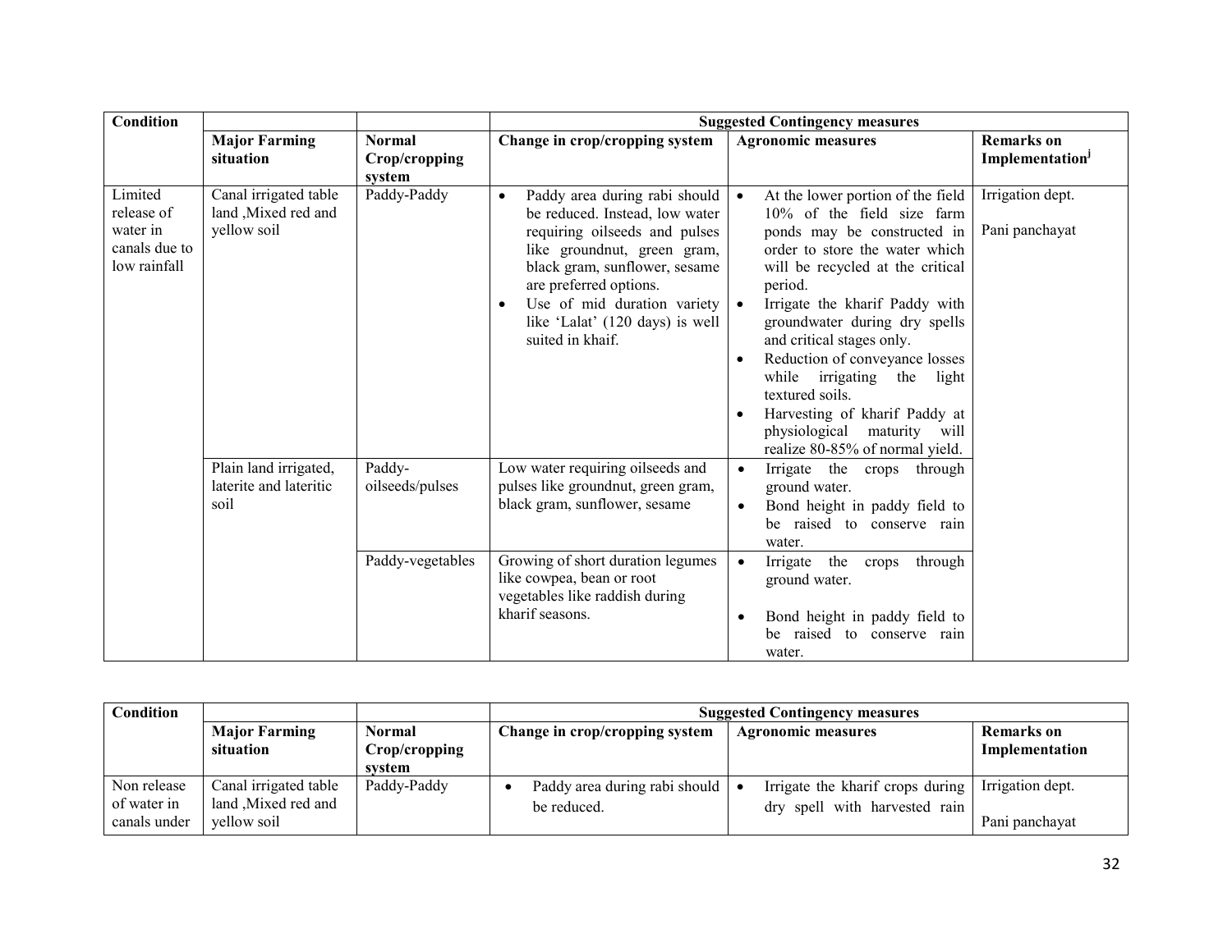| Condition | | | Suggested Contingency measures | | |
|---|---|---|---|---|---|
| | **Major Farming situation** | **Normal Crop/cropping system** | **Change in crop/cropping system** | **Agronomic measures** | **Remarks on Implementation[j]** |
| Limited release of water in canals due to low rainfall | Canal irrigated table land ,Mixed red and yellow soil | Paddy-Paddy | • Paddy area during rabi should be reduced. Instead, low water requiring oilseeds and pulses like groundnut, green gram, black gram, sunflower, sesame are preferred options.<br>• Use of mid duration variety like 'Lalat' (120 days) is well suited in khaif. | • At the lower portion of the field 10% of the field size farm ponds may be constructed in order to store the water which will be recycled at the critical period.<br>• Irrigate the kharif Paddy with groundwater during dry spells and critical stages only.<br>• Reduction of conveyance losses while irrigating the light textured soils.<br>• Harvesting of kharif Paddy at physiological maturity will realize 80-85% of normal yield. | Irrigation dept.<br><br>Pani panchayat |
| | Plain land irrigated, laterite and lateritic soil | Paddy-oilseeds/pulses | Low water requiring oilseeds and pulses like groundnut, green gram, black gram, sunflower, sesame | • Irrigate the crops through ground water.<br>• Bond height in paddy field to be raised to conserve rain water. | |
| | | Paddy-vegetables | Growing of short duration legumes like cowpea, bean or root vegetables like raddish during kharif seasons. | • Irrigate the crops through ground water.<br>• Bond height in paddy field to be raised to conserve rain water. | |

| Condition | | | Suggested Contingency measures | | |
|---|---|---|---|---|---|
| | **Major Farming situation** | **Normal Crop/cropping system** | **Change in crop/cropping system** | **Agronomic measures** | **Remarks on Implementation** |
| Non release of water in canals under | Canal irrigated table land ,Mixed red and yellow soil | Paddy-Paddy | • Paddy area during rabi should be reduced. | • Irrigate the kharif crops during dry spell with harvested rain | Irrigation dept.<br><br>Pani panchayat |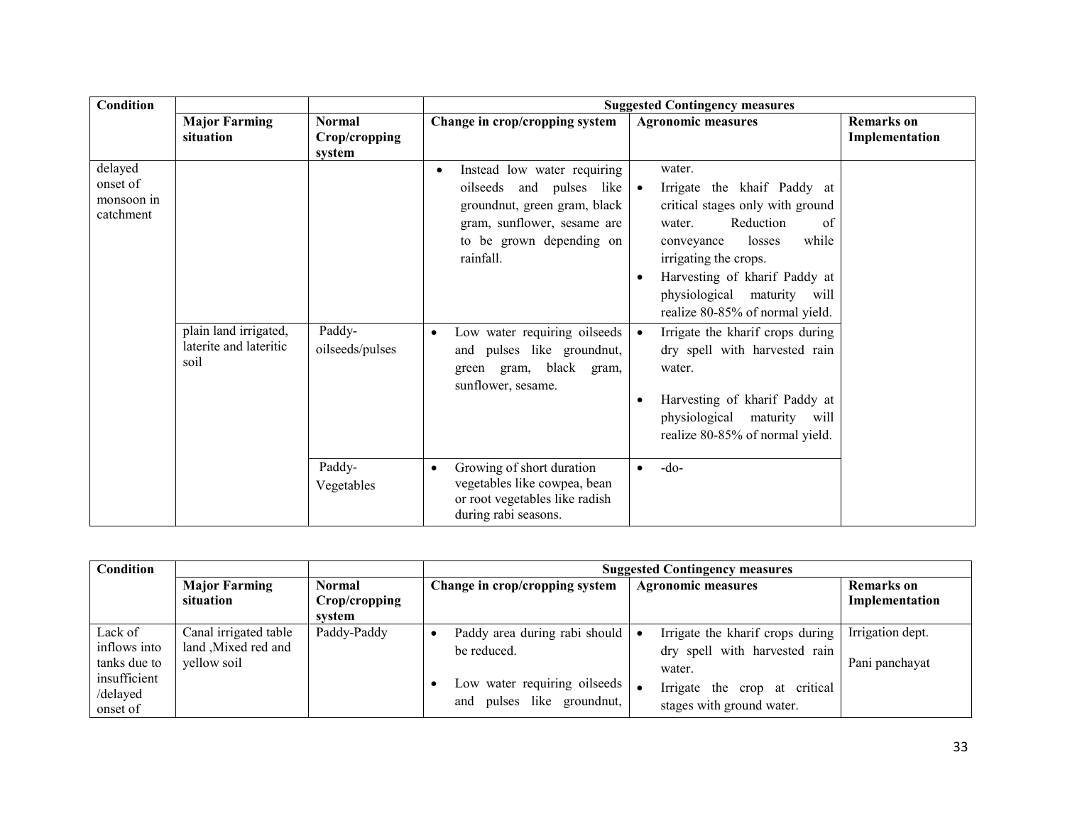| Condition | | | Suggested Contingency measures | | |
|---|---|---|---|---|---|
| | **Major Farming situation** | **Normal Crop/cropping system** | **Change in crop/cropping system** | **Agronomic measures** | **Remarks on Implementation** |
| delayed onset of monsoon in catchment | | | • Instead low water requiring oilseeds and pulses like groundnut, green gram, black gram, sunflower, sesame are to be grown depending on rainfall. | water.<br>• Irrigate the khaif Paddy at critical stages only with ground water. Reduction of conveyance losses while irrigating the crops.<br>• Harvesting of kharif Paddy at physiological maturity will realize 80-85% of normal yield. | |
| | plain land irrigated, laterite and lateritic soil | Paddy-oilseeds/pulses | • Low water requiring oilseeds and pulses like groundnut, green gram, black gram, sunflower, sesame. | • Irrigate the kharif crops during dry spell with harvested rain water.<br>• Harvesting of kharif Paddy at physiological maturity will realize 80-85% of normal yield. | |
| | | Paddy-Vegetables | • Growing of short duration vegetables like cowpea, bean or root vegetables like radish during rabi seasons. | • -do- | |

| Condition | | | Suggested Contingency measures | | |
|---|---|---|---|---|---|
| | **Major Farming situation** | **Normal Crop/cropping system** | **Change in crop/cropping system** | **Agronomic measures** | **Remarks on Implementation** |
| Lack of inflows into tanks due to insufficient /delayed onset of | Canal irrigated table land ,Mixed red and yellow soil | Paddy-Paddy | • Paddy area during rabi should be reduced.<br>• Low water requiring oilseeds and pulses like groundnut, | • Irrigate the kharif crops during dry spell with harvested rain water.<br>• Irrigate the crop at critical stages with ground water. | Irrigation dept.<br><br>Pani panchayat |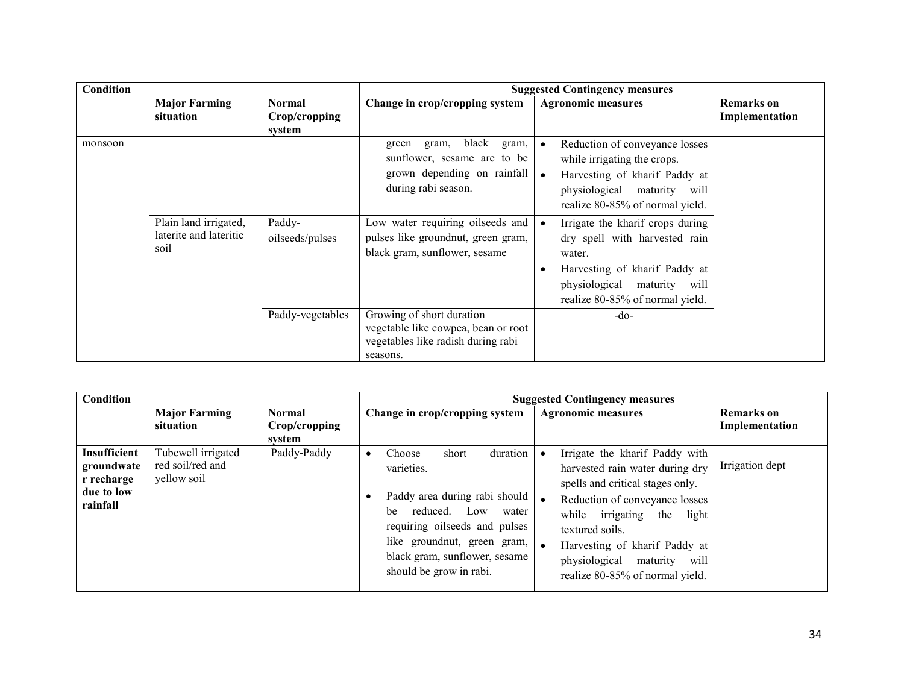| Condition | | | Suggested Contingency measures | | |
|---|---|---|---|---|---|
| | **Major Farming situation** | **Normal Crop/cropping system** | **Change in crop/cropping system** | **Agronomic measures** | **Remarks on Implementation** |
| monsoon | | | green gram, black gram, sunflower, sesame are to be grown depending on rainfall during rabi season. | • Reduction of conveyance losses while irrigating the crops.<br>• Harvesting of kharif Paddy at physiological maturity will realize 80-85% of normal yield. | |
| | Plain land irrigated, laterite and lateritic soil | Paddy-oilseeds/pulses | Low water requiring oilseeds and pulses like groundnut, green gram, black gram, sunflower, sesame | • Irrigate the kharif crops during dry spell with harvested rain water.<br>• Harvesting of kharif Paddy at physiological maturity will realize 80-85% of normal yield. | |
| | | Paddy-vegetables | Growing of short duration vegetable like cowpea, bean or root vegetables like radish during rabi seasons. | -do- | |

| Condition | | | Suggested Contingency measures | | |
|---|---|---|---|---|---|
| | **Major Farming situation** | **Normal Crop/cropping system** | **Change in crop/cropping system** | **Agronomic measures** | **Remarks on Implementation** |
| **Insufficient groundwater recharge due to low rainfall** | Tubewell irrigated red soil/red and yellow soil | Paddy-Paddy | • Choose short duration varieties.<br>• Paddy area during rabi should be reduced. Low water requiring oilseeds and pulses like groundnut, green gram, black gram, sunflower, sesame should be grow in rabi. | • Irrigate the kharif Paddy with harvested rain water during dry spells and critical stages only.<br>• Reduction of conveyance losses while irrigating the light textured soils.<br>• Harvesting of kharif Paddy at physiological maturity will realize 80-85% of normal yield. | Irrigation dept |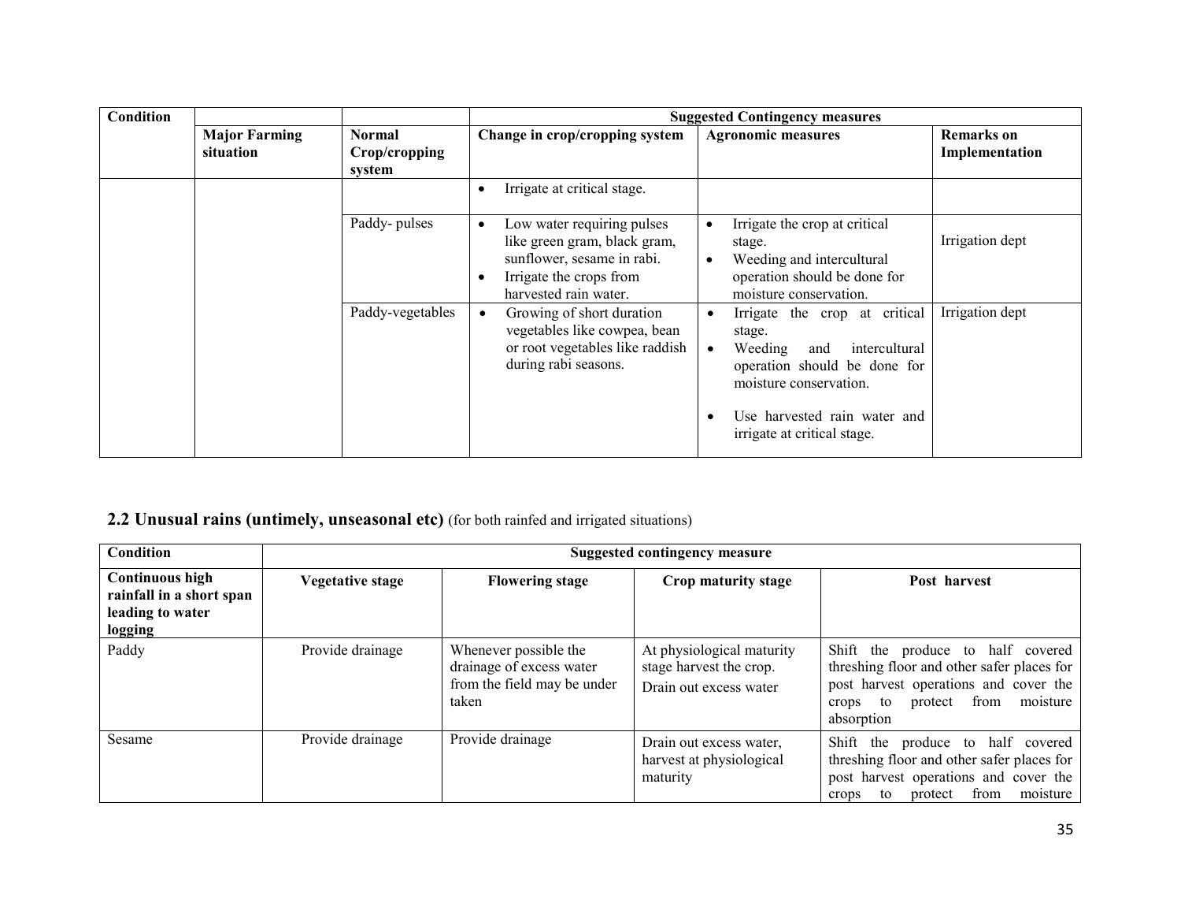| Condition | | | Suggested Contingency measures | | |
|---|---|---|---|---|---|
| | Major Farming situation | Normal Crop/cropping system | Change in crop/cropping system | Agronomic measures | Remarks on Implementation |
| | | | • Irrigate at critical stage. | | |
| | | Paddy- pulses | • Low water requiring pulses like green gram, black gram, sunflower, sesame in rabi.<br>• Irrigate the crops from harvested rain water. | • Irrigate the crop at critical stage.<br>• Weeding and intercultural operation should be done for moisture conservation. | Irrigation dept |
| | | Paddy-vegetables | • Growing of short duration vegetables like cowpea, bean or root vegetables like raddish during rabi seasons. | • Irrigate the crop at critical stage.<br>• Weeding and intercultural operation should be done for moisture conservation.<br>• Use harvested rain water and irrigate at critical stage. | Irrigation dept |

## 2.2 Unusual rains (untimely, unseasonal etc) (for both rainfed and irrigated situations)

| Condition | Suggested contingency measure | | | |
|---|---|---|---|---|
| **Continuous high rainfall in a short span leading to water logging** | **Vegetative stage** | **Flowering stage** | **Crop maturity stage** | **Post harvest** |
| Paddy | Provide drainage | Whenever possible the drainage of excess water from the field may be under taken | At physiological maturity stage harvest the crop. Drain out excess water | Shift the produce to half covered threshing floor and other safer places for post harvest operations and cover the crops to protect from moisture absorption |
| Sesame | Provide drainage | Provide drainage | Drain out excess water, harvest at physiological maturity | Shift the produce to half covered threshing floor and other safer places for post harvest operations and cover the crops to protect from moisture |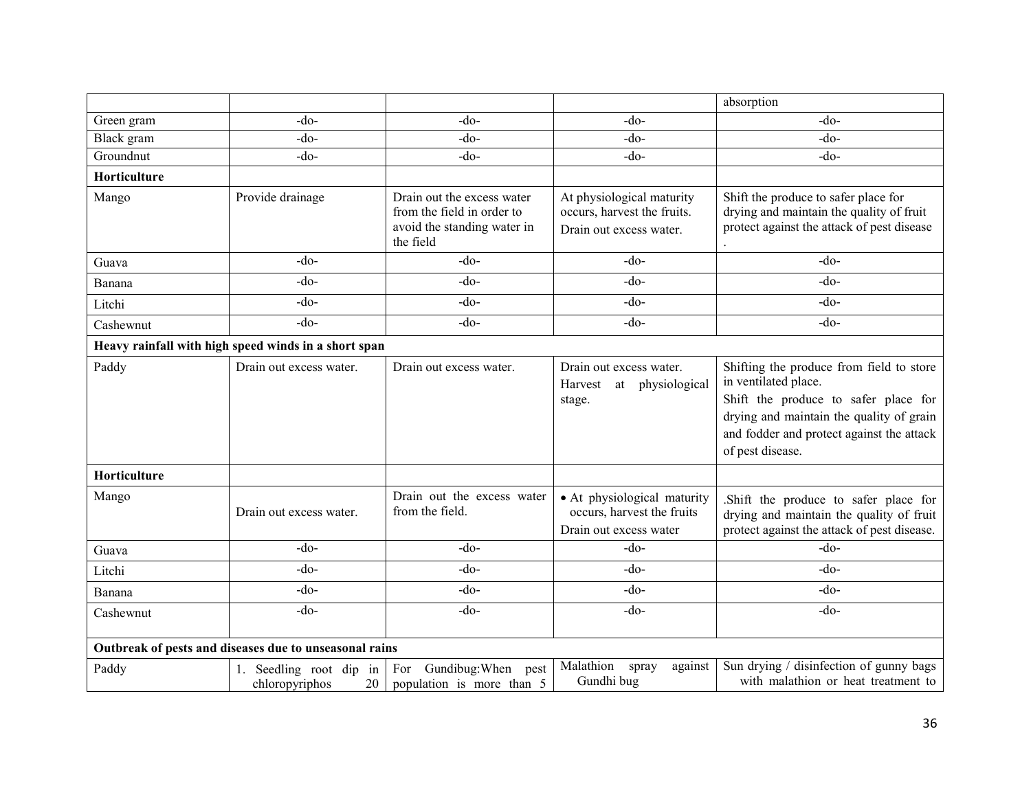| | | | | absorption |
|---|---|---|---|---|
| Green gram | -do- | -do- | -do- | -do- |
| Black gram | -do- | -do- | -do- | -do- |
| Groundnut | -do- | -do- | -do- | -do- |
| **Horticulture** | | | | |
| Mango | Provide drainage | Drain out the excess water from the field in order to avoid the standing water in the field | At physiological maturity occurs, harvest the fruits. Drain out excess water. | Shift the produce to safer place for drying and maintain the quality of fruit protect against the attack of pest disease . |
| Guava | -do- | -do- | -do- | -do- |
| Banana | -do- | -do- | -do- | -do- |
| Litchi | -do- | -do- | -do- | -do- |
| Cashewnut | -do- | -do- | -do- | -do- |
| **Heavy rainfall with high speed winds in a short span** | | | | |
| Paddy | Drain out excess water. | Drain out excess water. | Drain out excess water. Harvest at physiological stage. | Shifting the produce from field to store in ventilated place. Shift the produce to safer place for drying and maintain the quality of grain and fodder and protect against the attack of pest disease. |
| **Horticulture** | | | | |
| Mango | Drain out excess water. | Drain out the excess water from the field. | • At physiological maturity occurs, harvest the fruits Drain out excess water | .Shift the produce to safer place for drying and maintain the quality of fruit protect against the attack of pest disease. |
| Guava | -do- | -do- | -do- | -do- |
| Litchi | -do- | -do- | -do- | -do- |
| Banana | -do- | -do- | -do- | -do- |
| Cashewnut | -do- | -do- | -do- | -do- |
| **Outbreak of pests and diseases due to unseasonal rains** | | | | |
| Paddy | 1. Seedling root dip in chloropyriphos 20 | For Gundibug:When pest population is more than 5 | Malathion spray against Gundhi bug | Sun drying / disinfection of gunny bags with malathion or heat treatment to |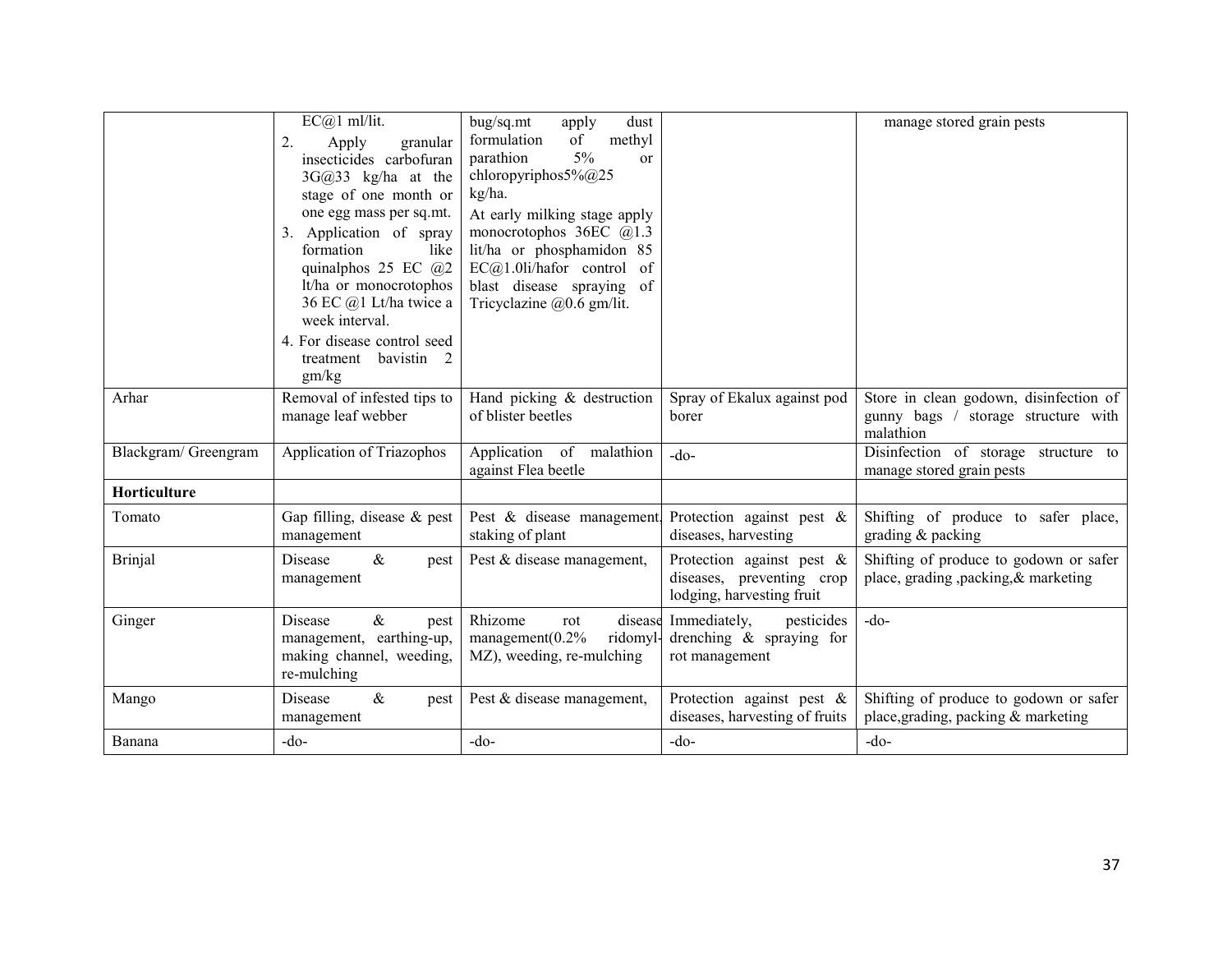| | | | | |
|---|---|---|---|---|
| | EC@1 ml/lit.<br>2. Apply granular insecticides carbofuran 3G@33 kg/ha at the stage of one month or one egg mass per sq.mt.<br>3. Application of spray formation like quinalphos 25 EC @2 lt/ha or monocrotophos 36 EC @1 Lt/ha twice a week interval.<br>4. For disease control seed treatment bavistin 2 gm/kg | bug/sq.mt apply dust formulation of methyl parathion 5% or chloropyriphos5%@25 kg/ha.<br>At early milking stage apply monocrotophos 36EC @1.3 lit/ha or phosphamidon 85 EC@1.0li/hafor control of blast disease spraying of Tricyclazine @0.6 gm/lit. | | manage stored grain pests |
| Arhar | Removal of infested tips to manage leaf webber | Hand picking & destruction of blister beetles | Spray of Ekalux against pod borer | Store in clean godown, disinfection of gunny bags / storage structure with malathion |
| Blackgram/ Greengram | Application of Triazophos | Application of malathion against Flea beetle | -do- | Disinfection of storage structure to manage stored grain pests |
| **Horticulture** | | | | |
| Tomato | Gap filling, disease & pest management | Pest & disease management, staking of plant | Protection against pest & diseases, harvesting | Shifting of produce to safer place, grading & packing |
| Brinjal | Disease & pest management | Pest & disease management, | Protection against pest & diseases, preventing crop lodging, harvesting fruit | Shifting of produce to godown or safer place, grading ,packing,& marketing |
| Ginger | Disease & pest management, earthing-up, making channel, weeding, re-mulching | Rhizome rot disease management(0.2% ridomyl-MZ), weeding, re-mulching | Immediately, pesticides drenching & spraying for rot management | -do- |
| Mango | Disease & pest management | Pest & disease management, | Protection against pest & diseases, harvesting of fruits | Shifting of produce to godown or safer place,grading, packing & marketing |
| Banana | -do- | -do- | -do- | -do- |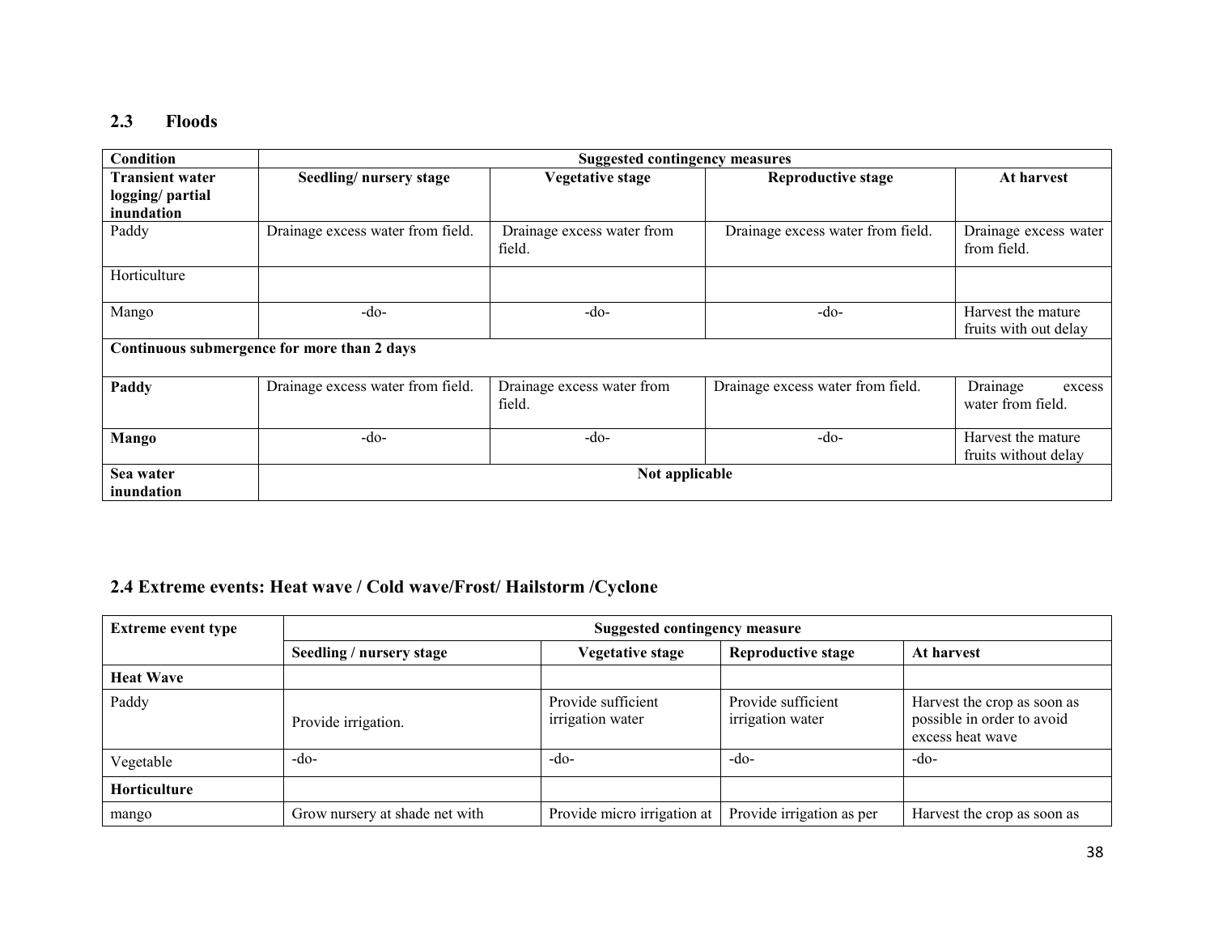## 2.3 Floods

| Condition | Suggested contingency measures | | | |
|---|---|---|---|---|
| **Transient water logging/ partial inundation** | **Seedling/ nursery stage** | **Vegetative stage** | **Reproductive stage** | **At harvest** |
| Paddy | Drainage excess water from field. | Drainage excess water from field. | Drainage excess water from field. | Drainage excess water from field. |
| Horticulture | | | | |
| Mango | -do- | -do- | -do- | Harvest the mature fruits with out delay |
| **Continuous submergence for more than 2 days** | | | | |
| **Paddy** | Drainage excess water from field. | Drainage excess water from field. | Drainage excess water from field. | Drainage excess water from field. |
| **Mango** | -do- | -do- | -do- | Harvest the mature fruits without delay |
| **Sea water inundation** | **Not applicable** | | | |

## 2.4 Extreme events: Heat wave / Cold wave/Frost/ Hailstorm /Cyclone

| Extreme event type | Suggested contingency measure | | | |
|---|---|---|---|---|
| | **Seedling / nursery stage** | **Vegetative stage** | **Reproductive stage** | **At harvest** |
| **Heat Wave** | | | | |
| Paddy | Provide irrigation. | Provide sufficient irrigation water | Provide sufficient irrigation water | Harvest the crop as soon as possible in order to avoid excess heat wave |
| Vegetable | -do- | -do- | -do- | -do- |
| **Horticulture** | | | | |
| mango | Grow nursery at shade net with | Provide micro irrigation at | Provide irrigation as per | Harvest the crop as soon as |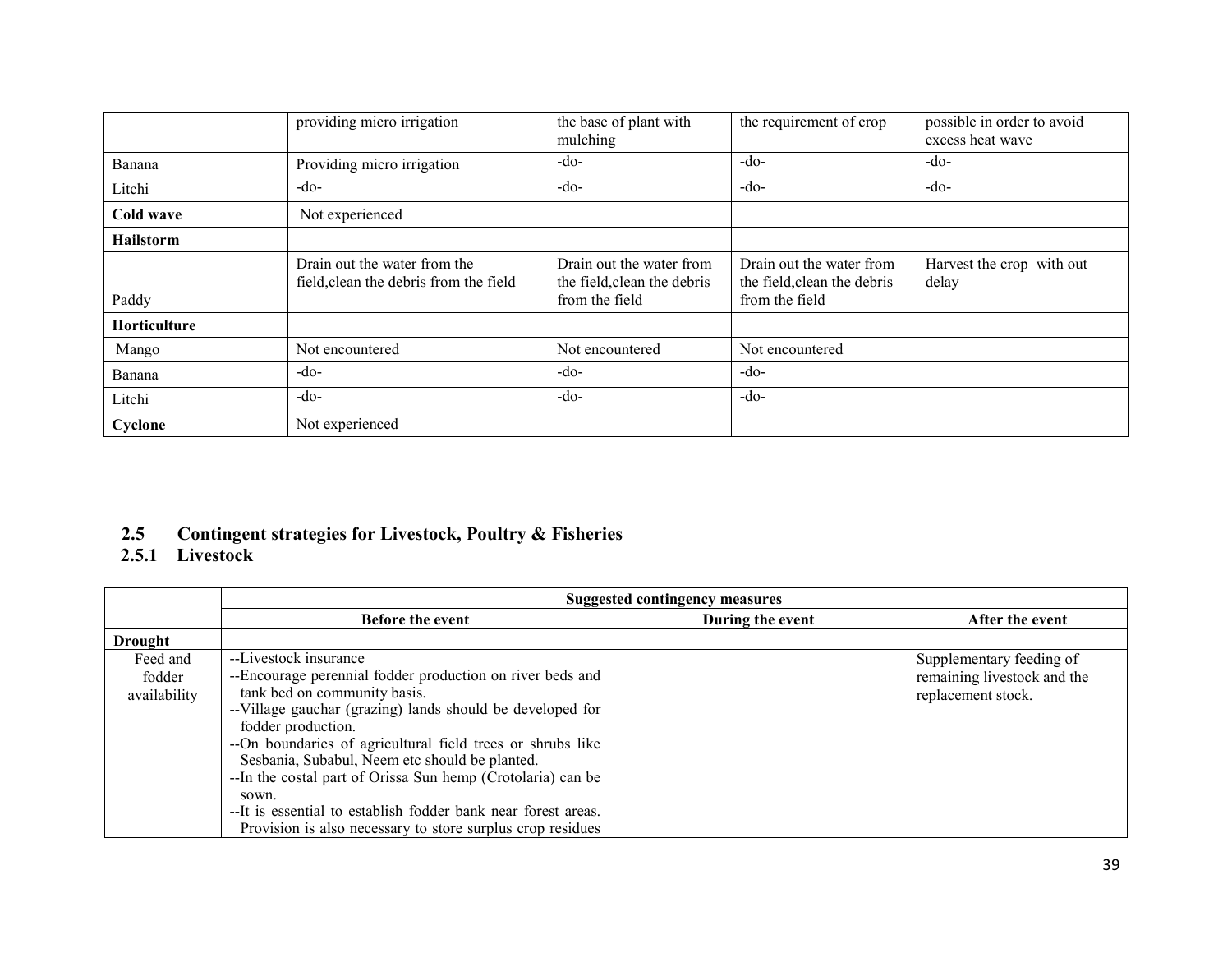|  | providing micro irrigation | the base of plant with mulching | the requirement of crop | possible in order to avoid excess heat wave |
|---|---|---|---|---|
| Banana | Providing micro irrigation | -do- | -do- | -do- |
| Litchi | -do- | -do- | -do- | -do- |
| **Cold wave** | Not experienced |  |  |  |
| **Hailstorm** |  |  |  |  |
| Paddy | Drain out the water from the field,clean the debris from the field | Drain out the water from the field,clean the debris from the field | Drain out the water from the field,clean the debris from the field | Harvest the crop with out delay |
| **Horticulture** |  |  |  |  |
| Mango | Not encountered | Not encountered | Not encountered |  |
| Banana | -do- | -do- | -do- |  |
| Litchi | -do- | -do- | -do- |  |
| **Cyclone** | Not experienced |  |  |  |

## 2.5 Contingent strategies for Livestock, Poultry & Fisheries

### 2.5.1 Livestock

|  | Suggested contingency measures | | |
|---|---|---|---|
|  | **Before the event** | **During the event** | **After the event** |
| **Drought** |  |  |  |
| Feed and fodder availability | --Livestock insurance<br>--Encourage perennial fodder production on river beds and tank bed on community basis.<br>--Village gauchar (grazing) lands should be developed for fodder production.<br>--On boundaries of agricultural field trees or shrubs like Sesbania, Subabul, Neem etc should be planted.<br>--In the costal part of Orissa Sun hemp (Crotolaria) can be sown.<br>--It is essential to establish fodder bank near forest areas. Provision is also necessary to store surplus crop residues |  | Supplementary feeding of remaining livestock and the replacement stock. |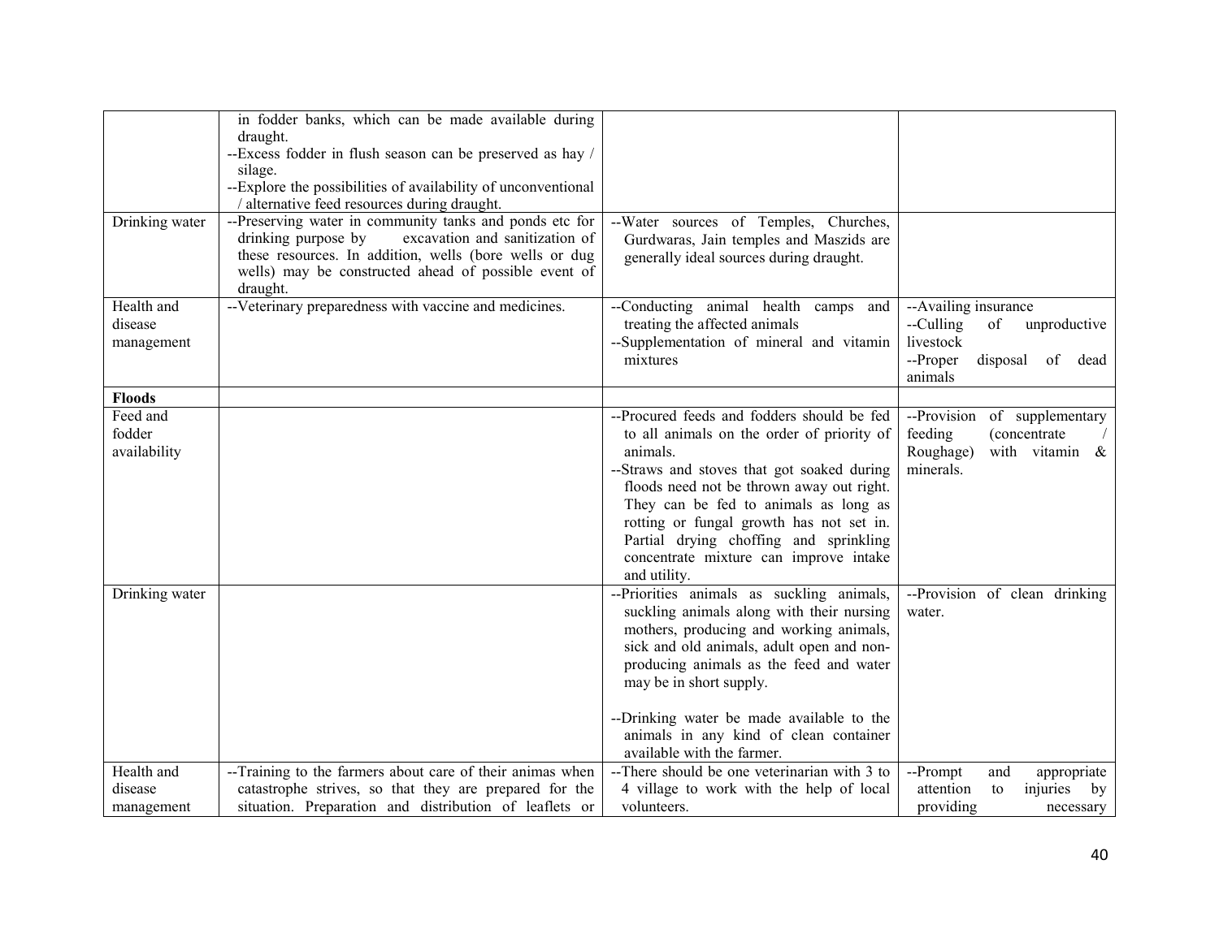| | | | |
|---|---|---|---|
| | in fodder banks, which can be made available during draught.<br>--Excess fodder in flush season can be preserved as hay / silage.<br>--Explore the possibilities of availability of unconventional / alternative feed resources during draught. | | |
| Drinking water | --Preserving water in community tanks and ponds etc for drinking purpose by excavation and sanitization of these resources. In addition, wells (bore wells or dug wells) may be constructed ahead of possible event of draught. | --Water sources of Temples, Churches, Gurdwaras, Jain temples and Maszids are generally ideal sources during draught. | |
| Health and disease management | --Veterinary preparedness with vaccine and medicines. | --Conducting animal health camps and treating the affected animals<br>--Supplementation of mineral and vitamin mixtures | --Availing insurance<br>--Culling of unproductive livestock<br>--Proper disposal of dead animals |
| **Floods** | | | |
| Feed and fodder availability | | --Procured feeds and fodders should be fed to all animals on the order of priority of animals.<br>--Straws and stoves that got soaked during floods need not be thrown away out right. They can be fed to animals as long as rotting or fungal growth has not set in. Partial drying choffing and sprinkling concentrate mixture can improve intake and utility. | --Provision of supplementary feeding (concentrate / Roughage) with vitamin & minerals. |
| Drinking water | | --Priorities animals as suckling animals, suckling animals along with their nursing mothers, producing and working animals, sick and old animals, adult open and non-producing animals as the feed and water may be in short supply.<br><br>--Drinking water be made available to the animals in any kind of clean container available with the farmer. | --Provision of clean drinking water. |
| Health and disease management | --Training to the farmers about care of their animas when catastrophe strives, so that they are prepared for the situation. Preparation and distribution of leaflets or | --There should be one veterinarian with 3 to 4 village to work with the help of local volunteers. | --Prompt and appropriate attention to injuries by providing necessary |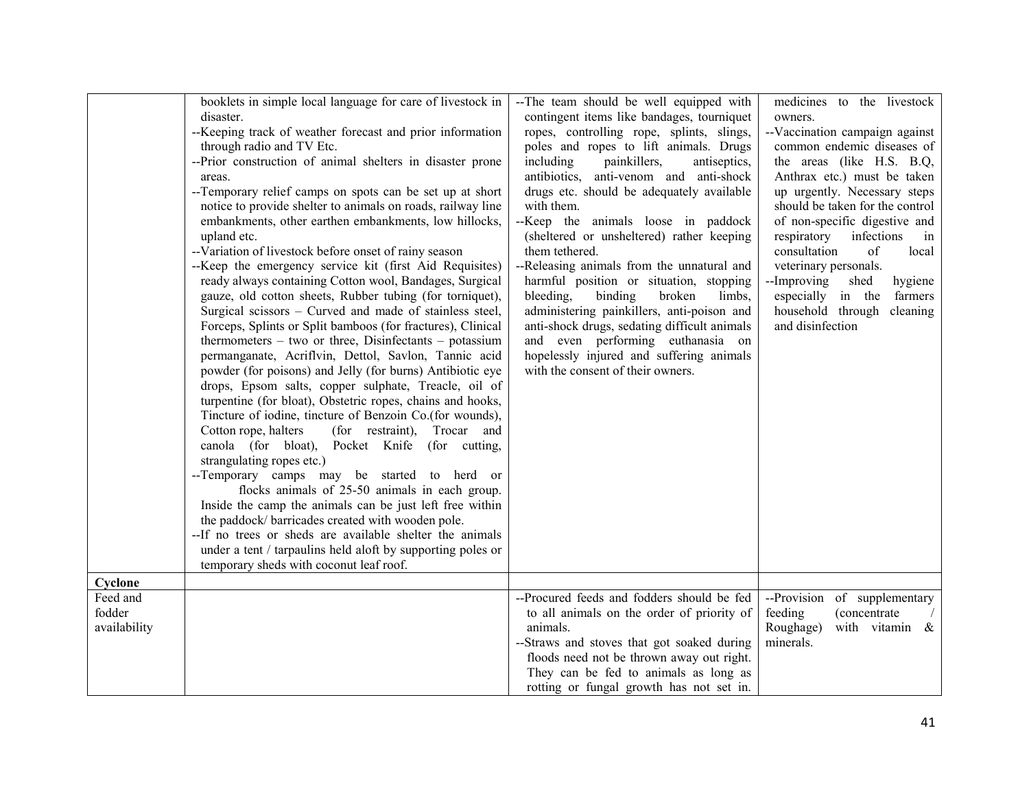| | | | |
|---|---|---|---|
| | booklets in simple local language for care of livestock in disaster.<br>--Keeping track of weather forecast and prior information through radio and TV Etc.<br>--Prior construction of animal shelters in disaster prone areas.<br>--Temporary relief camps on spots can be set up at short notice to provide shelter to animals on roads, railway line embankments, other earthen embankments, low hillocks, upland etc.<br>--Variation of livestock before onset of rainy season<br>--Keep the emergency service kit (first Aid Requisites) ready always containing Cotton wool, Bandages, Surgical gauze, old cotton sheets, Rubber tubing (for torniquet), Surgical scissors – Curved and made of stainless steel, Forceps, Splints or Split bamboos (for fractures), Clinical thermometers – two or three, Disinfectants – potassium permanganate, Acriflvin, Dettol, Savlon, Tannic acid powder (for poisons) and Jelly (for burns) Antibiotic eye drops, Epsom salts, copper sulphate, Treacle, oil of turpentine (for bloat), Obstetric ropes, chains and hooks, Tincture of iodine, tincture of Benzoin Co.(for wounds), Cotton rope, halters (for restraint), Trocar and canola (for bloat), Pocket Knife (for cutting, strangulating ropes etc.)<br>--Temporary camps may be started to herd or flocks animals of 25-50 animals in each group. Inside the camp the animals can be just left free within the paddock/ barricades created with wooden pole.<br>--If no trees or sheds are available shelter the animals under a tent / tarpaulins held aloft by supporting poles or temporary sheds with coconut leaf roof. | --The team should be well equipped with contingent items like bandages, tourniquet ropes, controlling rope, splints, slings, poles and ropes to lift animals. Drugs including painkillers, antiseptics, antibiotics, anti-venom and anti-shock drugs etc. should be adequately available with them.<br>--Keep the animals loose in paddock (sheltered or unsheltered) rather keeping them tethered.<br>--Releasing animals from the unnatural and harmful position or situation, stopping bleeding, binding broken limbs, administering painkillers, anti-poison and anti-shock drugs, sedating difficult animals and even performing euthanasia on hopelessly injured and suffering animals with the consent of their owners. | medicines to the livestock owners.<br>--Vaccination campaign against common endemic diseases of the areas (like H.S. B.Q, Anthrax etc.) must be taken up urgently. Necessary steps should be taken for the control of non-specific digestive and respiratory infections in consultation of local veterinary personals.<br>--Improving shed hygiene especially in the farmers household through cleaning and disinfection |
| **Cyclone** | | | |
| Feed and fodder availability | | --Procured feeds and fodders should be fed to all animals on the order of priority of animals.<br>--Straws and stoves that got soaked during floods need not be thrown away out right. They can be fed to animals as long as rotting or fungal growth has not set in. | --Provision of supplementary feeding (concentrate / Roughage) with vitamin & minerals. |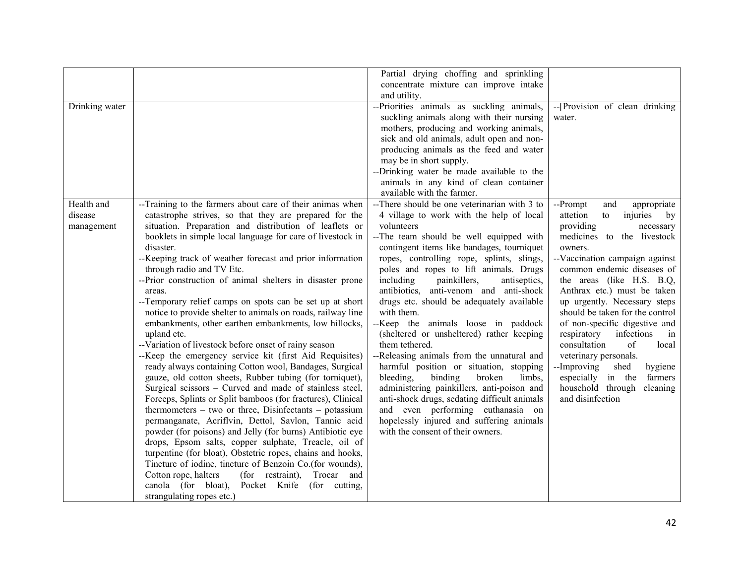| | | | |
|---|---|---|---|
| | | Partial drying choffing and sprinkling concentrate mixture can improve intake and utility. | |
| Drinking water | | --Priorities animals as suckling animals, suckling animals along with their nursing mothers, producing and working animals, sick and old animals, adult open and non-producing animals as the feed and water may be in short supply.<br>--Drinking water be made available to the animals in any kind of clean container available with the farmer. | --[Provision of clean drinking water. |
| Health and disease management | --Training to the farmers about care of their animas when catastrophe strives, so that they are prepared for the situation. Preparation and distribution of leaflets or booklets in simple local language for care of livestock in disaster.<br>--Keeping track of weather forecast and prior information through radio and TV Etc.<br>--Prior construction of animal shelters in disaster prone areas.<br>--Temporary relief camps on spots can be set up at short notice to provide shelter to animals on roads, railway line embankments, other earthen embankments, low hillocks, upland etc.<br>--Variation of livestock before onset of rainy season<br>--Keep the emergency service kit (first Aid Requisites) ready always containing Cotton wool, Bandages, Surgical gauze, old cotton sheets, Rubber tubing (for torniquet), Surgical scissors – Curved and made of stainless steel, Forceps, Splints or Split bamboos (for fractures), Clinical thermometers – two or three, Disinfectants – potassium permanganate, Acriflvin, Dettol, Savlon, Tannic acid powder (for poisons) and Jelly (for burns) Antibiotic eye drops, Epsom salts, copper sulphate, Treacle, oil of turpentine (for bloat), Obstetric ropes, chains and hooks, Tincture of iodine, tincture of Benzoin Co.(for wounds), Cotton rope, halters (for restraint), Trocar and canola (for bloat), Pocket Knife (for cutting, strangulating ropes etc.) | --There should be one veterinarian with 3 to 4 village to work with the help of local volunteers<br>--The team should be well equipped with contingent items like bandages, tourniquet ropes, controlling rope, splints, slings, poles and ropes to lift animals. Drugs including painkillers, antiseptics, antibiotics, anti-venom and anti-shock drugs etc. should be adequately available with them.<br>--Keep the animals loose in paddock (sheltered or unsheltered) rather keeping them tethered.<br>--Releasing animals from the unnatural and harmful position or situation, stopping bleeding, binding broken limbs, administering painkillers, anti-poison and anti-shock drugs, sedating difficult animals and even performing euthanasia on hopelessly injured and suffering animals with the consent of their owners. | --Prompt and appropriate attetion to injuries by providing necessary medicines to the livestock owners.<br>--Vaccination campaign against common endemic diseases of the areas (like H.S. B.Q, Anthrax etc.) must be taken up urgently. Necessary steps should be taken for the control of non-specific digestive and respiratory infections in consultation of local veterinary personals.<br>--Improving shed hygiene especially in the farmers household through cleaning and disinfection |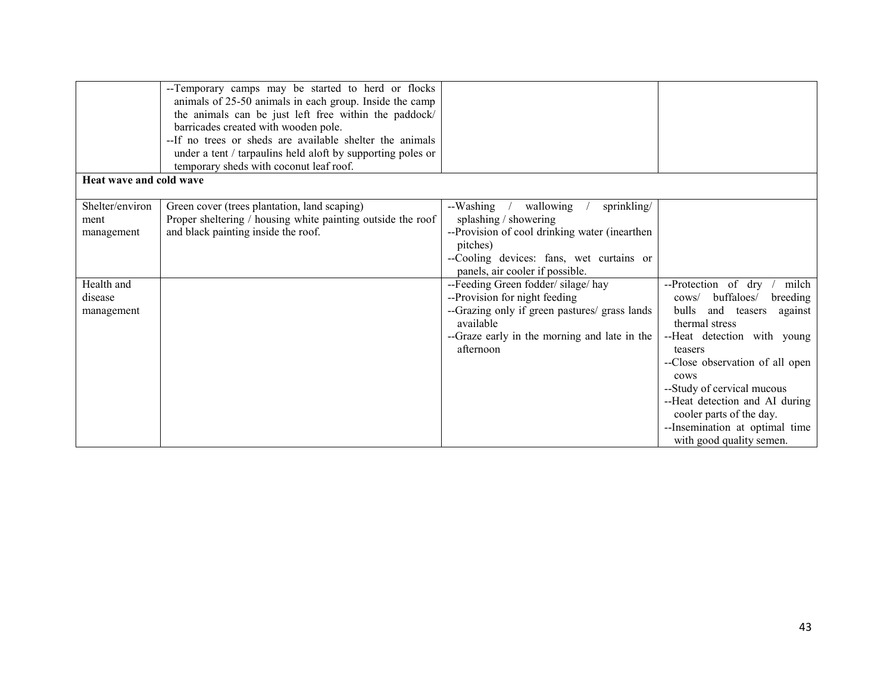| | | | |
|---|---|---|---|
| | --Temporary camps may be started to herd or flocks animals of 25-50 animals in each group. Inside the camp the animals can be just left free within the paddock/ barricades created with wooden pole.<br>--If no trees or sheds are available shelter the animals under a tent / tarpaulins held aloft by supporting poles or temporary sheds with coconut leaf roof. | | |
| **Heat wave and cold wave** | | | |
| Shelter/environment management | Green cover (trees plantation, land scaping)<br>Proper sheltering / housing white painting outside the roof and black painting inside the roof. | --Washing / wallowing / sprinkling/ splashing / showering<br>--Provision of cool drinking water (inearthen pitches)<br>--Cooling devices: fans, wet curtains or panels, air cooler if possible. | |
| Health and disease management | | --Feeding Green fodder/ silage/ hay<br>--Provision for night feeding<br>--Grazing only if green pastures/ grass lands available<br>--Graze early in the morning and late in the afternoon | --Protection of dry / milch cows/ buffaloes/ breeding bulls and teasers against thermal stress<br>--Heat detection with young teasers<br>--Close observation of all open cows<br>--Study of cervical mucous<br>--Heat detection and AI during cooler parts of the day.<br>--Insemination at optimal time with good quality semen. |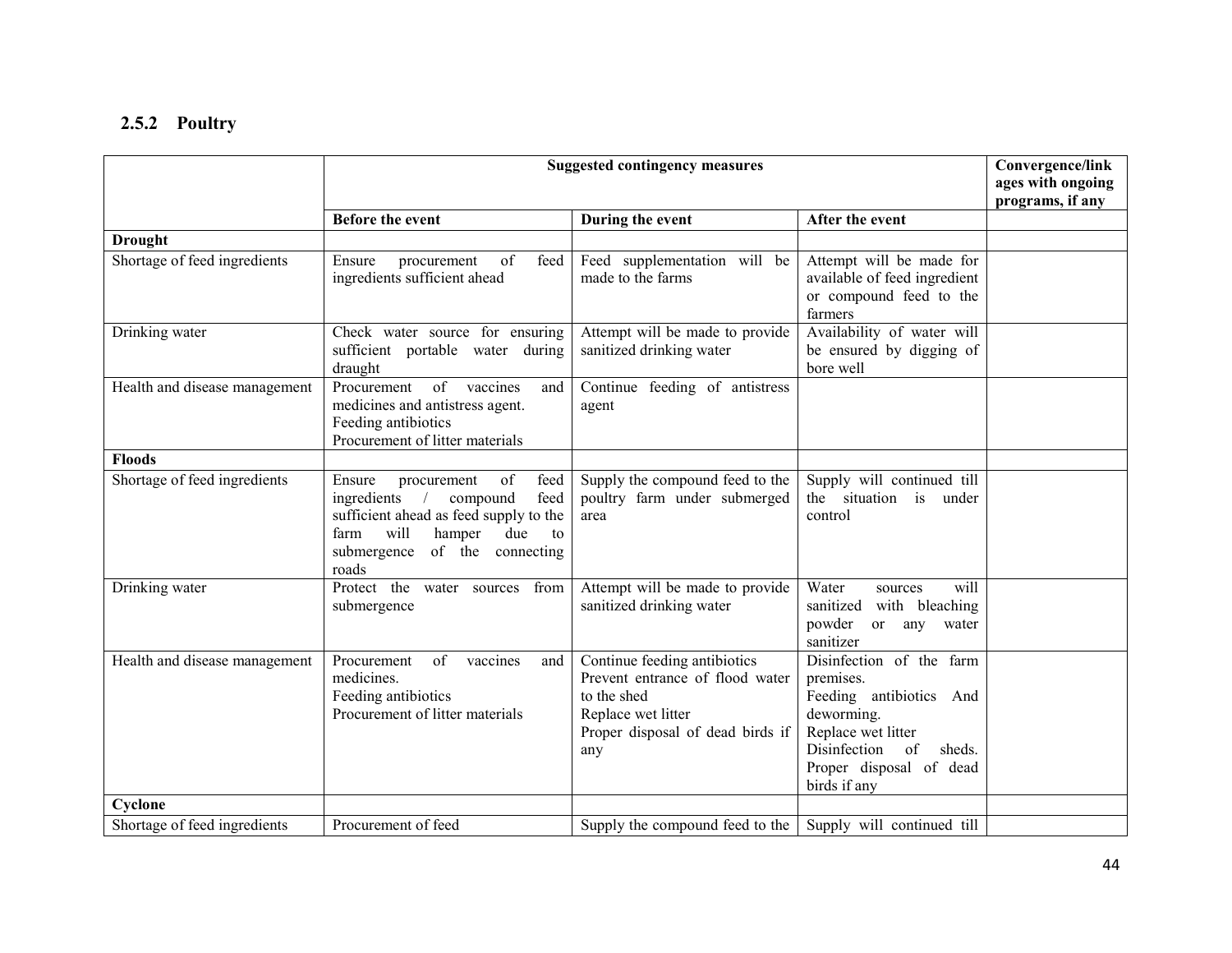### 2.5.2 Poultry

| | Suggested contingency measures | | | Convergence/linkages with ongoing programs, if any |
|---|---|---|---|---|
| | Before the event | During the event | After the event | |
| **Drought** | | | | |
| Shortage of feed ingredients | Ensure procurement of feed ingredients sufficient ahead | Feed supplementation will be made to the farms | Attempt will be made for available of feed ingredient or compound feed to the farmers | |
| Drinking water | Check water source for ensuring sufficient portable water during draught | Attempt will be made to provide sanitized drinking water | Availability of water will be ensured by digging of bore well | |
| Health and disease management | Procurement of vaccines and medicines and antistress agent.<br>Feeding antibiotics<br>Procurement of litter materials | Continue feeding of antistress agent | | |
| **Floods** | | | | |
| Shortage of feed ingredients | Ensure procurement of feed ingredients / compound feed sufficient ahead as feed supply to the farm will hamper due to submergence of the connecting roads | Supply the compound feed to the poultry farm under submerged area | Supply will continued till the situation is under control | |
| Drinking water | Protect the water sources from submergence | Attempt will be made to provide sanitized drinking water | Water sources will sanitized with bleaching powder or any water sanitizer | |
| Health and disease management | Procurement of vaccines and medicines.<br>Feeding antibiotics<br>Procurement of litter materials | Continue feeding antibiotics<br>Prevent entrance of flood water to the shed<br>Replace wet litter<br>Proper disposal of dead birds if any | Disinfection of the farm premises.<br>Feeding antibiotics And deworming.<br>Replace wet litter<br>Disinfection of sheds.<br>Proper disposal of dead birds if any | |
| **Cyclone** | | | | |
| Shortage of feed ingredients | Procurement of feed | Supply the compound feed to the | Supply will continued till | |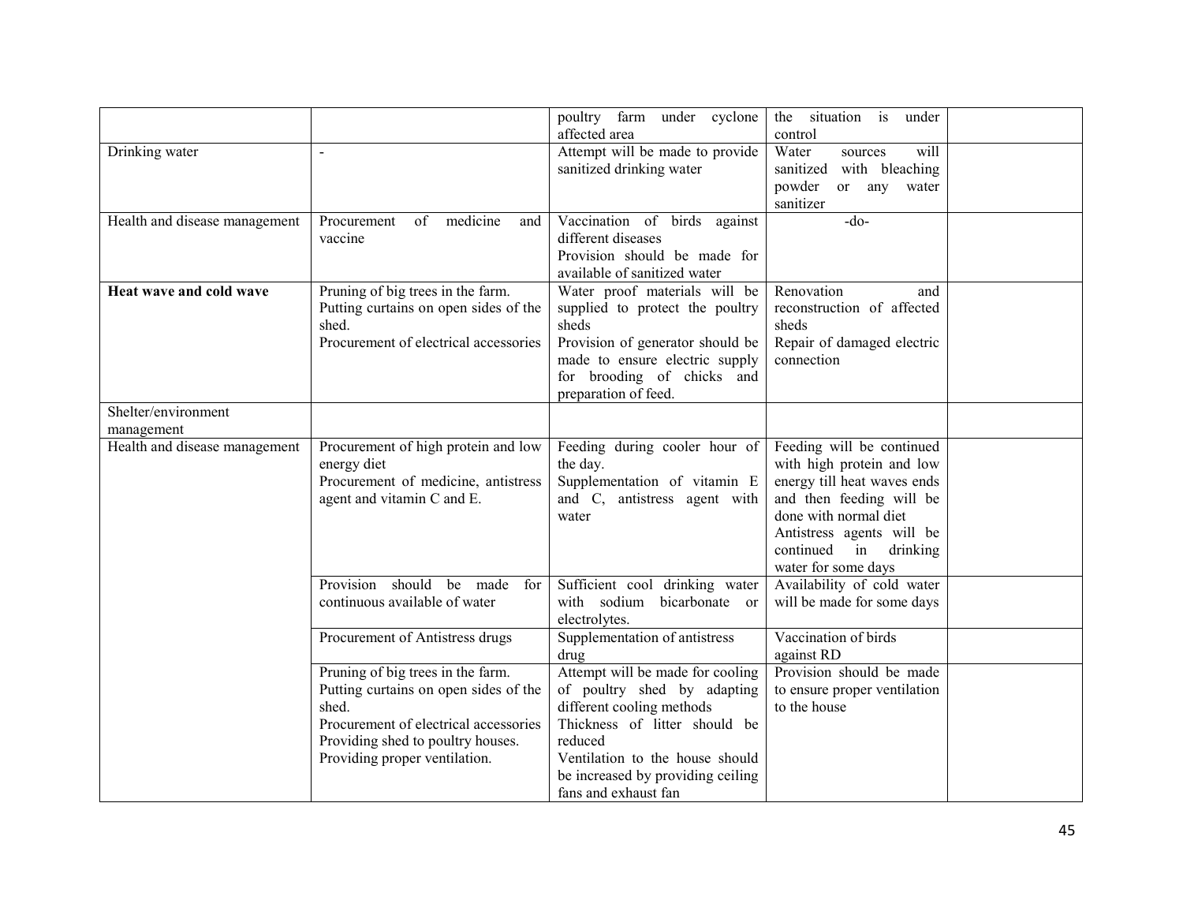| | | | | |
|---|---|---|---|---|
| | | poultry farm under cyclone affected area | the situation is under control | |
| Drinking water | - | Attempt will be made to provide sanitized drinking water | Water sources will sanitized with bleaching powder or any water sanitizer | |
| Health and disease management | Procurement of medicine and vaccine | Vaccination of birds against different diseases<br>Provision should be made for available of sanitized water | -do- | |
| **Heat wave and cold wave** | Pruning of big trees in the farm.<br>Putting curtains on open sides of the shed.<br>Procurement of electrical accessories | Water proof materials will be supplied to protect the poultry sheds<br>Provision of generator should be made to ensure electric supply for brooding of chicks and preparation of feed. | Renovation and reconstruction of affected sheds<br>Repair of damaged electric connection | |
| Shelter/environment management | | | | |
| Health and disease management | Procurement of high protein and low energy diet<br>Procurement of medicine, antistress agent and vitamin C and E. | Feeding during cooler hour of the day.<br>Supplementation of vitamin E and C, antistress agent with water | Feeding will be continued with high protein and low energy till heat waves ends and then feeding will be done with normal diet<br>Antistress agents will be continued in drinking water for some days | |
| | Provision should be made for continuous available of water | Sufficient cool drinking water with sodium bicarbonate or electrolytes. | Availability of cold water will be made for some days | |
| | Procurement of Antistress drugs | Supplementation of antistress drug | Vaccination of birds against RD | |
| | Pruning of big trees in the farm.<br>Putting curtains on open sides of the shed.<br>Procurement of electrical accessories<br>Providing shed to poultry houses.<br>Providing proper ventilation. | Attempt will be made for cooling of poultry shed by adapting different cooling methods<br>Thickness of litter should be reduced<br>Ventilation to the house should be increased by providing ceiling fans and exhaust fan | Provision should be made to ensure proper ventilation to the house | |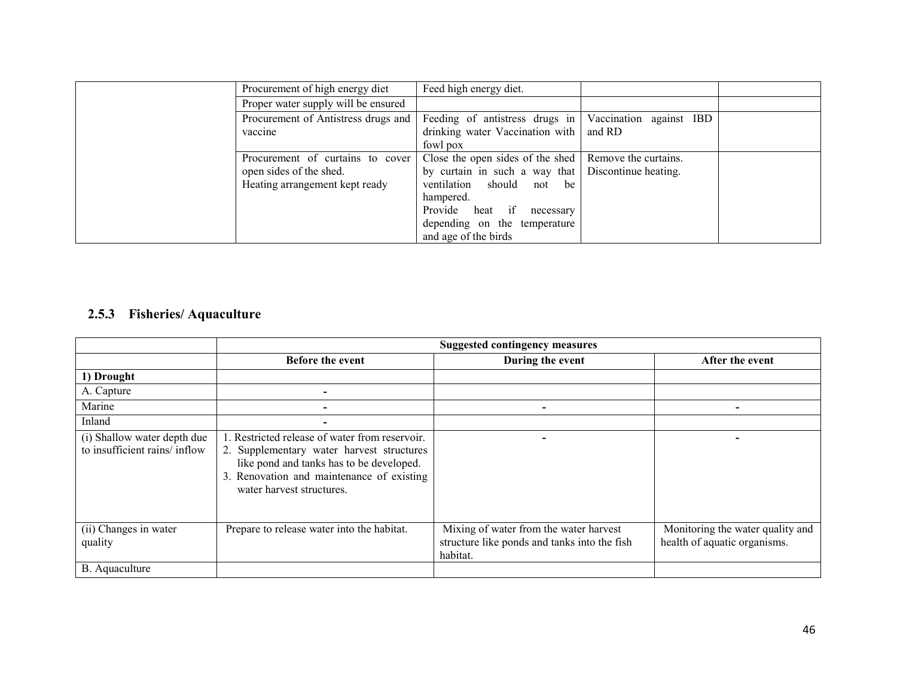|  | Procurement of high energy diet | Feed high energy diet. |  |  |
|---|---|---|---|---|
|  | Proper water supply will be ensured |  |  |  |
|  | Procurement of Antistress drugs and vaccine | Feeding of antistress drugs in drinking water Vaccination with fowl pox | Vaccination against IBD and RD |  |
|  | Procurement of curtains to cover open sides of the shed. Heating arrangement kept ready | Close the open sides of the shed by curtain in such a way that ventilation should not be hampered. Provide heat if necessary depending on the temperature and age of the birds | Remove the curtains. Discontinue heating. |  |

### 2.5.3 Fisheries/ Aquaculture

|  | **Suggested contingency measures** | | |
|---|---|---|---|
|  | **Before the event** | **During the event** | **After the event** |
| **1) Drought** |  |  |  |
| A. Capture | - |  |  |
| Marine | - | - | - |
| Inland | - |  |  |
| (i) Shallow water depth due to insufficient rains/ inflow | 1. Restricted release of water from reservoir. 2. Supplementary water harvest structures like pond and tanks has to be developed. 3. Renovation and maintenance of existing water harvest structures. | - | - |
| (ii) Changes in water quality | Prepare to release water into the habitat. | Mixing of water from the water harvest structure like ponds and tanks into the fish habitat. | Monitoring the water quality and health of aquatic organisms. |
| B. Aquaculture |  |  |  |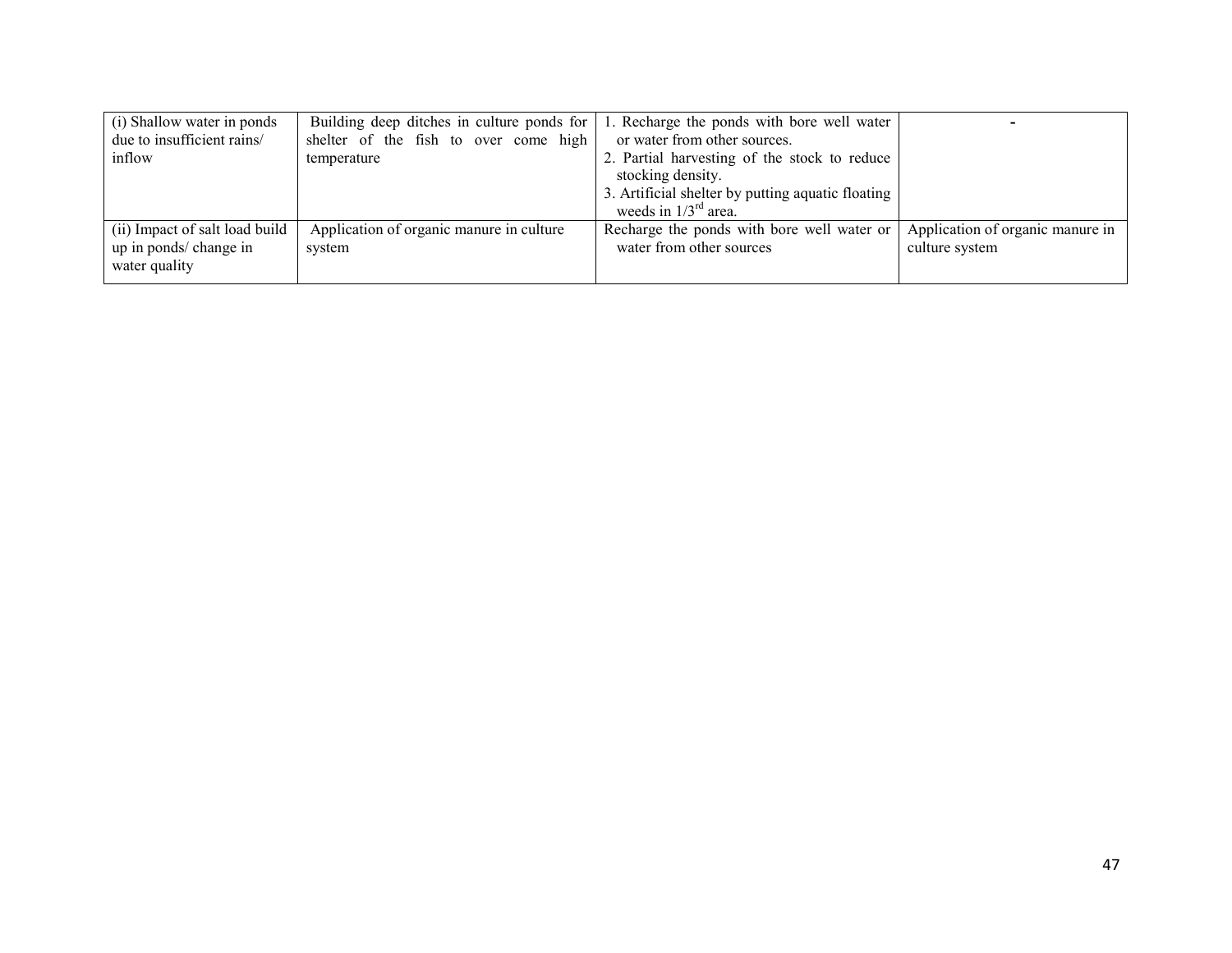| | | | |
|---|---|---|---|
| (i) Shallow water in ponds due to insufficient rains/ inflow | Building deep ditches in culture ponds for shelter of the fish to over come high temperature | 1. Recharge the ponds with bore well water or water from other sources.<br>2. Partial harvesting of the stock to reduce stocking density.<br>3. Artificial shelter by putting aquatic floating weeds in $1/3^{rd}$ area. | - |
| (ii) Impact of salt load build up in ponds/ change in water quality | Application of organic manure in culture system | Recharge the ponds with bore well water or water from other sources | Application of organic manure in culture system |